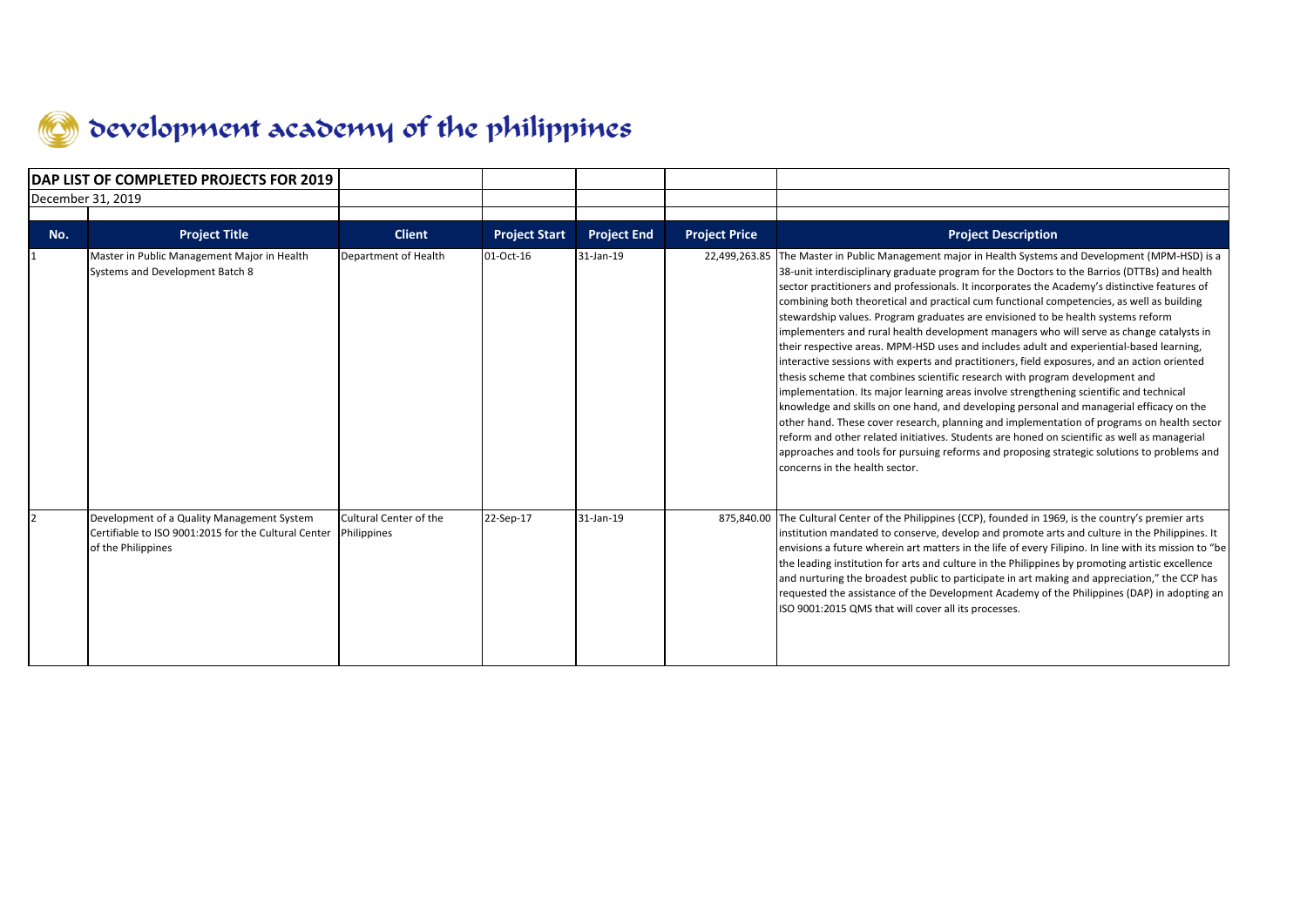# development academy of the philippines

**DAP LIST OF COMPLETED PROJECTS FOR 2019**

December 31, 2019

| No. | Project Title | Client | Project Start | Project End | Project Price | Project Description |
|---|---|---|---|---|---|---|
| 1 | Master in Public Management Major in Health Systems and Development Batch 8 | Department of Health | 01-Oct-16 | 31-Jan-19 | 22,499,263.85 | The Master in Public Management major in Health Systems and Development (MPM-HSD) is a 38-unit interdisciplinary graduate program for the Doctors to the Barrios (DTTBs) and health sector practitioners and professionals. It incorporates the Academy's distinctive features of combining both theoretical and practical cum functional competencies, as well as building stewardship values. Program graduates are envisioned to be health systems reform implementers and rural health development managers who will serve as change catalysts in their respective areas. MPM-HSD uses and includes adult and experiential-based learning, interactive sessions with experts and practitioners, field exposures, and an action oriented thesis scheme that combines scientific research with program development and implementation. Its major learning areas involve strengthening scientific and technical knowledge and skills on one hand, and developing personal and managerial efficacy on the other hand. These cover research, planning and implementation of programs on health sector reform and other related initiatives. Students are honed on scientific as well as managerial approaches and tools for pursuing reforms and proposing strategic solutions to problems and concerns in the health sector. |
| 2 | Development of a Quality Management System Certifiable to ISO 9001:2015 for the Cultural Center of the Philippines | Cultural Center of the Philippines | 22-Sep-17 | 31-Jan-19 | 875,840.00 | The Cultural Center of the Philippines (CCP), founded in 1969, is the country's premier arts institution mandated to conserve, develop and promote arts and culture in the Philippines. It envisions a future wherein art matters in the life of every Filipino. In line with its mission to "be the leading institution for arts and culture in the Philippines by promoting artistic excellence and nurturing the broadest public to participate in art making and appreciation," the CCP has requested the assistance of the Development Academy of the Philippines (DAP) in adopting an ISO 9001:2015 QMS that will cover all its processes. |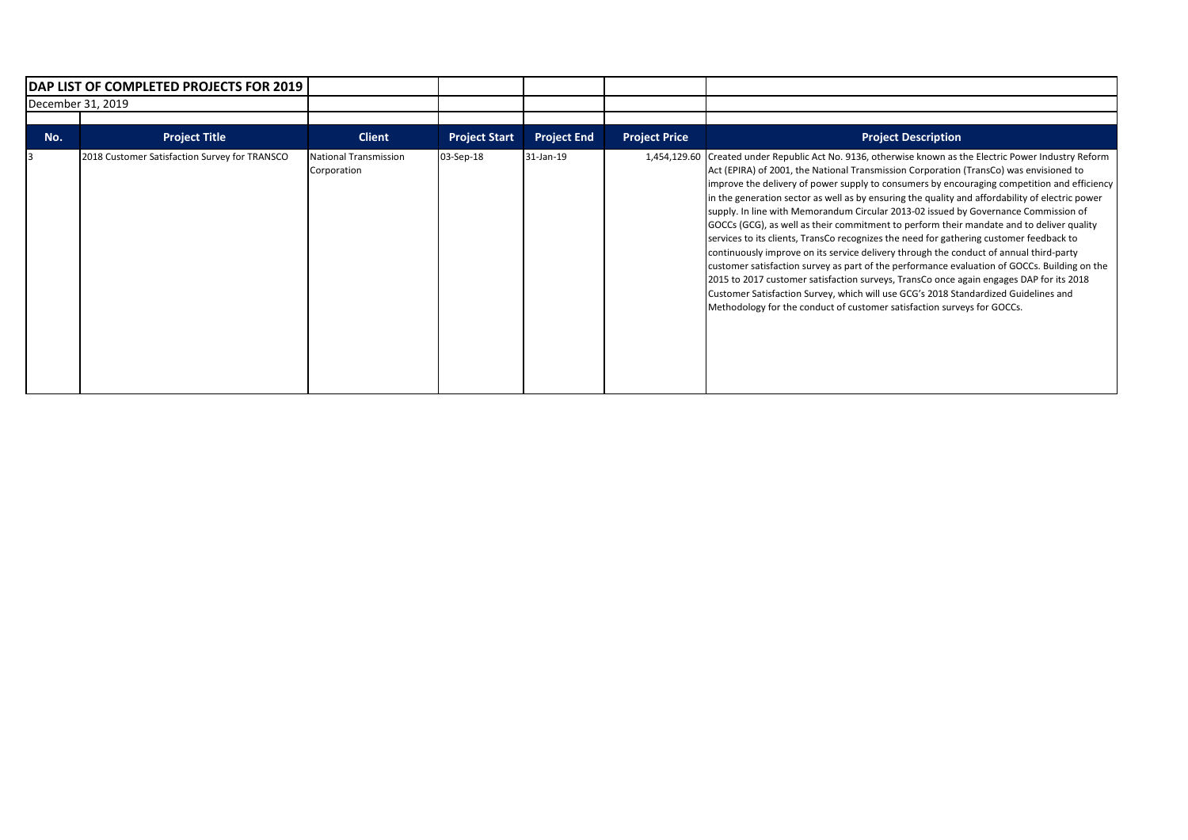| DAP LIST OF COMPLETED PROJECTS FOR 2019 | | | | | | |
|---|---|---|---|---|---|---|
| December 31, 2019 | | | | | | |
| **No.** | **Project Title** | **Client** | **Project Start** | **Project End** | **Project Price** | **Project Description** |
| 3 | 2018 Customer Satisfaction Survey for TRANSCO | National Transmission Corporation | 03-Sep-18 | 31-Jan-19 | 1,454,129.60 | Created under Republic Act No. 9136, otherwise known as the Electric Power Industry Reform Act (EPIRA) of 2001, the National Transmission Corporation (TransCo) was envisioned to improve the delivery of power supply to consumers by encouraging competition and efficiency in the generation sector as well as by ensuring the quality and affordability of electric power supply. In line with Memorandum Circular 2013-02 issued by Governance Commission of GOCCs (GCG), as well as their commitment to perform their mandate and to deliver quality services to its clients, TransCo recognizes the need for gathering customer feedback to continuously improve on its service delivery through the conduct of annual third-party customer satisfaction survey as part of the performance evaluation of GOCCs. Building on the 2015 to 2017 customer satisfaction surveys, TransCo once again engages DAP for its 2018 Customer Satisfaction Survey, which will use GCG's 2018 Standardized Guidelines and Methodology for the conduct of customer satisfaction surveys for GOCCs. |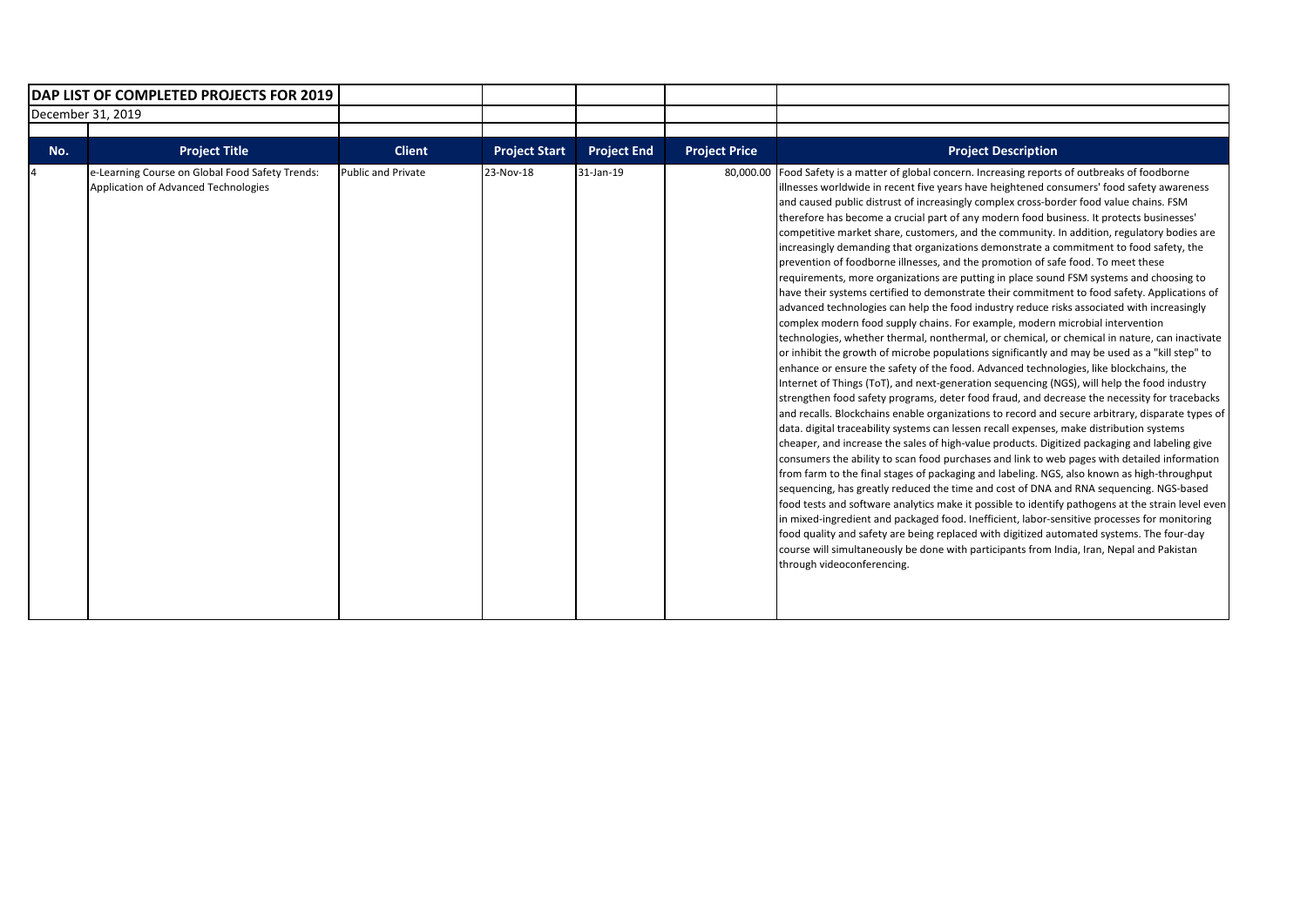**DAP LIST OF COMPLETED PROJECTS FOR 2019**

December 31, 2019

| No. | Project Title | Client | Project Start | Project End | Project Price | Project Description |
|---|---|---|---|---|---|---|
| 4 | e-Learning Course on Global Food Safety Trends: Application of Advanced Technologies | Public and Private | 23-Nov-18 | 31-Jan-19 | 80,000.00 | Food Safety is a matter of global concern. Increasing reports of outbreaks of foodborne illnesses worldwide in recent five years have heightened consumers' food safety awareness and caused public distrust of increasingly complex cross-border food value chains. FSM therefore has become a crucial part of any modern food business. It protects businesses' competitive market share, customers, and the community. In addition, regulatory bodies are increasingly demanding that organizations demonstrate a commitment to food safety, the prevention of foodborne illnesses, and the promotion of safe food. To meet these requirements, more organizations are putting in place sound FSM systems and choosing to have their systems certified to demonstrate their commitment to food safety. Applications of advanced technologies can help the food industry reduce risks associated with increasingly complex modern food supply chains. For example, modern microbial intervention technologies, whether thermal, nonthermal, or chemical, or chemical in nature, can inactivate or inhibit the growth of microbe populations significantly and may be used as a "kill step" to enhance or ensure the safety of the food. Advanced technologies, like blockchains, the Internet of Things (ToT), and next-generation sequencing (NGS), will help the food industry strengthen food safety programs, deter food fraud, and decrease the necessity for tracebacks and recalls. Blockchains enable organizations to record and secure arbitrary, disparate types of data. digital traceability systems can lessen recall expenses, make distribution systems cheaper, and increase the sales of high-value products. Digitized packaging and labeling give consumers the ability to scan food purchases and link to web pages with detailed information from farm to the final stages of packaging and labeling. NGS, also known as high-throughput sequencing, has greatly reduced the time and cost of DNA and RNA sequencing. NGS-based food tests and software analytics make it possible to identify pathogens at the strain level even in mixed-ingredient and packaged food. Inefficient, labor-sensitive processes for monitoring food quality and safety are being replaced with digitized automated systems. The four-day course will simultaneously be done with participants from India, Iran, Nepal and Pakistan through videoconferencing. |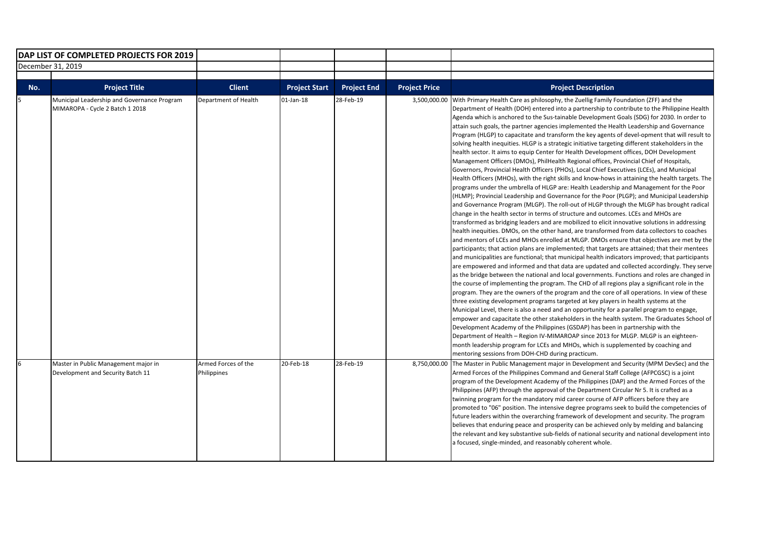# DAP LIST OF COMPLETED PROJECTS FOR 2019

December 31, 2019

| No. | Project Title | Client | Project Start | Project End | Project Price | Project Description |
|---|---|---|---|---|---|---|
| 5 | Municipal Leadership and Governance Program MIMAROPA - Cycle 2 Batch 1 2018 | Department of Health | 01-Jan-18 | 28-Feb-19 | 3,500,000.00 | With Primary Health Care as philosophy, the Zuellig Family Foundation (ZFF) and the Department of Health (DOH) entered into a partnership to contribute to the Philippine Health Agenda which is anchored to the Sus-tainable Development Goals (SDG) for 2030. In order to attain such goals, the partner agencies implemented the Health Leadership and Governance Program (HLGP) to capacitate and transform the key agents of devel-opment that will result to solving health inequities. HLGP is a strategic initiative targeting different stakeholders in the health sector. It aims to equip Center for Health Development offices, DOH Development Management Officers (DMOs), PhilHealth Regional offices, Provincial Chief of Hospitals, Governors, Provincial Health Officers (PHOs), Local Chief Executives (LCEs), and Municipal Health Officers (MHOs), with the right skills and know-hows in attaining the health targets. The programs under the umbrella of HLGP are: Health Leadership and Management for the Poor (HLMP); Provincial Leadership and Governance for the Poor (PLGP); and Municipal Leadership and Governance Program (MLGP). The roll-out of HLGP through the MLGP has brought radical change in the health sector in terms of structure and outcomes. LCEs and MHOs are transformed as bridging leaders and are mobilized to elicit innovative solutions in addressing health inequities. DMOs, on the other hand, are transformed from data collectors to coaches and mentors of LCEs and MHOs enrolled at MLGP. DMOs ensure that objectives are met by the participants; that action plans are implemented; that targets are attained; that their mentees and municipalities are functional; that municipal health indicators improved; that participants are empowered and informed and that data are updated and collected accordingly. They serve as the bridge between the national and local governments. Functions and roles are changed in the course of implementing the program. The CHD of all regions play a significant role in the program. They are the owners of the program and the core of all operations. In view of these three existing development programs targeted at key players in health systems at the Municipal Level, there is also a need and an opportunity for a parallel program to engage, empower and capacitate the other stakeholders in the health system. The Graduates School of Development Academy of the Philippines (GSDAP) has been in partnership with the Department of Health – Region IV-MIMAROAP since 2013 for MLGP. MLGP is an eighteen-month leadership program for LCEs and MHOs, which is supplemented by coaching and mentoring sessions from DOH-CHD during practicum. |
| 6 | Master in Public Management major in Development and Security Batch 11 | Armed Forces of the Philippines | 20-Feb-18 | 28-Feb-19 | 8,750,000.00 | The Master in Public Management major in Development and Security (MPM DevSec) and the Armed Forces of the Philippines Command and General Staff College (AFPCGSC) is a joint program of the Development Academy of the Philippines (DAP) and the Armed Forces of the Philippines (AFP) through the approval of the Department Circular Nr 5. It is crafted as a twinning program for the mandatory mid career course of AFP officers before they are promoted to "06" position. The intensive degree programs seek to build the competencies of future leaders within the overarching framework of development and security. The program believes that enduring peace and prosperity can be achieved only by melding and balancing the relevant and key substantive sub-fields of national security and national development into a focused, single-minded, and reasonably coherent whole. |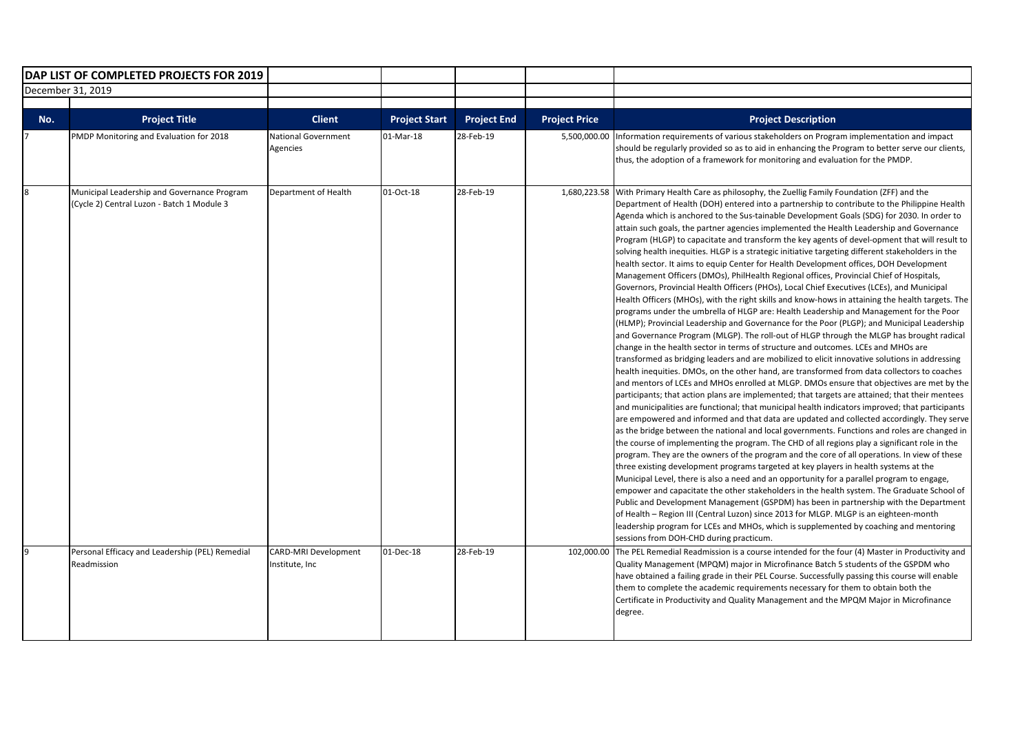**DAP LIST OF COMPLETED PROJECTS FOR 2019**

December 31, 2019

| No. | Project Title | Client | Project Start | Project End | Project Price | Project Description |
|---|---|---|---|---|---|---|
| 7 | PMDP Monitoring and Evaluation for 2018 | National Government Agencies | 01-Mar-18 | 28-Feb-19 | 5,500,000.00 | Information requirements of various stakeholders on Program implementation and impact should be regularly provided so as to aid in enhancing the Program to better serve our clients, thus, the adoption of a framework for monitoring and evaluation for the PMDP. |
| 8 | Municipal Leadership and Governance Program (Cycle 2) Central Luzon - Batch 1 Module 3 | Department of Health | 01-Oct-18 | 28-Feb-19 | 1,680,223.58 | With Primary Health Care as philosophy, the Zuellig Family Foundation (ZFF) and the Department of Health (DOH) entered into a partnership to contribute to the Philippine Health Agenda which is anchored to the Sus-tainable Development Goals (SDG) for 2030. In order to attain such goals, the partner agencies implemented the Health Leadership and Governance Program (HLGP) to capacitate and transform the key agents of devel-opment that will result to solving health inequities. HLGP is a strategic initiative targeting different stakeholders in the health sector. It aims to equip Center for Health Development offices, DOH Development Management Officers (DMOs), PhilHealth Regional offices, Provincial Chief of Hospitals, Governors, Provincial Health Officers (PHOs), Local Chief Executives (LCEs), and Municipal Health Officers (MHOs), with the right skills and know-hows in attaining the health targets. The programs under the umbrella of HLGP are: Health Leadership and Management for the Poor (HLMP); Provincial Leadership and Governance for the Poor (PLGP); and Municipal Leadership and Governance Program (MLGP). The roll-out of HLGP through the MLGP has brought radical change in the health sector in terms of structure and outcomes. LCEs and MHOs are transformed as bridging leaders and are mobilized to elicit innovative solutions in addressing health inequities. DMOs, on the other hand, are transformed from data collectors to coaches and mentors of LCEs and MHOs enrolled at MLGP. DMOs ensure that objectives are met by the participants; that action plans are implemented; that targets are attained; that their mentees and municipalities are functional; that municipal health indicators improved; that participants are empowered and informed and that data are updated and collected accordingly. They serve as the bridge between the national and local governments. Functions and roles are changed in the course of implementing the program. The CHD of all regions play a significant role in the program. They are the owners of the program and the core of all operations. In view of these three existing development programs targeted at key players in health systems at the Municipal Level, there is also a need and an opportunity for a parallel program to engage, empower and capacitate the other stakeholders in the health system. The Graduate School of Public and Development Management (GSPDM) has been in partnership with the Department of Health – Region III (Central Luzon) since 2013 for MLGP. MLGP is an eighteen-month leadership program for LCEs and MHOs, which is supplemented by coaching and mentoring sessions from DOH-CHD during practicum. |
| 9 | Personal Efficacy and Leadership (PEL) Remedial Readmission | CARD-MRI Development Institute, Inc | 01-Dec-18 | 28-Feb-19 | 102,000.00 | The PEL Remedial Readmission is a course intended for the four (4) Master in Productivity and Quality Management (MPQM) major in Microfinance Batch 5 students of the GSPDM who have obtained a failing grade in their PEL Course. Successfully passing this course will enable them to complete the academic requirements necessary for them to obtain both the Certificate in Productivity and Quality Management and the MPQM Major in Microfinance degree. |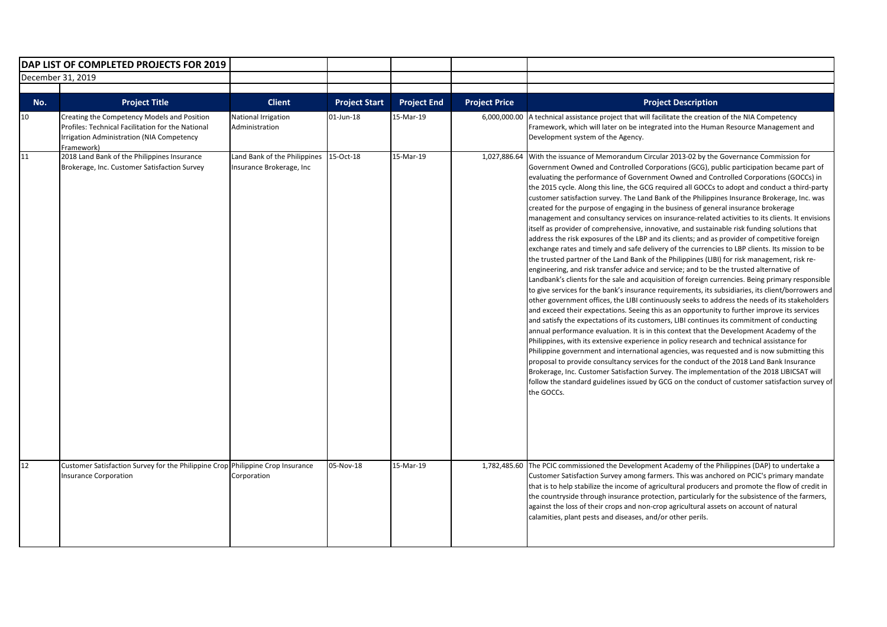**DAP LIST OF COMPLETED PROJECTS FOR 2019**

December 31, 2019

| No. | Project Title | Client | Project Start | Project End | Project Price | Project Description |
|---|---|---|---|---|---|---|
| 10 | Creating the Competency Models and Position Profiles: Technical Facilitation for the National Irrigation Administration (NIA Competency Framework) | National Irrigation Administration | 01-Jun-18 | 15-Mar-19 | 6,000,000.00 | A technical assistance project that will facilitate the creation of the NIA Competency Framework, which will later on be integrated into the Human Resource Management and Development system of the Agency. |
| 11 | 2018 Land Bank of the Philippines Insurance Brokerage, Inc. Customer Satisfaction Survey | Land Bank of the Philippines Insurance Brokerage, Inc | 15-Oct-18 | 15-Mar-19 | 1,027,886.64 | With the issuance of Memorandum Circular 2013-02 by the Governance Commission for Government Owned and Controlled Corporations (GCG), public participation became part of evaluating the performance of Government Owned and Controlled Corporations (GOCCs) in the 2015 cycle. Along this line, the GCG required all GOCCs to adopt and conduct a third-party customer satisfaction survey. The Land Bank of the Philippines Insurance Brokerage, Inc. was created for the purpose of engaging in the business of general insurance brokerage management and consultancy services on insurance-related activities to its clients. It envisions itself as provider of comprehensive, innovative, and sustainable risk funding solutions that address the risk exposures of the LBP and its clients; and as provider of competitive foreign exchange rates and timely and safe delivery of the currencies to LBP clients. Its mission to be the trusted partner of the Land Bank of the Philippines (LIBI) for risk management, risk re-engineering, and risk transfer advice and service; and to be the trusted alternative of Landbank's clients for the sale and acquisition of foreign currencies. Being primary responsible to give services for the bank's insurance requirements, its subsidiaries, its client/borrowers and other government offices, the LIBI continuously seeks to address the needs of its stakeholders and exceed their expectations. Seeing this as an opportunity to further improve its services and satisfy the expectations of its customers, LIBI continues its commitment of conducting annual performance evaluation. It is in this context that the Development Academy of the Philippines, with its extensive experience in policy research and technical assistance for Philippine government and international agencies, was requested and is now submitting this proposal to provide consultancy services for the conduct of the 2018 Land Bank Insurance Brokerage, Inc. Customer Satisfaction Survey. The implementation of the 2018 LIBICSAT will follow the standard guidelines issued by GCG on the conduct of customer satisfaction survey of the GOCCs. |
| 12 | Customer Satisfaction Survey for the Philippine Crop Insurance Corporation | Philippine Crop Insurance Corporation | 05-Nov-18 | 15-Mar-19 | 1,782,485.60 | The PCIC commissioned the Development Academy of the Philippines (DAP) to undertake a Customer Satisfaction Survey among farmers. This was anchored on PCIC's primary mandate that is to help stabilize the income of agricultural producers and promote the flow of credit in the countryside through insurance protection, particularly for the subsistence of the farmers, against the loss of their crops and non-crop agricultural assets on account of natural calamities, plant pests and diseases, and/or other perils. |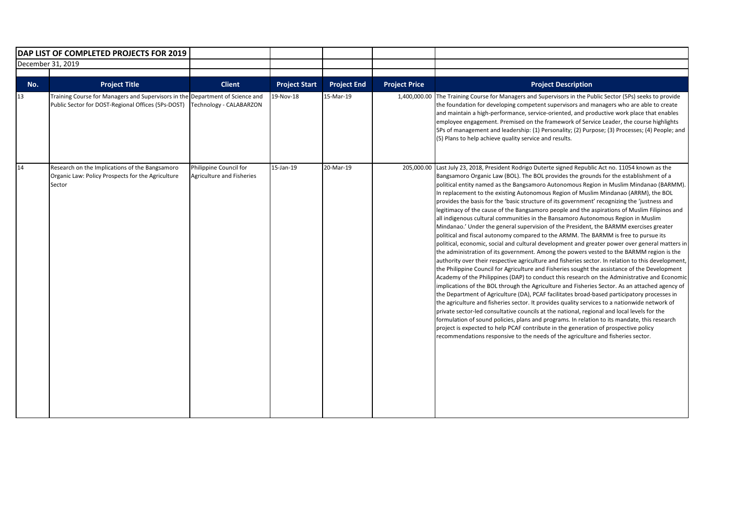| **DAP LIST OF COMPLETED PROJECTS FOR 2019** | | | | | | |
|---|---|---|---|---|---|---|
| December 31, 2019 | | | | | | |
| **No.** | **Project Title** | **Client** | **Project Start** | **Project End** | **Project Price** | **Project Description** |
| 13 | Training Course for Managers and Supervisors in the Public Sector for DOST-Regional Offices (5Ps-DOST) | Department of Science and Technology - CALABARZON | 19-Nov-18 | 15-Mar-19 | 1,400,000.00 | The Training Course for Managers and Supervisors in the Public Sector (5Ps) seeks to provide the foundation for developing competent supervisors and managers who are able to create and maintain a high-performance, service-oriented, and productive work place that enables employee engagement. Premised on the framework of Service Leader, the course highlights 5Ps of management and leadership: (1) Personality; (2) Purpose; (3) Processes; (4) People; and (5) Plans to help achieve quality service and results. |
| 14 | Research on the Implications of the Bangsamoro Organic Law: Policy Prospects for the Agriculture Sector | Philippine Council for Agriculture and Fisheries | 15-Jan-19 | 20-Mar-19 | 205,000.00 | Last July 23, 2018, President Rodrigo Duterte signed Republic Act no. 11054 known as the Bangsamoro Organic Law (BOL). The BOL provides the grounds for the establishment of a political entity named as the Bangsamoro Autonomous Region in Muslim Mindanao (BARMM). In replacement to the existing Autonomous Region of Muslim Mindanao (ARMM), the BOL provides the basis for the 'basic structure of its government' recognizing the 'justness and legitimacy of the cause of the Bangsamoro people and the aspirations of Muslim Filipinos and all indigenous cultural communities in the Bansamoro Autonomous Region in Muslim Mindanao.' Under the general supervision of the President, the BARMM exercises greater political and fiscal autonomy compared to the ARMM. The BARMM is free to pursue its political, economic, social and cultural development and greater power over general matters in the administration of its government. Among the powers vested to the BARMM region is the authority over their respective agriculture and fisheries sector. In relation to this development, the Philippine Council for Agriculture and Fisheries sought the assistance of the Development Academy of the Philippines (DAP) to conduct this research on the Administrative and Economic implications of the BOL through the Agriculture and Fisheries Sector. As an attached agency of the Department of Agriculture (DA), PCAF facilitates broad-based participatory processes in the agriculture and fisheries sector. It provides quality services to a nationwide network of private sector-led consultative councils at the national, regional and local levels for the formulation of sound policies, plans and programs. In relation to its mandate, this research project is expected to help PCAF contribute in the generation of prospective policy recommendations responsive to the needs of the agriculture and fisheries sector. |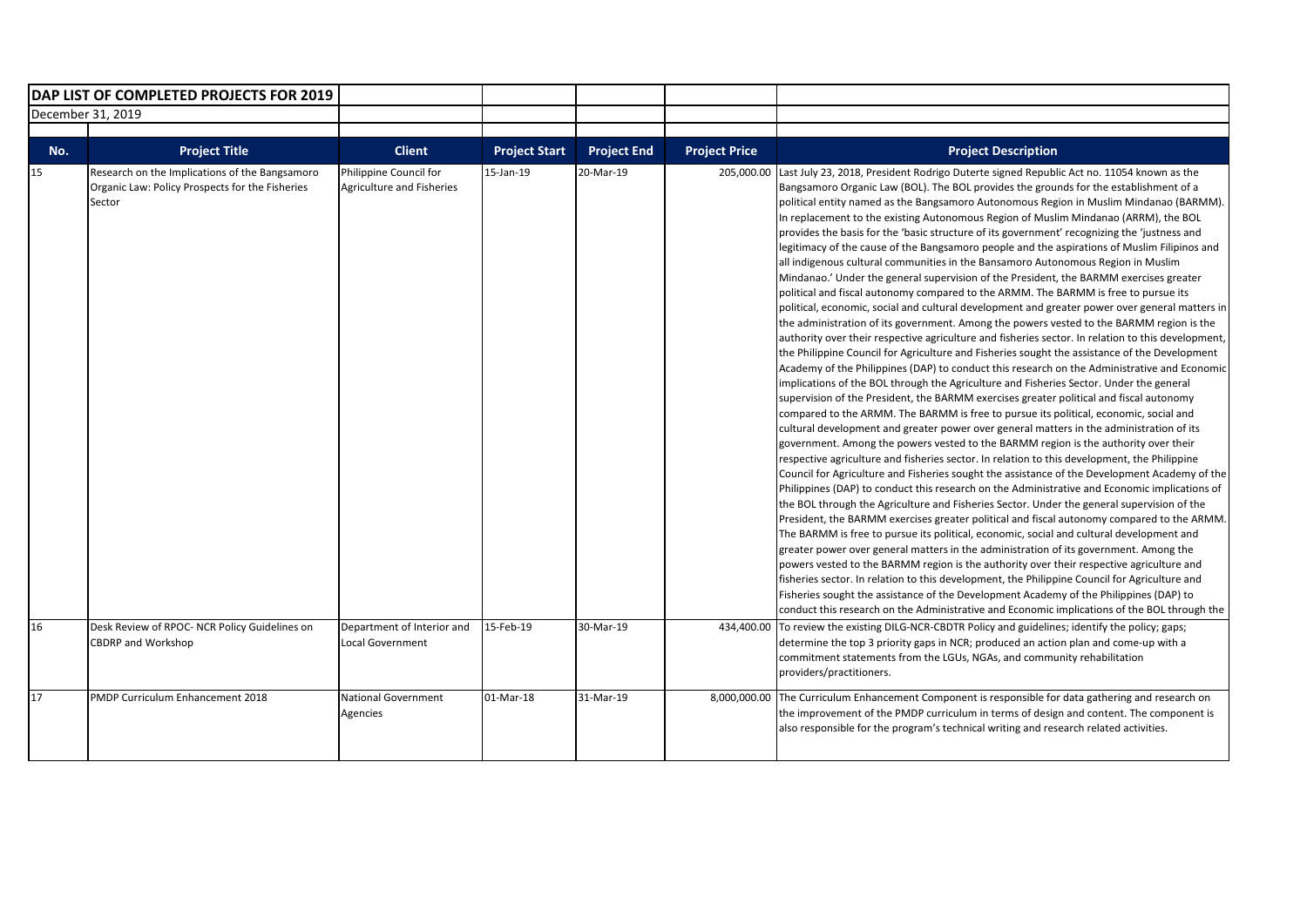# DAP LIST OF COMPLETED PROJECTS FOR 2019

December 31, 2019

| No. | Project Title | Client | Project Start | Project End | Project Price | Project Description |
|---|---|---|---|---|---|---|
| 15 | Research on the Implications of the Bangsamoro Organic Law: Policy Prospects for the Fisheries Sector | Philippine Council for Agriculture and Fisheries | 15-Jan-19 | 20-Mar-19 | 205,000.00 | Last July 23, 2018, President Rodrigo Duterte signed Republic Act no. 11054 known as the Bangsamoro Organic Law (BOL). The BOL provides the grounds for the establishment of a political entity named as the Bangsamoro Autonomous Region in Muslim Mindanao (BARMM). In replacement to the existing Autonomous Region of Muslim Mindanao (ARRM), the BOL provides the basis for the 'basic structure of its government' recognizing the 'justness and legitimacy of the cause of the Bangsamoro people and the aspirations of Muslim Filipinos and all indigenous cultural communities in the Bansamoro Autonomous Region in Muslim Mindanao.' Under the general supervision of the President, the BARMM exercises greater political and fiscal autonomy compared to the ARMM. The BARMM is free to pursue its political, economic, social and cultural development and greater power over general matters in the administration of its government. Among the powers vested to the BARMM region is the authority over their respective agriculture and fisheries sector. In relation to this development, the Philippine Council for Agriculture and Fisheries sought the assistance of the Development Academy of the Philippines (DAP) to conduct this research on the Administrative and Economic implications of the BOL through the Agriculture and Fisheries Sector. Under the general supervision of the President, the BARMM exercises greater political and fiscal autonomy compared to the ARMM. The BARMM is free to pursue its political, economic, social and cultural development and greater power over general matters in the administration of its government. Among the powers vested to the BARMM region is the authority over their respective agriculture and fisheries sector. In relation to this development, the Philippine Council for Agriculture and Fisheries sought the assistance of the Development Academy of the Philippines (DAP) to conduct this research on the Administrative and Economic implications of the BOL through the Agriculture and Fisheries Sector. Under the general supervision of the President, the BARMM exercises greater political and fiscal autonomy compared to the ARMM. The BARMM is free to pursue its political, economic, social and cultural development and greater power over general matters in the administration of its government. Among the powers vested to the BARMM region is the authority over their respective agriculture and fisheries sector. In relation to this development, the Philippine Council for Agriculture and Fisheries sought the assistance of the Development Academy of the Philippines (DAP) to conduct this research on the Administrative and Economic implications of the BOL through the |
| 16 | Desk Review of RPOC- NCR Policy Guidelines on CBDRP and Workshop | Department of Interior and Local Government | 15-Feb-19 | 30-Mar-19 | 434,400.00 | To review the existing DILG-NCR-CBDTR Policy and guidelines; identify the policy; gaps; determine the top 3 priority gaps in NCR; produced an action plan and come-up with a commitment statements from the LGUs, NGAs, and community rehabilitation providers/practitioners. |
| 17 | PMDP Curriculum Enhancement 2018 | National Government Agencies | 01-Mar-18 | 31-Mar-19 | 8,000,000.00 | The Curriculum Enhancement Component is responsible for data gathering and research on the improvement of the PMDP curriculum in terms of design and content. The component is also responsible for the program's technical writing and research related activities. |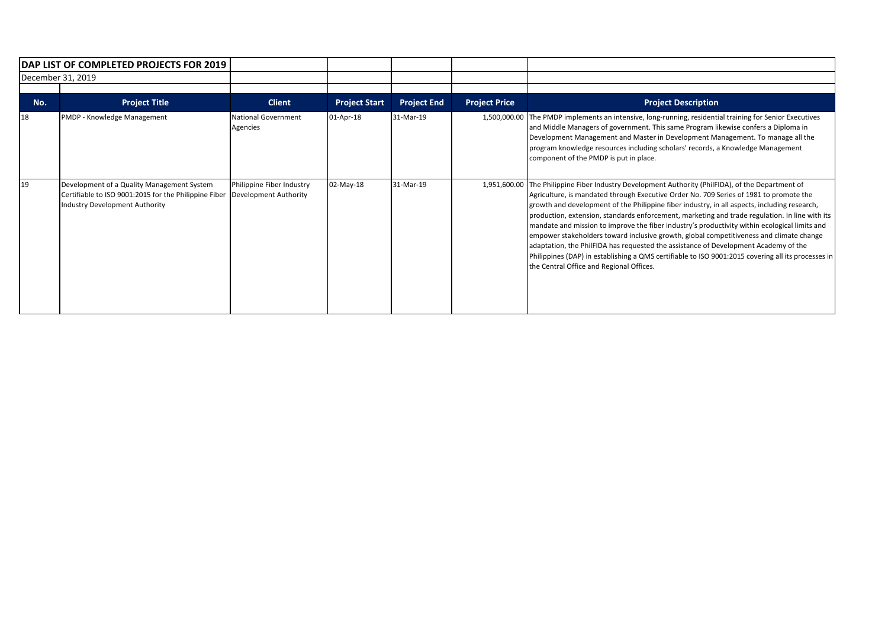**DAP LIST OF COMPLETED PROJECTS FOR 2019**

December 31, 2019

| No. | Project Title | Client | Project Start | Project End | Project Price | Project Description |
|---|---|---|---|---|---|---|
| 18 | PMDP - Knowledge Management | National Government Agencies | 01-Apr-18 | 31-Mar-19 | 1,500,000.00 | The PMDP implements an intensive, long-running, residential training for Senior Executives and Middle Managers of government. This same Program likewise confers a Diploma in Development Management and Master in Development Management. To manage all the program knowledge resources including scholars' records, a Knowledge Management component of the PMDP is put in place. |
| 19 | Development of a Quality Management System Certifiable to ISO 9001:2015 for the Philippine Fiber Industry Development Authority | Philippine Fiber Industry Development Authority | 02-May-18 | 31-Mar-19 | 1,951,600.00 | The Philippine Fiber Industry Development Authority (PhilFIDA), of the Department of Agriculture, is mandated through Executive Order No. 709 Series of 1981 to promote the growth and development of the Philippine fiber industry, in all aspects, including research, production, extension, standards enforcement, marketing and trade regulation. In line with its mandate and mission to improve the fiber industry's productivity within ecological limits and empower stakeholders toward inclusive growth, global competitiveness and climate change adaptation, the PhilFIDA has requested the assistance of Development Academy of the Philippines (DAP) in establishing a QMS certifiable to ISO 9001:2015 covering all its processes in the Central Office and Regional Offices. |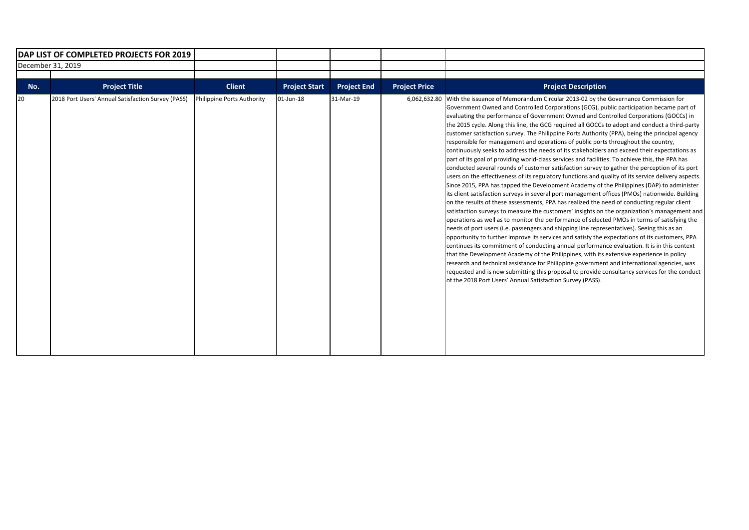| DAP LIST OF COMPLETED PROJECTS FOR 2019 | | | | | | |
|---|---|---|---|---|---|---|
| December 31, 2019 | | | | | | |
| **No.** | **Project Title** | **Client** | **Project Start** | **Project End** | **Project Price** | **Project Description** |
| 20 | 2018 Port Users' Annual Satisfaction Survey (PASS) | Philippine Ports Authority | 01-Jun-18 | 31-Mar-19 | 6,062,632.80 | With the issuance of Memorandum Circular 2013-02 by the Governance Commission for Government Owned and Controlled Corporations (GCG), public participation became part of evaluating the performance of Government Owned and Controlled Corporations (GOCCs) in the 2015 cycle. Along this line, the GCG required all GOCCs to adopt and conduct a third-party customer satisfaction survey. The Philippine Ports Authority (PPA), being the principal agency responsible for management and operations of public ports throughout the country, continuously seeks to address the needs of its stakeholders and exceed their expectations as part of its goal of providing world-class services and facilities. To achieve this, the PPA has conducted several rounds of customer satisfaction survey to gather the perception of its port users on the effectiveness of its regulatory functions and quality of its service delivery aspects. Since 2015, PPA has tapped the Development Academy of the Philippines (DAP) to administer its client satisfaction surveys in several port management offices (PMOs) nationwide. Building on the results of these assessments, PPA has realized the need of conducting regular client satisfaction surveys to measure the customers' insights on the organization's management and operations as well as to monitor the performance of selected PMOs in terms of satisfying the needs of port users (i.e. passengers and shipping line representatives). Seeing this as an opportunity to further improve its services and satisfy the expectations of its customers, PPA continues its commitment of conducting annual performance evaluation. It is in this context that the Development Academy of the Philippines, with its extensive experience in policy research and technical assistance for Philippine government and international agencies, was requested and is now submitting this proposal to provide consultancy services for the conduct of the 2018 Port Users' Annual Satisfaction Survey (PASS). |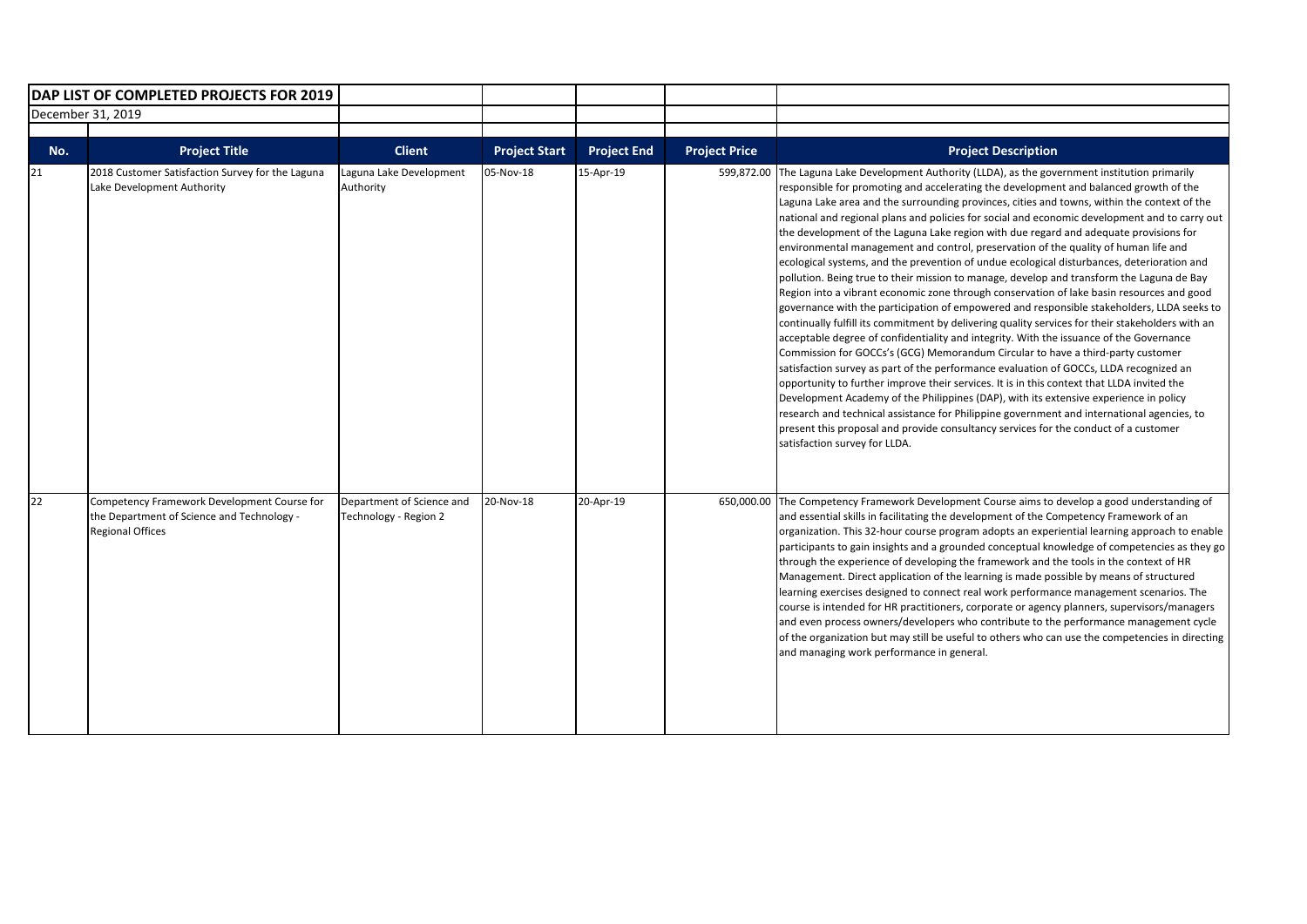**DAP LIST OF COMPLETED PROJECTS FOR 2019**

December 31, 2019

| No. | Project Title | Client | Project Start | Project End | Project Price | Project Description |
|---|---|---|---|---|---|---|
| 21 | 2018 Customer Satisfaction Survey for the Laguna Lake Development Authority | Laguna Lake Development Authority | 05-Nov-18 | 15-Apr-19 | 599,872.00 | The Laguna Lake Development Authority (LLDA), as the government institution primarily responsible for promoting and accelerating the development and balanced growth of the Laguna Lake area and the surrounding provinces, cities and towns, within the context of the national and regional plans and policies for social and economic development and to carry out the development of the Laguna Lake region with due regard and adequate provisions for environmental management and control, preservation of the quality of human life and ecological systems, and the prevention of undue ecological disturbances, deterioration and pollution. Being true to their mission to manage, develop and transform the Laguna de Bay Region into a vibrant economic zone through conservation of lake basin resources and good governance with the participation of empowered and responsible stakeholders, LLDA seeks to continually fulfill its commitment by delivering quality services for their stakeholders with an acceptable degree of confidentiality and integrity. With the issuance of the Governance Commission for GOCCs's (GCG) Memorandum Circular to have a third-party customer satisfaction survey as part of the performance evaluation of GOCCs, LLDA recognized an opportunity to further improve their services. It is in this context that LLDA invited the Development Academy of the Philippines (DAP), with its extensive experience in policy research and technical assistance for Philippine government and international agencies, to present this proposal and provide consultancy services for the conduct of a customer satisfaction survey for LLDA. |
| 22 | Competency Framework Development Course for the Department of Science and Technology - Regional Offices | Department of Science and Technology - Region 2 | 20-Nov-18 | 20-Apr-19 | 650,000.00 | The Competency Framework Development Course aims to develop a good understanding of and essential skills in facilitating the development of the Competency Framework of an organization. This 32-hour course program adopts an experiential learning approach to enable participants to gain insights and a grounded conceptual knowledge of competencies as they go through the experience of developing the framework and the tools in the context of HR Management. Direct application of the learning is made possible by means of structured learning exercises designed to connect real work performance management scenarios. The course is intended for HR practitioners, corporate or agency planners, supervisors/managers and even process owners/developers who contribute to the performance management cycle of the organization but may still be useful to others who can use the competencies in directing and managing work performance in general. |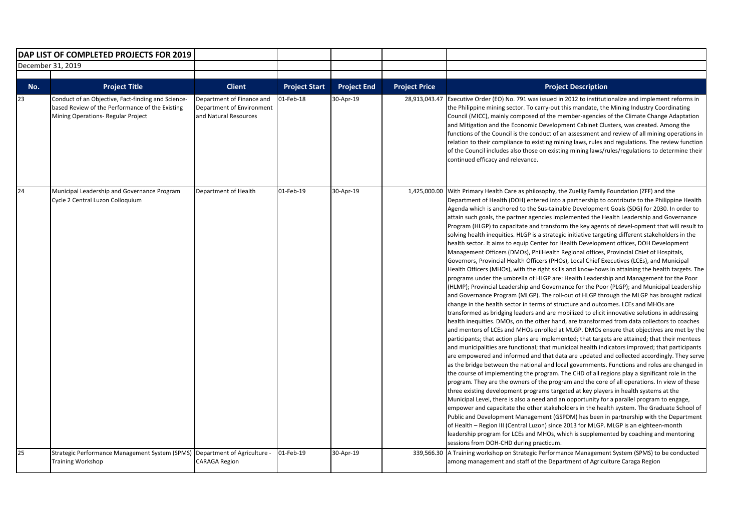**DAP LIST OF COMPLETED PROJECTS FOR 2019**

December 31, 2019

| No. | Project Title | Client | Project Start | Project End | Project Price | Project Description |
|---|---|---|---|---|---|---|
| 23 | Conduct of an Objective, Fact-finding and Science-based Review of the Performance of the Existing Mining Operations- Regular Project | Department of Finance and Department of Environment and Natural Resources | 01-Feb-18 | 30-Apr-19 | 28,913,043.47 | Executive Order (EO) No. 791 was issued in 2012 to institutionalize and implement reforms in the Philippine mining sector. To carry-out this mandate, the Mining Industry Coordinating Council (MICC), mainly composed of the member-agencies of the Climate Change Adaptation and Mitigation and the Economic Development Cabinet Clusters, was created. Among the functions of the Council is the conduct of an assessment and review of all mining operations in relation to their compliance to existing mining laws, rules and regulations. The review function of the Council includes also those on existing mining laws/rules/regulations to determine their continued efficacy and relevance. |
| 24 | Municipal Leadership and Governance Program Cycle 2 Central Luzon Colloquium | Department of Health | 01-Feb-19 | 30-Apr-19 | 1,425,000.00 | With Primary Health Care as philosophy, the Zuellig Family Foundation (ZFF) and the Department of Health (DOH) entered into a partnership to contribute to the Philippine Health Agenda which is anchored to the Sus-tainable Development Goals (SDG) for 2030. In order to attain such goals, the partner agencies implemented the Health Leadership and Governance Program (HLGP) to capacitate and transform the key agents of devel-opment that will result to solving health inequities. HLGP is a strategic initiative targeting different stakeholders in the health sector. It aims to equip Center for Health Development offices, DOH Development Management Officers (DMOs), PhilHealth Regional offices, Provincial Chief of Hospitals, Governors, Provincial Health Officers (PHOs), Local Chief Executives (LCEs), and Municipal Health Officers (MHOs), with the right skills and know-hows in attaining the health targets. The programs under the umbrella of HLGP are: Health Leadership and Management for the Poor (HLMP); Provincial Leadership and Governance for the Poor (PLGP); and Municipal Leadership and Governance Program (MLGP). The roll-out of HLGP through the MLGP has brought radical change in the health sector in terms of structure and outcomes. LCEs and MHOs are transformed as bridging leaders and are mobilized to elicit innovative solutions in addressing health inequities. DMOs, on the other hand, are transformed from data collectors to coaches and mentors of LCEs and MHOs enrolled at MLGP. DMOs ensure that objectives are met by the participants; that action plans are implemented; that targets are attained; that their mentees and municipalities are functional; that municipal health indicators improved; that participants are empowered and informed and that data are updated and collected accordingly. They serve as the bridge between the national and local governments. Functions and roles are changed in the course of implementing the program. The CHD of all regions play a significant role in the program. They are the owners of the program and the core of all operations. In view of these three existing development programs targeted at key players in health systems at the Municipal Level, there is also a need and an opportunity for a parallel program to engage, empower and capacitate the other stakeholders in the health system. The Graduate School of Public and Development Management (GSPDM) has been in partnership with the Department of Health – Region III (Central Luzon) since 2013 for MLGP. MLGP is an eighteen-month leadership program for LCEs and MHOs, which is supplemented by coaching and mentoring sessions from DOH-CHD during practicum. |
| 25 | Strategic Performance Management System (SPMS) Training Workshop | Department of Agriculture - CARAGA Region | 01-Feb-19 | 30-Apr-19 | 339,566.30 | A Training workshop on Strategic Performance Management System (SPMS) to be conducted among management and staff of the Department of Agriculture Caraga Region |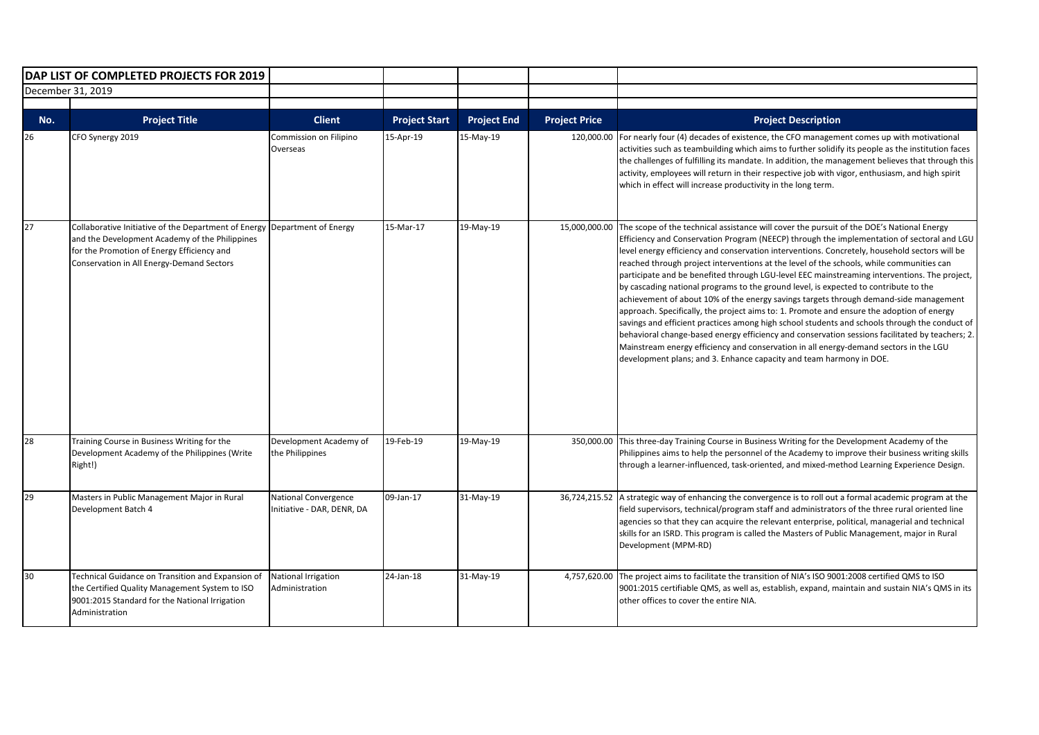| DAP LIST OF COMPLETED PROJECTS FOR 2019 | | | | | | |
|---|---|---|---|---|---|---|
| December 31, 2019 | | | | | | |
| **No.** | **Project Title** | **Client** | **Project Start** | **Project End** | **Project Price** | **Project Description** |
| 26 | CFO Synergy 2019 | Commission on Filipino Overseas | 15-Apr-19 | 15-May-19 | 120,000.00 | For nearly four (4) decades of existence, the CFO management comes up with motivational activities such as teambuilding which aims to further solidify its people as the institution faces the challenges of fulfilling its mandate. In addition, the management believes that through this activity, employees will return in their respective job with vigor, enthusiasm, and high spirit which in effect will increase productivity in the long term. |
| 27 | Collaborative Initiative of the Department of Energy and the Development Academy of the Philippines for the Promotion of Energy Efficiency and Conservation in All Energy-Demand Sectors | Department of Energy | 15-Mar-17 | 19-May-19 | 15,000,000.00 | The scope of the technical assistance will cover the pursuit of the DOE's National Energy Efficiency and Conservation Program (NEECP) through the implementation of sectoral and LGU level energy efficiency and conservation interventions. Concretely, household sectors will be reached through project interventions at the level of the schools, while communities can participate and be benefited through LGU-level EEC mainstreaming interventions. The project, by cascading national programs to the ground level, is expected to contribute to the achievement of about 10% of the energy savings targets through demand-side management approach. Specifically, the project aims to: 1. Promote and ensure the adoption of energy savings and efficient practices among high school students and schools through the conduct of behavioral change-based energy efficiency and conservation sessions facilitated by teachers; 2. Mainstream energy efficiency and conservation in all energy-demand sectors in the LGU development plans; and 3. Enhance capacity and team harmony in DOE. |
| 28 | Training Course in Business Writing for the Development Academy of the Philippines (Write Right!) | Development Academy of the Philippines | 19-Feb-19 | 19-May-19 | 350,000.00 | This three-day Training Course in Business Writing for the Development Academy of the Philippines aims to help the personnel of the Academy to improve their business writing skills through a learner-influenced, task-oriented, and mixed-method Learning Experience Design. |
| 29 | Masters in Public Management Major in Rural Development Batch 4 | National Convergence Initiative - DAR, DENR, DA | 09-Jan-17 | 31-May-19 | 36,724,215.52 | A strategic way of enhancing the convergence is to roll out a formal academic program at the field supervisors, technical/program staff and administrators of the three rural oriented line agencies so that they can acquire the relevant enterprise, political, managerial and technical skills for an ISRD. This program is called the Masters of Public Management, major in Rural Development (MPM-RD) |
| 30 | Technical Guidance on Transition and Expansion of the Certified Quality Management System to ISO 9001:2015 Standard for the National Irrigation Administration | National Irrigation Administration | 24-Jan-18 | 31-May-19 | 4,757,620.00 | The project aims to facilitate the transition of NIA's ISO 9001:2008 certified QMS to ISO 9001:2015 certifiable QMS, as well as, establish, expand, maintain and sustain NIA's QMS in its other offices to cover the entire NIA. |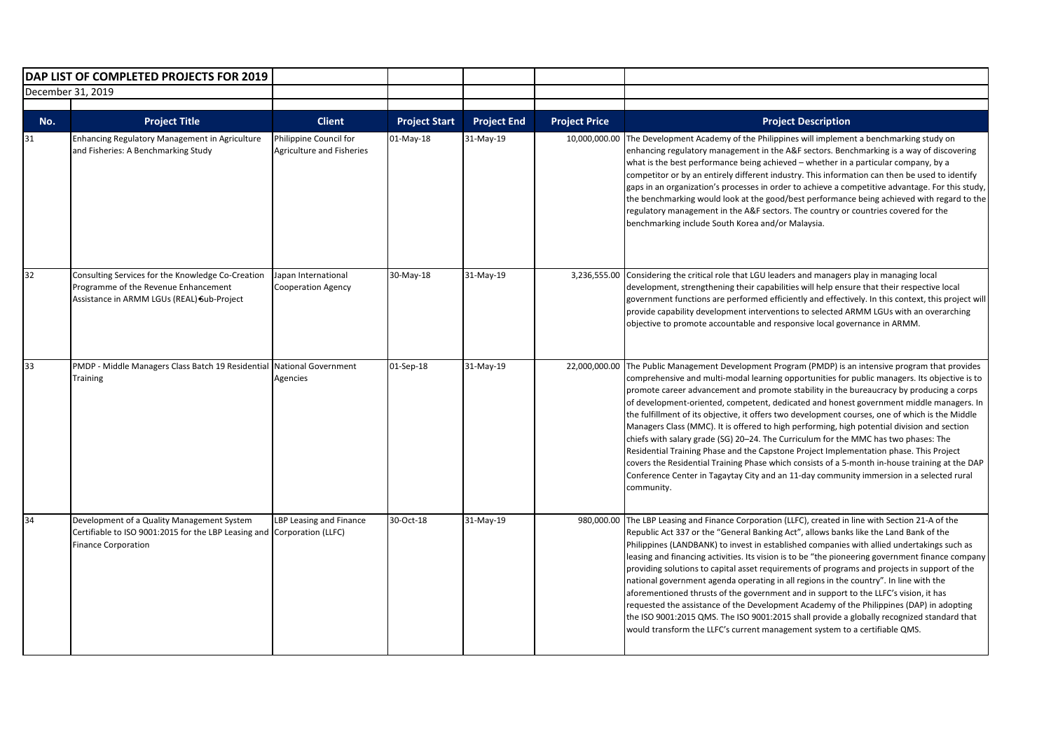**DAP LIST OF COMPLETED PROJECTS FOR 2019**

December 31, 2019

| No. | Project Title | Client | Project Start | Project End | Project Price | Project Description |
|---|---|---|---|---|---|---|
| 31 | Enhancing Regulatory Management in Agriculture and Fisheries: A Benchmarking Study | Philippine Council for Agriculture and Fisheries | 01-May-18 | 31-May-19 | 10,000,000.00 | The Development Academy of the Philippines will implement a benchmarking study on enhancing regulatory management in the A&F sectors. Benchmarking is a way of discovering what is the best performance being achieved – whether in a particular company, by a competitor or by an entirely different industry. This information can then be used to identify gaps in an organization's processes in order to achieve a competitive advantage. For this study, the benchmarking would look at the good/best performance being achieved with regard to the regulatory management in the A&F sectors. The country or countries covered for the benchmarking include South Korea and/or Malaysia. |
| 32 | Consulting Services for the Knowledge Co-Creation Programme of the Revenue Enhancement Assistance in ARMM LGUs (REAL) Sub-Project | Japan International Cooperation Agency | 30-May-18 | 31-May-19 | 3,236,555.00 | Considering the critical role that LGU leaders and managers play in managing local development, strengthening their capabilities will help ensure that their respective local government functions are performed efficiently and effectively. In this context, this project will provide capability development interventions to selected ARMM LGUs with an overarching objective to promote accountable and responsive local governance in ARMM. |
| 33 | PMDP - Middle Managers Class Batch 19 Residential Training | National Government Agencies | 01-Sep-18 | 31-May-19 | 22,000,000.00 | The Public Management Development Program (PMDP) is an intensive program that provides comprehensive and multi-modal learning opportunities for public managers. Its objective is to promote career advancement and promote stability in the bureaucracy by producing a corps of development-oriented, competent, dedicated and honest government middle managers. In the fulfillment of its objective, it offers two development courses, one of which is the Middle Managers Class (MMC). It is offered to high performing, high potential division and section chiefs with salary grade (SG) 20–24. The Curriculum for the MMC has two phases: The Residential Training Phase and the Capstone Project Implementation phase. This Project covers the Residential Training Phase which consists of a 5-month in-house training at the DAP Conference Center in Tagaytay City and an 11-day community immersion in a selected rural community. |
| 34 | Development of a Quality Management System Certifiable to ISO 9001:2015 for the LBP Leasing and Finance Corporation | LBP Leasing and Finance Corporation (LLFC) | 30-Oct-18 | 31-May-19 | 980,000.00 | The LBP Leasing and Finance Corporation (LLFC), created in line with Section 21-A of the Republic Act 337 or the "General Banking Act", allows banks like the Land Bank of the Philippines (LANDBANK) to invest in established companies with allied undertakings such as leasing and financing activities. Its vision is to be "the pioneering government finance company providing solutions to capital asset requirements of programs and projects in support of the national government agenda operating in all regions in the country". In line with the aforementioned thrusts of the government and in support to the LLFC's vision, it has requested the assistance of the Development Academy of the Philippines (DAP) in adopting the ISO 9001:2015 QMS. The ISO 9001:2015 shall provide a globally recognized standard that would transform the LLFC's current management system to a certifiable QMS. |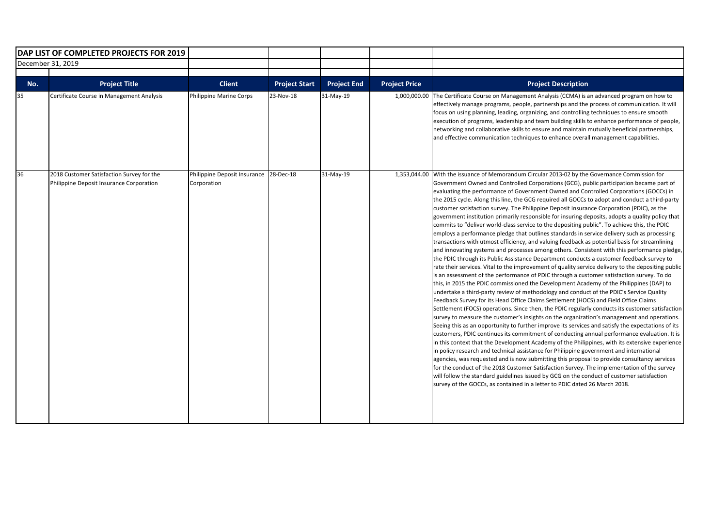| DAP LIST OF COMPLETED PROJECTS FOR 2019 | | | | | | |
|---|---|---|---|---|---|---|
| December 31, 2019 | | | | | | |
| **No.** | **Project Title** | **Client** | **Project Start** | **Project End** | **Project Price** | **Project Description** |
| 35 | Certificate Course in Management Analysis | Philippine Marine Corps | 23-Nov-18 | 31-May-19 | 1,000,000.00 | The Certificate Course on Management Analysis (CCMA) is an advanced program on how to effectively manage programs, people, partnerships and the process of communication. It will focus on using planning, leading, organizing, and controlling techniques to ensure smooth execution of programs, leadership and team building skills to enhance performance of people, networking and collaborative skills to ensure and maintain mutually beneficial partnerships, and effective communication techniques to enhance overall management capabilities. |
| 36 | 2018 Customer Satisfaction Survey for the Philippine Deposit Insurance Corporation | Philippine Deposit Insurance Corporation | 28-Dec-18 | 31-May-19 | 1,353,044.00 | With the issuance of Memorandum Circular 2013-02 by the Governance Commission for Government Owned and Controlled Corporations (GCG), public participation became part of evaluating the performance of Government Owned and Controlled Corporations (GOCCs) in the 2015 cycle. Along this line, the GCG required all GOCCs to adopt and conduct a third-party customer satisfaction survey. The Philippine Deposit Insurance Corporation (PDIC), as the government institution primarily responsible for insuring deposits, adopts a quality policy that commits to "deliver world-class service to the depositing public". To achieve this, the PDIC employs a performance pledge that outlines standards in service delivery such as processing transactions with utmost efficiency, and valuing feedback as potential basis for streamlining and innovating systems and processes among others. Consistent with this performance pledge, the PDIC through its Public Assistance Department conducts a customer feedback survey to rate their services. Vital to the improvement of quality service delivery to the depositing public is an assessment of the performance of PDIC through a customer satisfaction survey. To do this, in 2015 the PDIC commissioned the Development Academy of the Philippines (DAP) to undertake a third-party review of methodology and conduct of the PDIC's Service Quality Feedback Survey for its Head Office Claims Settlement (HOCS) and Field Office Claims Settlement (FOCS) operations. Since then, the PDIC regularly conducts its customer satisfaction survey to measure the customer's insights on the organization's management and operations. Seeing this as an opportunity to further improve its services and satisfy the expectations of its customers, PDIC continues its commitment of conducting annual performance evaluation. It is in this context that the Development Academy of the Philippines, with its extensive experience in policy research and technical assistance for Philippine government and international agencies, was requested and is now submitting this proposal to provide consultancy services for the conduct of the 2018 Customer Satisfaction Survey. The implementation of the survey will follow the standard guidelines issued by GCG on the conduct of customer satisfaction survey of the GOCCs, as contained in a letter to PDIC dated 26 March 2018. |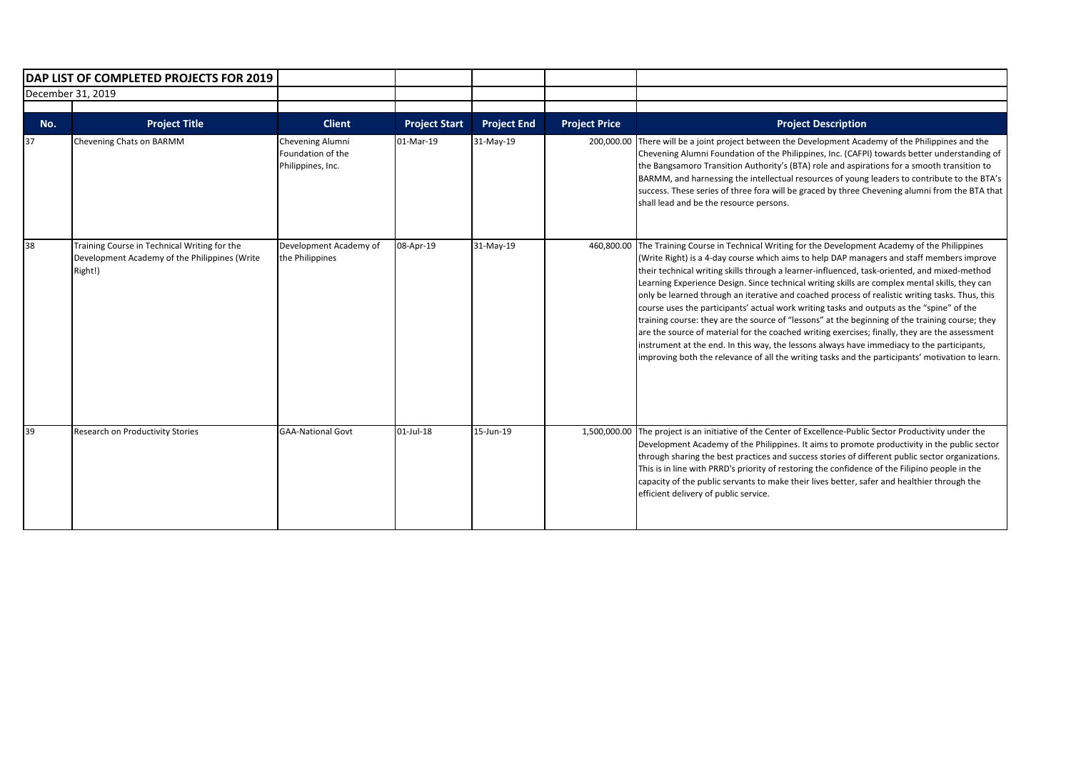**DAP LIST OF COMPLETED PROJECTS FOR 2019**

December 31, 2019

| No. | Project Title | Client | Project Start | Project End | Project Price | Project Description |
|---|---|---|---|---|---|---|
| 37 | Chevening Chats on BARMM | Chevening Alumni Foundation of the Philippines, Inc. | 01-Mar-19 | 31-May-19 | 200,000.00 | There will be a joint project between the Development Academy of the Philippines and the Chevening Alumni Foundation of the Philippines, Inc. (CAFPI) towards better understanding of the Bangsamoro Transition Authority's (BTA) role and aspirations for a smooth transition to BARMM, and harnessing the intellectual resources of young leaders to contribute to the BTA's success. These series of three fora will be graced by three Chevening alumni from the BTA that shall lead and be the resource persons. |
| 38 | Training Course in Technical Writing for the Development Academy of the Philippines (Write Right!) | Development Academy of the Philippines | 08-Apr-19 | 31-May-19 | 460,800.00 | The Training Course in Technical Writing for the Development Academy of the Philippines (Write Right) is a 4-day course which aims to help DAP managers and staff members improve their technical writing skills through a learner-influenced, task-oriented, and mixed-method Learning Experience Design. Since technical writing skills are complex mental skills, they can only be learned through an iterative and coached process of realistic writing tasks. Thus, this course uses the participants' actual work writing tasks and outputs as the "spine" of the training course: they are the source of "lessons" at the beginning of the training course; they are the source of material for the coached writing exercises; finally, they are the assessment instrument at the end. In this way, the lessons always have immediacy to the participants, improving both the relevance of all the writing tasks and the participants' motivation to learn. |
| 39 | Research on Productivity Stories | GAA-National Govt | 01-Jul-18 | 15-Jun-19 | 1,500,000.00 | The project is an initiative of the Center of Excellence-Public Sector Productivity under the Development Academy of the Philippines. It aims to promote productivity in the public sector through sharing the best practices and success stories of different public sector organizations. This is in line with PRRD's priority of restoring the confidence of the Filipino people in the capacity of the public servants to make their lives better, safer and healthier through the efficient delivery of public service. |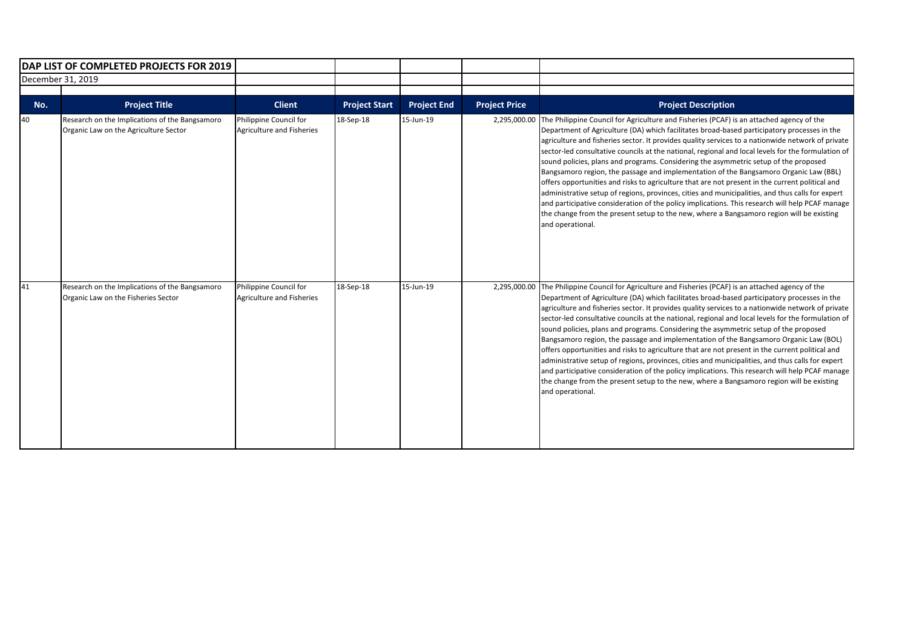**DAP LIST OF COMPLETED PROJECTS FOR 2019**

December 31, 2019

| No. | Project Title | Client | Project Start | Project End | Project Price | Project Description |
|---|---|---|---|---|---|---|
| 40 | Research on the Implications of the Bangsamoro Organic Law on the Agriculture Sector | Philippine Council for Agriculture and Fisheries | 18-Sep-18 | 15-Jun-19 | 2,295,000.00 | The Philippine Council for Agriculture and Fisheries (PCAF) is an attached agency of the Department of Agriculture (DA) which facilitates broad-based participatory processes in the agriculture and fisheries sector. It provides quality services to a nationwide network of private sector-led consultative councils at the national, regional and local levels for the formulation of sound policies, plans and programs. Considering the asymmetric setup of the proposed Bangsamoro region, the passage and implementation of the Bangsamoro Organic Law (BBL) offers opportunities and risks to agriculture that are not present in the current political and administrative setup of regions, provinces, cities and municipalities, and thus calls for expert and participative consideration of the policy implications. This research will help PCAF manage the change from the present setup to the new, where a Bangsamoro region will be existing and operational. |
| 41 | Research on the Implications of the Bangsamoro Organic Law on the Fisheries Sector | Philippine Council for Agriculture and Fisheries | 18-Sep-18 | 15-Jun-19 | 2,295,000.00 | The Philippine Council for Agriculture and Fisheries (PCAF) is an attached agency of the Department of Agriculture (DA) which facilitates broad-based participatory processes in the agriculture and fisheries sector. It provides quality services to a nationwide network of private sector-led consultative councils at the national, regional and local levels for the formulation of sound policies, plans and programs. Considering the asymmetric setup of the proposed Bangsamoro region, the passage and implementation of the Bangsamoro Organic Law (BOL) offers opportunities and risks to agriculture that are not present in the current political and administrative setup of regions, provinces, cities and municipalities, and thus calls for expert and participative consideration of the policy implications. This research will help PCAF manage the change from the present setup to the new, where a Bangsamoro region will be existing and operational. |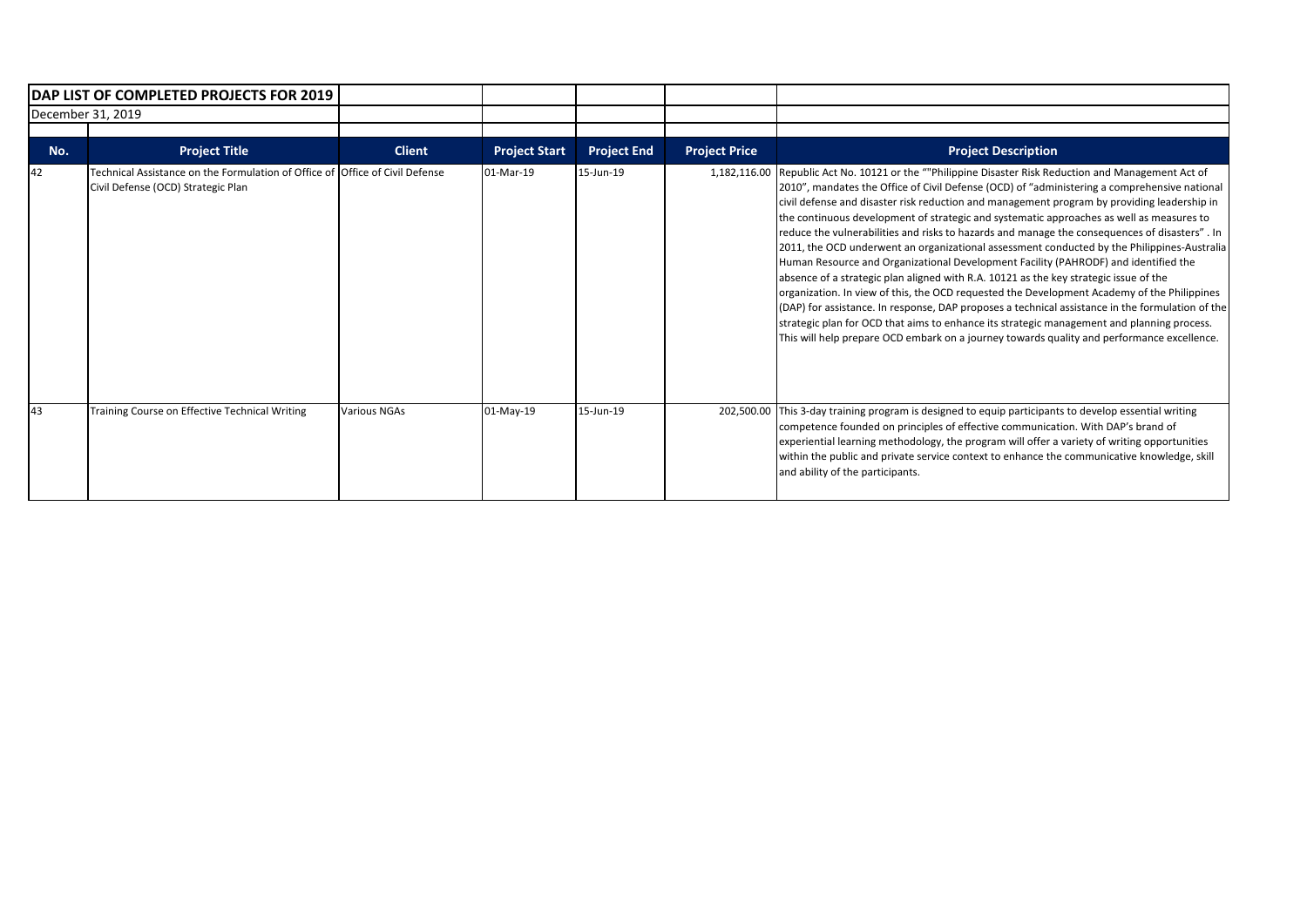**DAP LIST OF COMPLETED PROJECTS FOR 2019**

December 31, 2019

| No. | Project Title | Client | Project Start | Project End | Project Price | Project Description |
|---|---|---|---|---|---|---|
| 42 | Technical Assistance on the Formulation of Office of Civil Defense (OCD) Strategic Plan | Office of Civil Defense | 01-Mar-19 | 15-Jun-19 | 1,182,116.00 | Republic Act No. 10121 or the ""Philippine Disaster Risk Reduction and Management Act of 2010", mandates the Office of Civil Defense (OCD) of "administering a comprehensive national civil defense and disaster risk reduction and management program by providing leadership in the continuous development of strategic and systematic approaches as well as measures to reduce the vulnerabilities and risks to hazards and manage the consequences of disasters" . In 2011, the OCD underwent an organizational assessment conducted by the Philippines-Australia Human Resource and Organizational Development Facility (PAHRODF) and identified the absence of a strategic plan aligned with R.A. 10121 as the key strategic issue of the organization. In view of this, the OCD requested the Development Academy of the Philippines (DAP) for assistance. In response, DAP proposes a technical assistance in the formulation of the strategic plan for OCD that aims to enhance its strategic management and planning process. This will help prepare OCD embark on a journey towards quality and performance excellence. |
| 43 | Training Course on Effective Technical Writing | Various NGAs | 01-May-19 | 15-Jun-19 | 202,500.00 | This 3-day training program is designed to equip participants to develop essential writing competence founded on principles of effective communication. With DAP's brand of experiential learning methodology, the program will offer a variety of writing opportunities within the public and private service context to enhance the communicative knowledge, skill and ability of the participants. |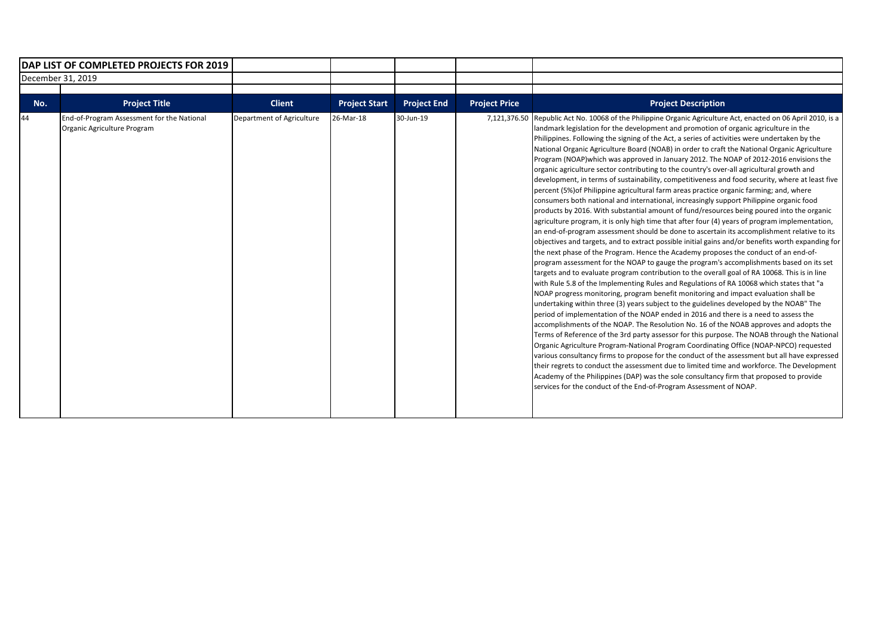**DAP LIST OF COMPLETED PROJECTS FOR 2019**

December 31, 2019

| No. | Project Title | Client | Project Start | Project End | Project Price | Project Description |
|---|---|---|---|---|---|---|
| 44 | End-of-Program Assessment for the National Organic Agriculture Program | Department of Agriculture | 26-Mar-18 | 30-Jun-19 | 7,121,376.50 | Republic Act No. 10068 of the Philippine Organic Agriculture Act, enacted on 06 April 2010, is a landmark legislation for the development and promotion of organic agriculture in the Philippines. Following the signing of the Act, a series of activities were undertaken by the National Organic Agriculture Board (NOAB) in order to craft the National Organic Agriculture Program (NOAP)which was approved in January 2012. The NOAP of 2012-2016 envisions the organic agriculture sector contributing to the country's over-all agricultural growth and development, in terms of sustainability, competitiveness and food security, where at least five percent (5%)of Philippine agricultural farm areas practice organic farming; and, where consumers both national and international, increasingly support Philippine organic food products by 2016. With substantial amount of fund/resources being poured into the organic agriculture program, it is only high time that after four (4) years of program implementation, an end-of-program assessment should be done to ascertain its accomplishment relative to its objectives and targets, and to extract possible initial gains and/or benefits worth expanding for the next phase of the Program. Hence the Academy proposes the conduct of an end-of-program assessment for the NOAP to gauge the program's accomplishments based on its set targets and to evaluate program contribution to the overall goal of RA 10068. This is in line with Rule 5.8 of the Implementing Rules and Regulations of RA 10068 which states that "a NOAP progress monitoring, program benefit monitoring and impact evaluation shall be undertaking within three (3) years subject to the guidelines developed by the NOAB" The period of implementation of the NOAP ended in 2016 and there is a need to assess the accomplishments of the NOAP. The Resolution No. 16 of the NOAB approves and adopts the Terms of Reference of the 3rd party assessor for this purpose. The NOAB through the National Organic Agriculture Program-National Program Coordinating Office (NOAP-NPCO) requested various consultancy firms to propose for the conduct of the assessment but all have expressed their regrets to conduct the assessment due to limited time and workforce. The Development Academy of the Philippines (DAP) was the sole consultancy firm that proposed to provide services for the conduct of the End-of-Program Assessment of NOAP. |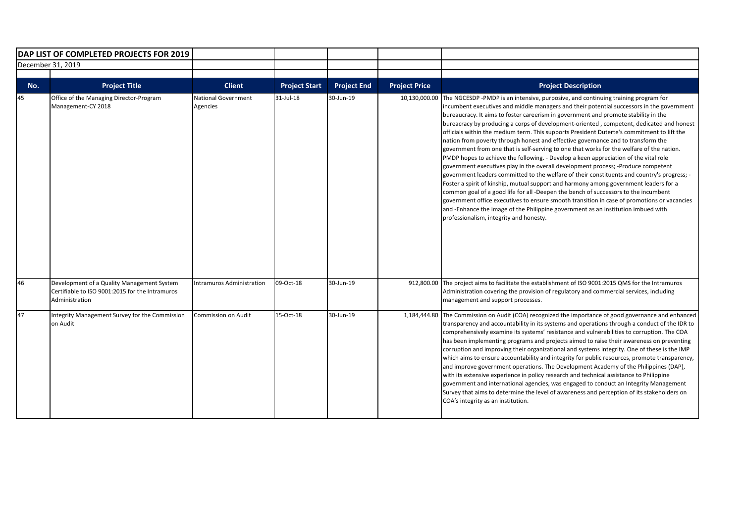| DAP LIST OF COMPLETED PROJECTS FOR 2019 | | | | | | |
|---|---|---|---|---|---|---|
| December 31, 2019 | | | | | | |
| **No.** | **Project Title** | **Client** | **Project Start** | **Project End** | **Project Price** | **Project Description** |
| 45 | Office of the Managing Director-Program Management-CY 2018 | National Government Agencies | 31-Jul-18 | 30-Jun-19 | 10,130,000.00 | The NGCESDP -PMDP is an intensive, purposive, and continuing training program for incumbent executives and middle managers and their potential successors in the government bureaucracy. It aims to foster careerism in government and promote stability in the bureacracy by producing a corps of development-oriented , competent, dedicated and honest officials within the medium term. This supports President Duterte's commitment to lift the nation from poverty through honest and effective governance and to transform the government from one that is self-serving to one that works for the welfare of the nation. PMDP hopes to achieve the following. - Develop a keen appreciation of the vital role government executives play in the overall development process; -Produce competent government leaders committed to the welfare of their constituents and country's progress; - Foster a spirit of kinship, mutual support and harmony among government leaders for a common goal of a good life for all -Deepen the bench of successors to the incumbent government office executives to ensure smooth transition in case of promotions or vacancies and -Enhance the image of the Philippine government as an institution imbued with professionalism, integrity and honesty. |
| 46 | Development of a Quality Management System Certifiable to ISO 9001:2015 for the Intramuros Administration | Intramuros Administration | 09-Oct-18 | 30-Jun-19 | 912,800.00 | The project aims to facilitate the establishment of ISO 9001:2015 QMS for the Intramuros Administration covering the provision of regulatory and commercial services, including management and support processes. |
| 47 | Integrity Management Survey for the Commission on Audit | Commission on Audit | 15-Oct-18 | 30-Jun-19 | 1,184,444.80 | The Commission on Audit (COA) recognized the importance of good governance and enhanced transparency and accountability in its systems and operations through a conduct of the IDR to comprehensively examine its systems' resistance and vulnerabilities to corruption. The COA has been implementing programs and projects aimed to raise their awareness on preventing corruption and improving their organizational and systems integrity. One of these is the IMP which aims to ensure accountability and integrity for public resources, promote transparency, and improve government operations. The Development Academy of the Philippines (DAP), with its extensive experience in policy research and technical assistance to Philippine government and international agencies, was engaged to conduct an Integrity Management Survey that aims to determine the level of awareness and perception of its stakeholders on COA's integrity as an institution. |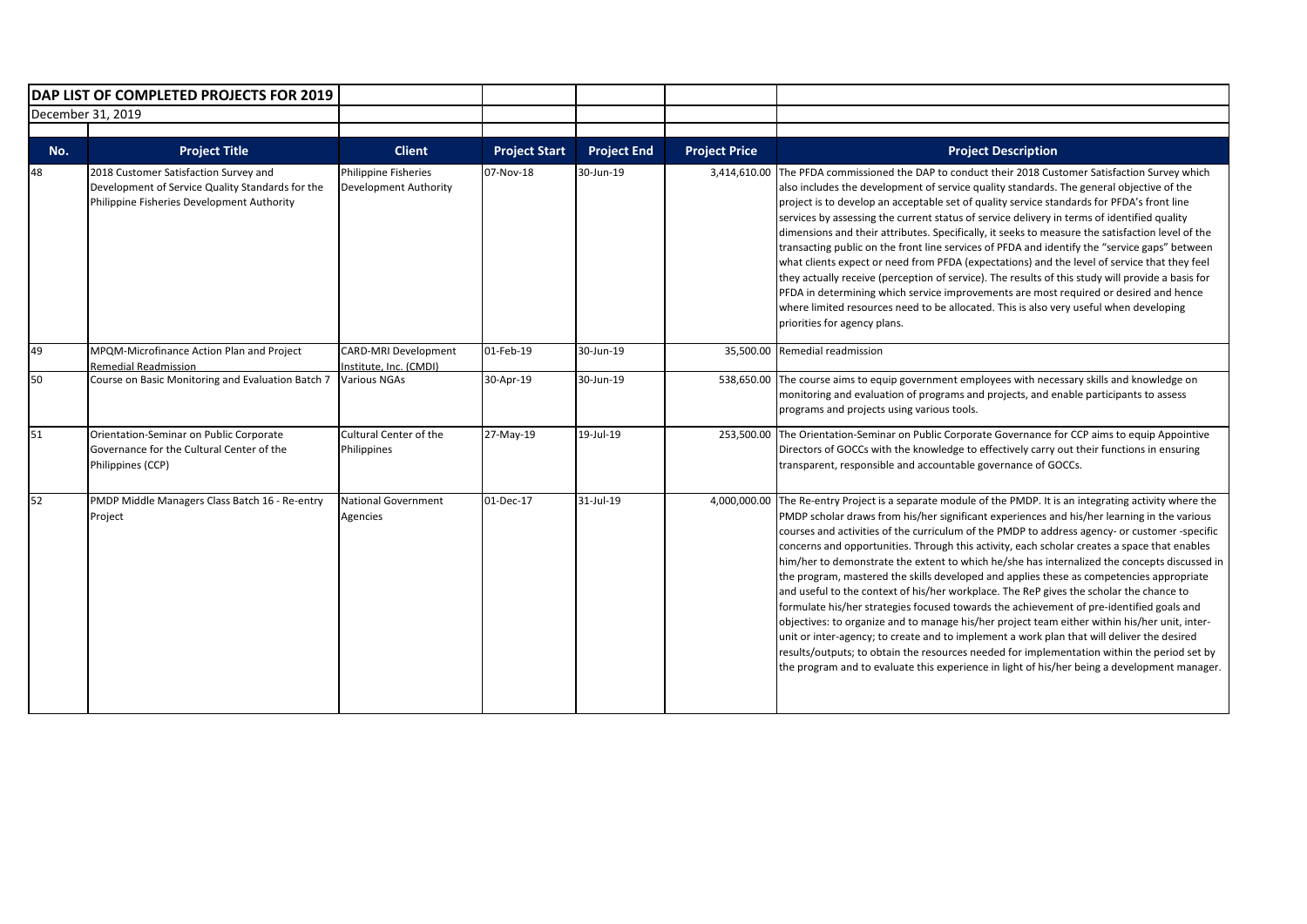| DAP LIST OF COMPLETED PROJECTS FOR 2019 | | | | | | |
|---|---|---|---|---|---|---|
| December 31, 2019 | | | | | | |
| **No.** | **Project Title** | **Client** | **Project Start** | **Project End** | **Project Price** | **Project Description** |
| 48 | 2018 Customer Satisfaction Survey and Development of Service Quality Standards for the Philippine Fisheries Development Authority | Philippine Fisheries Development Authority | 07-Nov-18 | 30-Jun-19 | 3,414,610.00 | The PFDA commissioned the DAP to conduct their 2018 Customer Satisfaction Survey which also includes the development of service quality standards. The general objective of the project is to develop an acceptable set of quality service standards for PFDA's front line services by assessing the current status of service delivery in terms of identified quality dimensions and their attributes. Specifically, it seeks to measure the satisfaction level of the transacting public on the front line services of PFDA and identify the "service gaps" between what clients expect or need from PFDA (expectations) and the level of service that they feel they actually receive (perception of service). The results of this study will provide a basis for PFDA in determining which service improvements are most required or desired and hence where limited resources need to be allocated. This is also very useful when developing priorities for agency plans. |
| 49 | MPQM-Microfinance Action Plan and Project Remedial Readmission | CARD-MRI Development Institute, Inc. (CMDI) | 01-Feb-19 | 30-Jun-19 | 35,500.00 | Remedial readmission |
| 50 | Course on Basic Monitoring and Evaluation Batch 7 | Various NGAs | 30-Apr-19 | 30-Jun-19 | 538,650.00 | The course aims to equip government employees with necessary skills and knowledge on monitoring and evaluation of programs and projects, and enable participants to assess programs and projects using various tools. |
| 51 | Orientation-Seminar on Public Corporate Governance for the Cultural Center of the Philippines (CCP) | Cultural Center of the Philippines | 27-May-19 | 19-Jul-19 | 253,500.00 | The Orientation-Seminar on Public Corporate Governance for CCP aims to equip Appointive Directors of GOCCs with the knowledge to effectively carry out their functions in ensuring transparent, responsible and accountable governance of GOCCs. |
| 52 | PMDP Middle Managers Class Batch 16 - Re-entry Project | National Government Agencies | 01-Dec-17 | 31-Jul-19 | 4,000,000.00 | The Re-entry Project is a separate module of the PMDP. It is an integrating activity where the PMDP scholar draws from his/her significant experiences and his/her learning in the various courses and activities of the curriculum of the PMDP to address agency- or customer -specific concerns and opportunities. Through this activity, each scholar creates a space that enables him/her to demonstrate the extent to which he/she has internalized the concepts discussed in the program, mastered the skills developed and applies these as competencies appropriate and useful to the context of his/her workplace. The ReP gives the scholar the chance to formulate his/her strategies focused towards the achievement of pre-identified goals and objectives: to organize and to manage his/her project team either within his/her unit, inter-unit or inter-agency; to create and to implement a work plan that will deliver the desired results/outputs; to obtain the resources needed for implementation within the period set by the program and to evaluate this experience in light of his/her being a development manager. |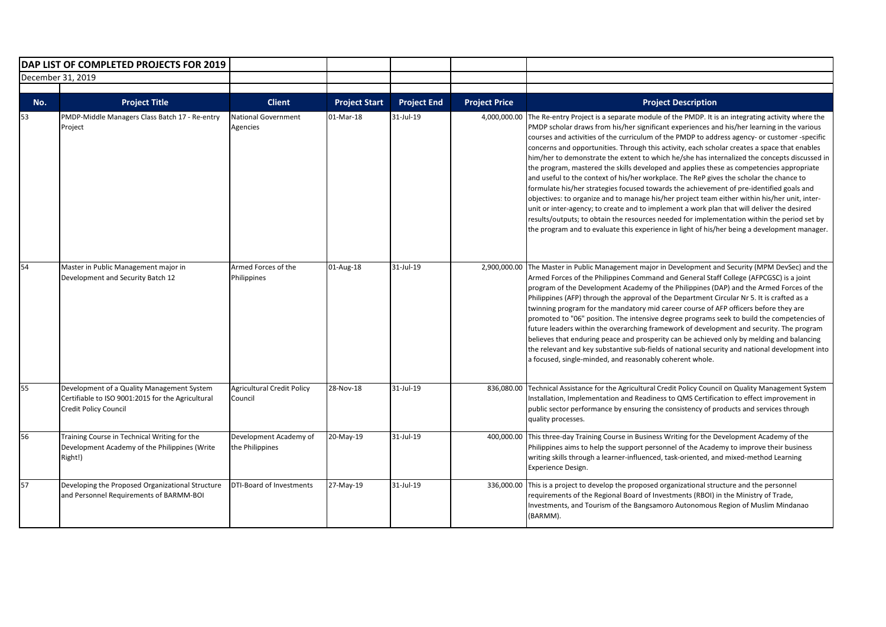**DAP LIST OF COMPLETED PROJECTS FOR 2019**

December 31, 2019

| No. | Project Title | Client | Project Start | Project End | Project Price | Project Description |
|---|---|---|---|---|---|---|
| 53 | PMDP-Middle Managers Class Batch 17 - Re-entry Project | National Government Agencies | 01-Mar-18 | 31-Jul-19 | 4,000,000.00 | The Re-entry Project is a separate module of the PMDP. It is an integrating activity where the PMDP scholar draws from his/her significant experiences and his/her learning in the various courses and activities of the curriculum of the PMDP to address agency- or customer -specific concerns and opportunities. Through this activity, each scholar creates a space that enables him/her to demonstrate the extent to which he/she has internalized the concepts discussed in the program, mastered the skills developed and applies these as competencies appropriate and useful to the context of his/her workplace. The ReP gives the scholar the chance to formulate his/her strategies focused towards the achievement of pre-identified goals and objectives: to organize and to manage his/her project team either within his/her unit, inter-unit or inter-agency; to create and to implement a work plan that will deliver the desired results/outputs; to obtain the resources needed for implementation within the period set by the program and to evaluate this experience in light of his/her being a development manager. |
| 54 | Master in Public Management major in Development and Security Batch 12 | Armed Forces of the Philippines | 01-Aug-18 | 31-Jul-19 | 2,900,000.00 | The Master in Public Management major in Development and Security (MPM DevSec) and the Armed Forces of the Philippines Command and General Staff College (AFPCGSC) is a joint program of the Development Academy of the Philippines (DAP) and the Armed Forces of the Philippines (AFP) through the approval of the Department Circular Nr 5. It is crafted as a twinning program for the mandatory mid career course of AFP officers before they are promoted to "06" position. The intensive degree programs seek to build the competencies of future leaders within the overarching framework of development and security. The program believes that enduring peace and prosperity can be achieved only by melding and balancing the relevant and key substantive sub-fields of national security and national development into a focused, single-minded, and reasonably coherent whole. |
| 55 | Development of a Quality Management System Certifiable to ISO 9001:2015 for the Agricultural Credit Policy Council | Agricultural Credit Policy Council | 28-Nov-18 | 31-Jul-19 | 836,080.00 | Technical Assistance for the Agricultural Credit Policy Council on Quality Management System Installation, Implementation and Readiness to QMS Certification to effect improvement in public sector performance by ensuring the consistency of products and services through quality processes. |
| 56 | Training Course in Technical Writing for the Development Academy of the Philippines (Write Right!) | Development Academy of the Philippines | 20-May-19 | 31-Jul-19 | 400,000.00 | This three-day Training Course in Business Writing for the Development Academy of the Philippines aims to help the support personnel of the Academy to improve their business writing skills through a learner-influenced, task-oriented, and mixed-method Learning Experience Design. |
| 57 | Developing the Proposed Organizational Structure and Personnel Requirements of BARMM-BOI | DTI-Board of Investments | 27-May-19 | 31-Jul-19 | 336,000.00 | This is a project to develop the proposed organizational structure and the personnel requirements of the Regional Board of Investments (RBOI) in the Ministry of Trade, Investments, and Tourism of the Bangsamoro Autonomous Region of Muslim Mindanao (BARMM). |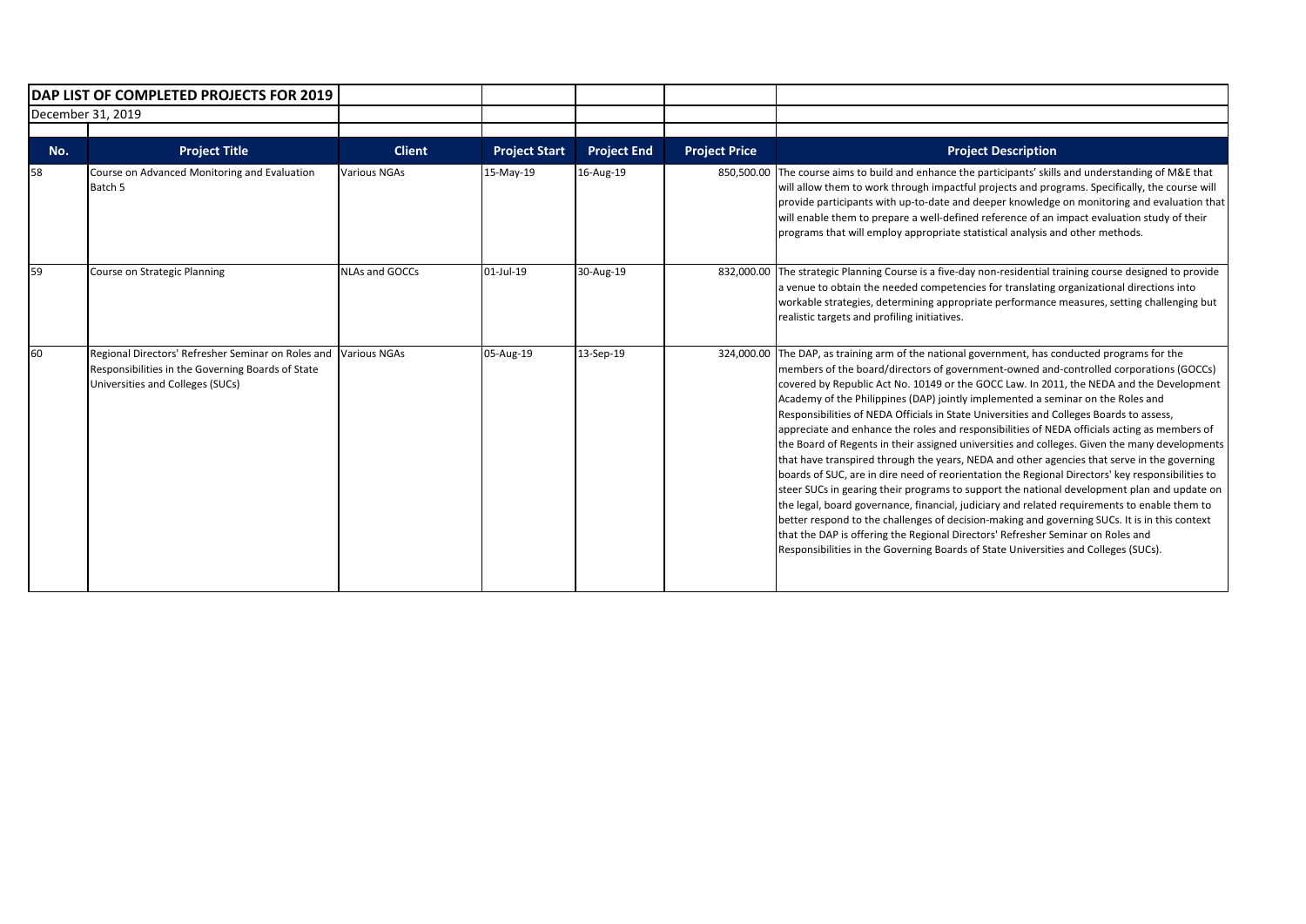**DAP LIST OF COMPLETED PROJECTS FOR 2019**

December 31, 2019

| No. | Project Title | Client | Project Start | Project End | Project Price | Project Description |
|---|---|---|---|---|---|---|
| 58 | Course on Advanced Monitoring and Evaluation Batch 5 | Various NGAs | 15-May-19 | 16-Aug-19 | 850,500.00 | The course aims to build and enhance the participants' skills and understanding of M&E that will allow them to work through impactful projects and programs. Specifically, the course will provide participants with up-to-date and deeper knowledge on monitoring and evaluation that will enable them to prepare a well-defined reference of an impact evaluation study of their programs that will employ appropriate statistical analysis and other methods. |
| 59 | Course on Strategic Planning | NLAs and GOCCs | 01-Jul-19 | 30-Aug-19 | 832,000.00 | The strategic Planning Course is a five-day non-residential training course designed to provide a venue to obtain the needed competencies for translating organizational directions into workable strategies, determining appropriate performance measures, setting challenging but realistic targets and profiling initiatives. |
| 60 | Regional Directors' Refresher Seminar on Roles and Responsibilities in the Governing Boards of State Universities and Colleges (SUCs) | Various NGAs | 05-Aug-19 | 13-Sep-19 | 324,000.00 | The DAP, as training arm of the national government, has conducted programs for the members of the board/directors of government-owned and-controlled corporations (GOCCs) covered by Republic Act No. 10149 or the GOCC Law. In 2011, the NEDA and the Development Academy of the Philippines (DAP) jointly implemented a seminar on the Roles and Responsibilities of NEDA Officials in State Universities and Colleges Boards to assess, appreciate and enhance the roles and responsibilities of NEDA officials acting as members of the Board of Regents in their assigned universities and colleges. Given the many developments that have transpired through the years, NEDA and other agencies that serve in the governing boards of SUC, are in dire need of reorientation the Regional Directors' key responsibilities to steer SUCs in gearing their programs to support the national development plan and update on the legal, board governance, financial, judiciary and related requirements to enable them to better respond to the challenges of decision-making and governing SUCs. It is in this context that the DAP is offering the Regional Directors' Refresher Seminar on Roles and Responsibilities in the Governing Boards of State Universities and Colleges (SUCs). |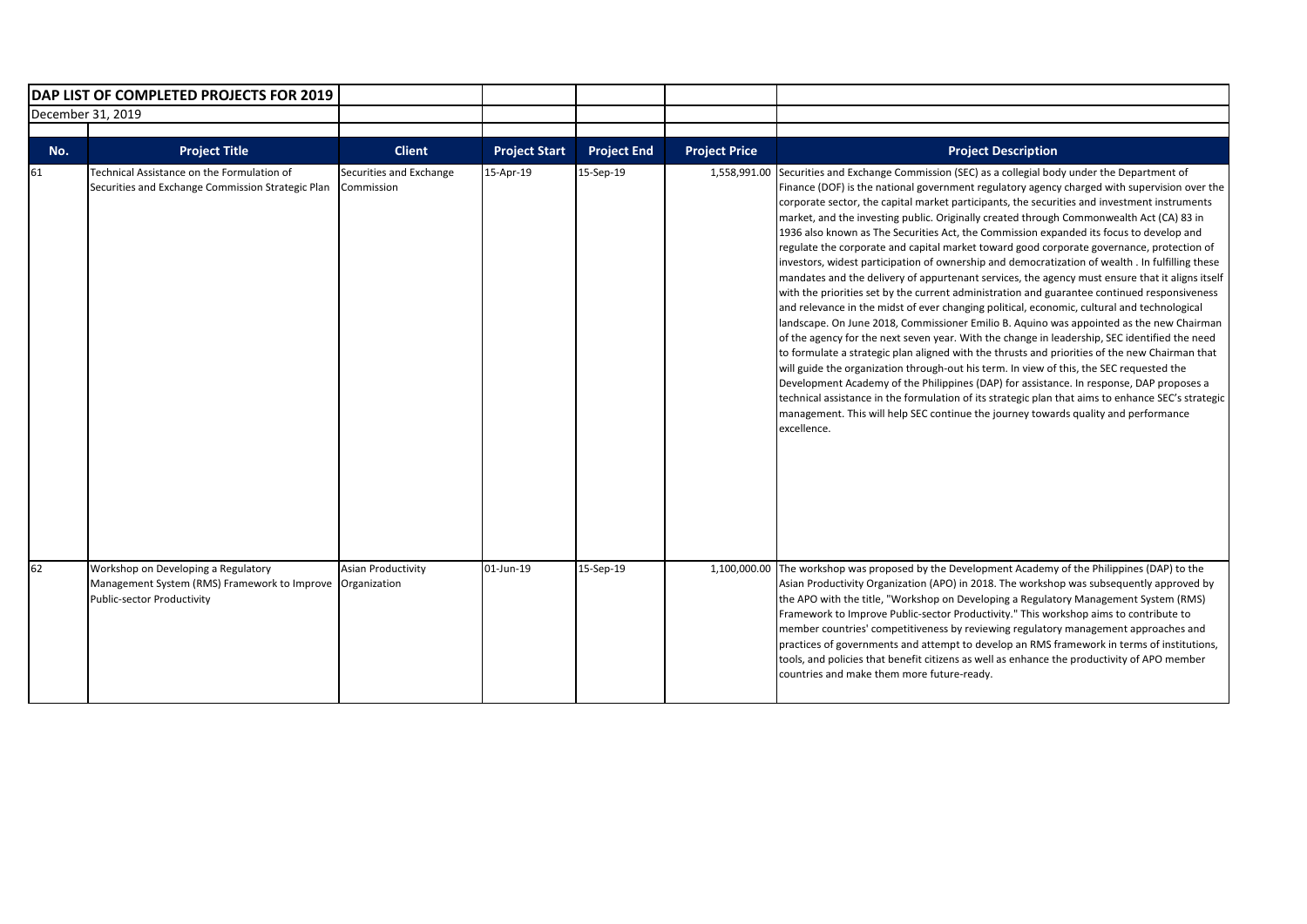**DAP LIST OF COMPLETED PROJECTS FOR 2019**

December 31, 2019

| No. | Project Title | Client | Project Start | Project End | Project Price | Project Description |
|---|---|---|---|---|---|---|
| 61 | Technical Assistance on the Formulation of Securities and Exchange Commission Strategic Plan | Securities and Exchange Commission | 15-Apr-19 | 15-Sep-19 | 1,558,991.00 | Securities and Exchange Commission (SEC) as a collegial body under the Department of Finance (DOF) is the national government regulatory agency charged with supervision over the corporate sector, the capital market participants, the securities and investment instruments market, and the investing public. Originally created through Commonwealth Act (CA) 83 in 1936 also known as The Securities Act, the Commission expanded its focus to develop and regulate the corporate and capital market toward good corporate governance, protection of investors, widest participation of ownership and democratization of wealth . In fulfilling these mandates and the delivery of appurtenant services, the agency must ensure that it aligns itself with the priorities set by the current administration and guarantee continued responsiveness and relevance in the midst of ever changing political, economic, cultural and technological landscape. On June 2018, Commissioner Emilio B. Aquino was appointed as the new Chairman of the agency for the next seven year. With the change in leadership, SEC identified the need to formulate a strategic plan aligned with the thrusts and priorities of the new Chairman that will guide the organization through-out his term. In view of this, the SEC requested the Development Academy of the Philippines (DAP) for assistance. In response, DAP proposes a technical assistance in the formulation of its strategic plan that aims to enhance SEC's strategic management. This will help SEC continue the journey towards quality and performance excellence. |
| 62 | Workshop on Developing a Regulatory Management System (RMS) Framework to Improve Public-sector Productivity | Asian Productivity Organization | 01-Jun-19 | 15-Sep-19 | 1,100,000.00 | The workshop was proposed by the Development Academy of the Philippines (DAP) to the Asian Productivity Organization (APO) in 2018. The workshop was subsequently approved by the APO with the title, "Workshop on Developing a Regulatory Management System (RMS) Framework to Improve Public-sector Productivity." This workshop aims to contribute to member countries' competitiveness by reviewing regulatory management approaches and practices of governments and attempt to develop an RMS framework in terms of institutions, tools, and policies that benefit citizens as well as enhance the productivity of APO member countries and make them more future-ready. |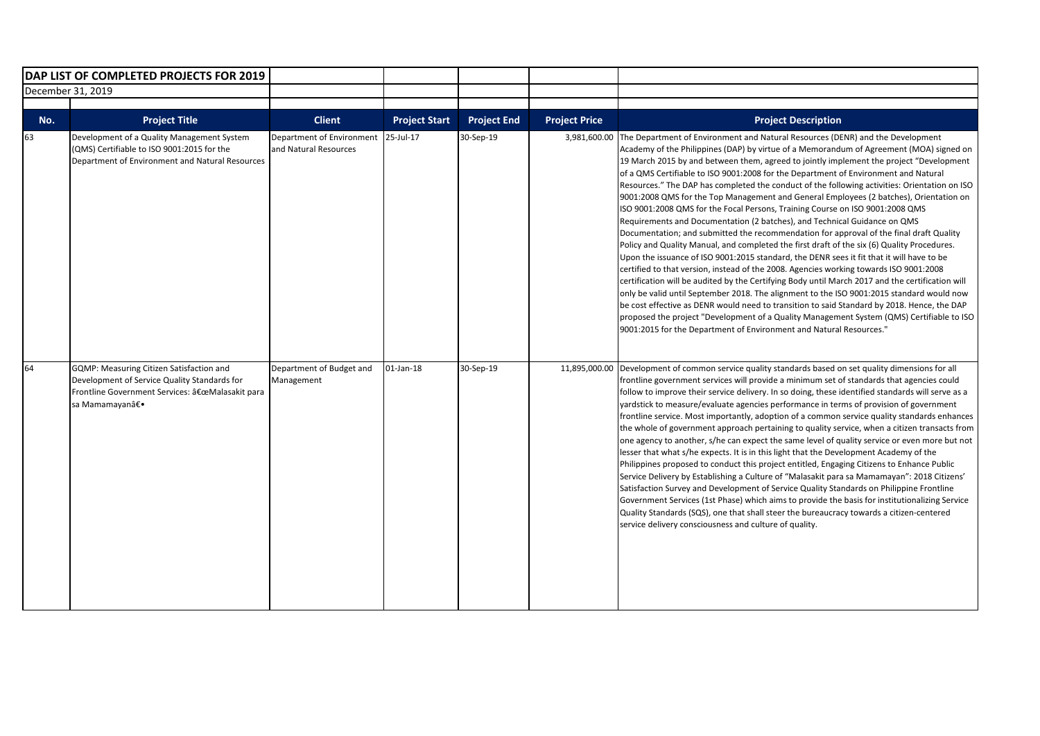| DAP LIST OF COMPLETED PROJECTS FOR 2019 | | | | | | |
|---|---|---|---|---|---|---|
| December 31, 2019 | | | | | | |
| **No.** | **Project Title** | **Client** | **Project Start** | **Project End** | **Project Price** | **Project Description** |
| 63 | Development of a Quality Management System (QMS) Certifiable to ISO 9001:2015 for the Department of Environment and Natural Resources | Department of Environment and Natural Resources | 25-Jul-17 | 30-Sep-19 | 3,981,600.00 | The Department of Environment and Natural Resources (DENR) and the Development Academy of the Philippines (DAP) by virtue of a Memorandum of Agreement (MOA) signed on 19 March 2015 by and between them, agreed to jointly implement the project "Development of a QMS Certifiable to ISO 9001:2008 for the Department of Environment and Natural Resources." The DAP has completed the conduct of the following activities: Orientation on ISO 9001:2008 QMS for the Top Management and General Employees (2 batches), Orientation on ISO 9001:2008 QMS for the Focal Persons, Training Course on ISO 9001:2008 QMS Requirements and Documentation (2 batches), and Technical Guidance on QMS Documentation; and submitted the recommendation for approval of the final draft Quality Policy and Quality Manual, and completed the first draft of the six (6) Quality Procedures. Upon the issuance of ISO 9001:2015 standard, the DENR sees it fit that it will have to be certified to that version, instead of the 2008. Agencies working towards ISO 9001:2008 certification will be audited by the Certifying Body until March 2017 and the certification will only be valid until September 2018. The alignment to the ISO 9001:2015 standard would now be cost effective as DENR would need to transition to said Standard by 2018. Hence, the DAP proposed the project "Development of a Quality Management System (QMS) Certifiable to ISO 9001:2015 for the Department of Environment and Natural Resources." |
| 64 | GQMP: Measuring Citizen Satisfaction and Development of Service Quality Standards for Frontline Government Services: â€œMalasakit para sa Mamamayanâ€• | Department of Budget and Management | 01-Jan-18 | 30-Sep-19 | 11,895,000.00 | Development of common service quality standards based on set quality dimensions for all frontline government services will provide a minimum set of standards that agencies could follow to improve their service delivery. In so doing, these identified standards will serve as a yardstick to measure/evaluate agencies performance in terms of provision of government frontline service. Most importantly, adoption of a common service quality standards enhances the whole of government approach pertaining to quality service, when a citizen transacts from one agency to another, s/he can expect the same level of quality service or even more but not lesser that what s/he expects. It is in this light that the Development Academy of the Philippines proposed to conduct this project entitled, Engaging Citizens to Enhance Public Service Delivery by Establishing a Culture of "Malasakit para sa Mamamayan": 2018 Citizens' Satisfaction Survey and Development of Service Quality Standards on Philippine Frontline Government Services (1st Phase) which aims to provide the basis for institutionalizing Service Quality Standards (SQS), one that shall steer the bureaucracy towards a citizen-centered service delivery consciousness and culture of quality. |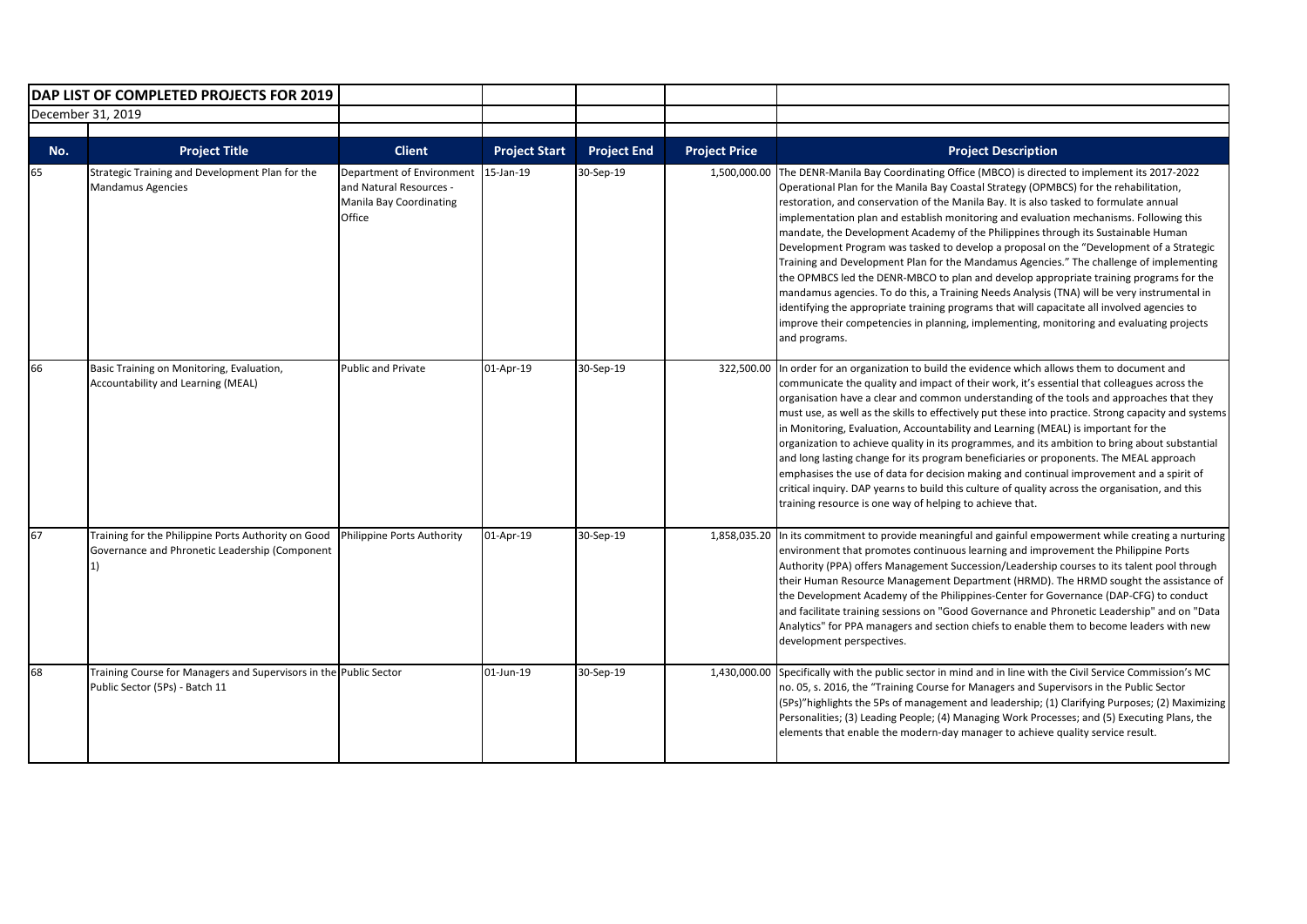**DAP LIST OF COMPLETED PROJECTS FOR 2019**

December 31, 2019

| No. | Project Title | Client | Project Start | Project End | Project Price | Project Description |
|---|---|---|---|---|---|---|
| 65 | Strategic Training and Development Plan for the Mandamus Agencies | Department of Environment and Natural Resources - Manila Bay Coordinating Office | 15-Jan-19 | 30-Sep-19 | 1,500,000.00 | The DENR-Manila Bay Coordinating Office (MBCO) is directed to implement its 2017-2022 Operational Plan for the Manila Bay Coastal Strategy (OPMBCS) for the rehabilitation, restoration, and conservation of the Manila Bay. It is also tasked to formulate annual implementation plan and establish monitoring and evaluation mechanisms. Following this mandate, the Development Academy of the Philippines through its Sustainable Human Development Program was tasked to develop a proposal on the "Development of a Strategic Training and Development Plan for the Mandamus Agencies." The challenge of implementing the OPMBCS led the DENR-MBCO to plan and develop appropriate training programs for the mandamus agencies. To do this, a Training Needs Analysis (TNA) will be very instrumental in identifying the appropriate training programs that will capacitate all involved agencies to improve their competencies in planning, implementing, monitoring and evaluating projects and programs. |
| 66 | Basic Training on Monitoring, Evaluation, Accountability and Learning (MEAL) | Public and Private | 01-Apr-19 | 30-Sep-19 | 322,500.00 | In order for an organization to build the evidence which allows them to document and communicate the quality and impact of their work, it's essential that colleagues across the organisation have a clear and common understanding of the tools and approaches that they must use, as well as the skills to effectively put these into practice. Strong capacity and systems in Monitoring, Evaluation, Accountability and Learning (MEAL) is important for the organization to achieve quality in its programmes, and its ambition to bring about substantial and long lasting change for its program beneficiaries or proponents. The MEAL approach emphasises the use of data for decision making and continual improvement and a spirit of critical inquiry. DAP yearns to build this culture of quality across the organisation, and this training resource is one way of helping to achieve that. |
| 67 | Training for the Philippine Ports Authority on Good Governance and Phronetic Leadership (Component 1) | Philippine Ports Authority | 01-Apr-19 | 30-Sep-19 | 1,858,035.20 | In its commitment to provide meaningful and gainful empowerment while creating a nurturing environment that promotes continuous learning and improvement the Philippine Ports Authority (PPA) offers Management Succession/Leadership courses to its talent pool through their Human Resource Management Department (HRMD). The HRMD sought the assistance of the Development Academy of the Philippines-Center for Governance (DAP-CFG) to conduct and facilitate training sessions on "Good Governance and Phronetic Leadership" and on "Data Analytics" for PPA managers and section chiefs to enable them to become leaders with new development perspectives. |
| 68 | Training Course for Managers and Supervisors in the Public Sector (5Ps) - Batch 11 | Public Sector | 01-Jun-19 | 30-Sep-19 | 1,430,000.00 | Specifically with the public sector in mind and in line with the Civil Service Commission's MC no. 05, s. 2016, the "Training Course for Managers and Supervisors in the Public Sector (5Ps)"highlights the 5Ps of management and leadership; (1) Clarifying Purposes; (2) Maximizing Personalities; (3) Leading People; (4) Managing Work Processes; and (5) Executing Plans, the elements that enable the modern-day manager to achieve quality service result. |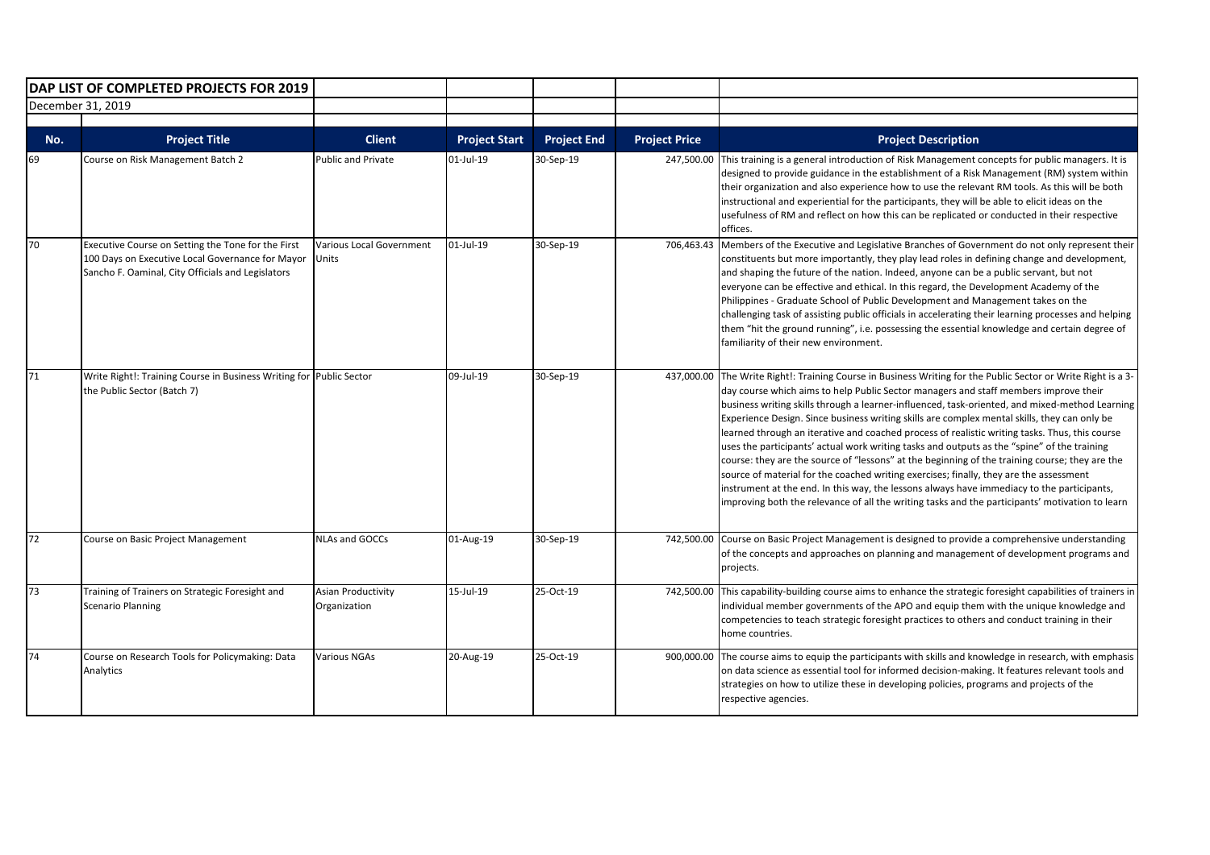| DAP LIST OF COMPLETED PROJECTS FOR 2019 | | | | | | |
|---|---|---|---|---|---|---|
| December 31, 2019 | | | | | | |
| **No.** | **Project Title** | **Client** | **Project Start** | **Project End** | **Project Price** | **Project Description** |
| 69 | Course on Risk Management Batch 2 | Public and Private | 01-Jul-19 | 30-Sep-19 | 247,500.00 | This training is a general introduction of Risk Management concepts for public managers. It is designed to provide guidance in the establishment of a Risk Management (RM) system within their organization and also experience how to use the relevant RM tools. As this will be both instructional and experiential for the participants, they will be able to elicit ideas on the usefulness of RM and reflect on how this can be replicated or conducted in their respective offices. |
| 70 | Executive Course on Setting the Tone for the First 100 Days on Executive Local Governance for Mayor Sancho F. Oaminal, City Officials and Legislators | Various Local Government Units | 01-Jul-19 | 30-Sep-19 | 706,463.43 | Members of the Executive and Legislative Branches of Government do not only represent their constituents but more importantly, they play lead roles in defining change and development, and shaping the future of the nation. Indeed, anyone can be a public servant, but not everyone can be effective and ethical. In this regard, the Development Academy of the Philippines - Graduate School of Public Development and Management takes on the challenging task of assisting public officials in accelerating their learning processes and helping them "hit the ground running", i.e. possessing the essential knowledge and certain degree of familiarity of their new environment. |
| 71 | Write Right!: Training Course in Business Writing for the Public Sector (Batch 7) | Public Sector | 09-Jul-19 | 30-Sep-19 | 437,000.00 | The Write Right!: Training Course in Business Writing for the Public Sector or Write Right is a 3-day course which aims to help Public Sector managers and staff members improve their business writing skills through a learner-influenced, task-oriented, and mixed-method Learning Experience Design. Since business writing skills are complex mental skills, they can only be learned through an iterative and coached process of realistic writing tasks. Thus, this course uses the participants' actual work writing tasks and outputs as the "spine" of the training course: they are the source of "lessons" at the beginning of the training course; they are the source of material for the coached writing exercises; finally, they are the assessment instrument at the end. In this way, the lessons always have immediacy to the participants, improving both the relevance of all the writing tasks and the participants' motivation to learn |
| 72 | Course on Basic Project Management | NLAs and GOCCs | 01-Aug-19 | 30-Sep-19 | 742,500.00 | Course on Basic Project Management is designed to provide a comprehensive understanding of the concepts and approaches on planning and management of development programs and projects. |
| 73 | Training of Trainers on Strategic Foresight and Scenario Planning | Asian Productivity Organization | 15-Jul-19 | 25-Oct-19 | 742,500.00 | This capability-building course aims to enhance the strategic foresight capabilities of trainers in individual member governments of the APO and equip them with the unique knowledge and competencies to teach strategic foresight practices to others and conduct training in their home countries. |
| 74 | Course on Research Tools for Policymaking: Data Analytics | Various NGAs | 20-Aug-19 | 25-Oct-19 | 900,000.00 | The course aims to equip the participants with skills and knowledge in research, with emphasis on data science as essential tool for informed decision-making. It features relevant tools and strategies on how to utilize these in developing policies, programs and projects of the respective agencies. |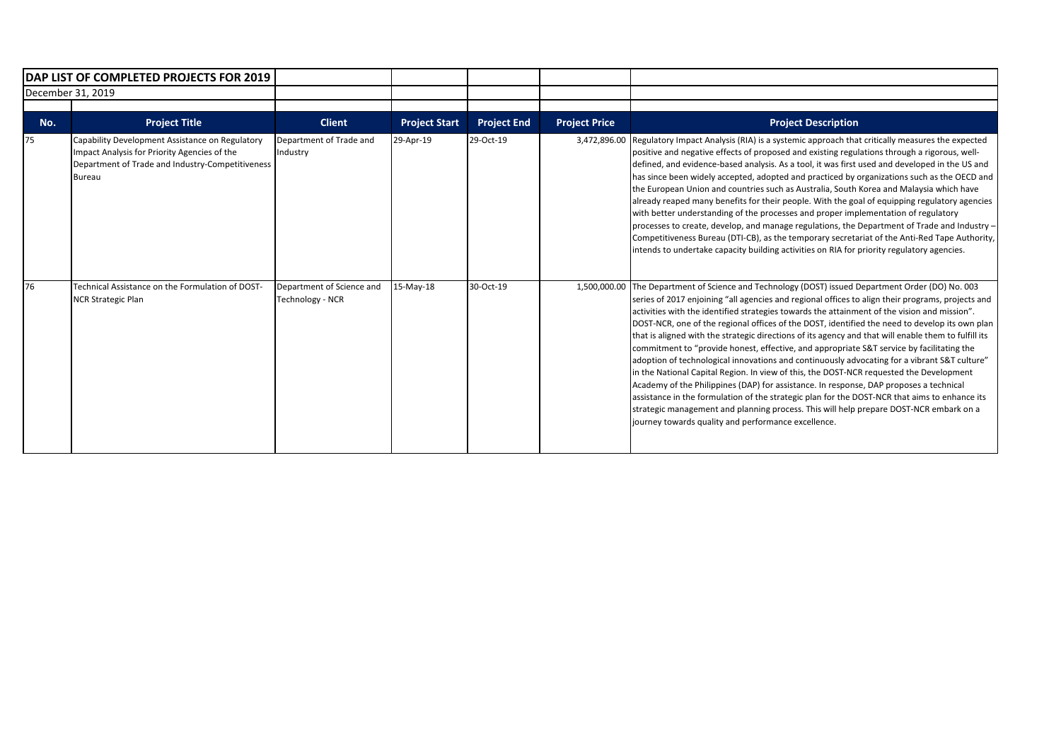**DAP LIST OF COMPLETED PROJECTS FOR 2019**

December 31, 2019

| No. | Project Title | Client | Project Start | Project End | Project Price | Project Description |
|---|---|---|---|---|---|---|
| 75 | Capability Development Assistance on Regulatory Impact Analysis for Priority Agencies of the Department of Trade and Industry-Competitiveness Bureau | Department of Trade and Industry | 29-Apr-19 | 29-Oct-19 | 3,472,896.00 | Regulatory Impact Analysis (RIA) is a systemic approach that critically measures the expected positive and negative effects of proposed and existing regulations through a rigorous, well-defined, and evidence-based analysis. As a tool, it was first used and developed in the US and has since been widely accepted, adopted and practiced by organizations such as the OECD and the European Union and countries such as Australia, South Korea and Malaysia which have already reaped many benefits for their people. With the goal of equipping regulatory agencies with better understanding of the processes and proper implementation of regulatory processes to create, develop, and manage regulations, the Department of Trade and Industry – Competitiveness Bureau (DTI-CB), as the temporary secretariat of the Anti-Red Tape Authority, intends to undertake capacity building activities on RIA for priority regulatory agencies. |
| 76 | Technical Assistance on the Formulation of DOST-NCR Strategic Plan | Department of Science and Technology - NCR | 15-May-18 | 30-Oct-19 | 1,500,000.00 | The Department of Science and Technology (DOST) issued Department Order (DO) No. 003 series of 2017 enjoining "all agencies and regional offices to align their programs, projects and activities with the identified strategies towards the attainment of the vision and mission". DOST-NCR, one of the regional offices of the DOST, identified the need to develop its own plan that is aligned with the strategic directions of its agency and that will enable them to fulfill its commitment to "provide honest, effective, and appropriate S&T service by facilitating the adoption of technological innovations and continuously advocating for a vibrant S&T culture" in the National Capital Region. In view of this, the DOST-NCR requested the Development Academy of the Philippines (DAP) for assistance. In response, DAP proposes a technical assistance in the formulation of the strategic plan for the DOST-NCR that aims to enhance its strategic management and planning process. This will help prepare DOST-NCR embark on a journey towards quality and performance excellence. |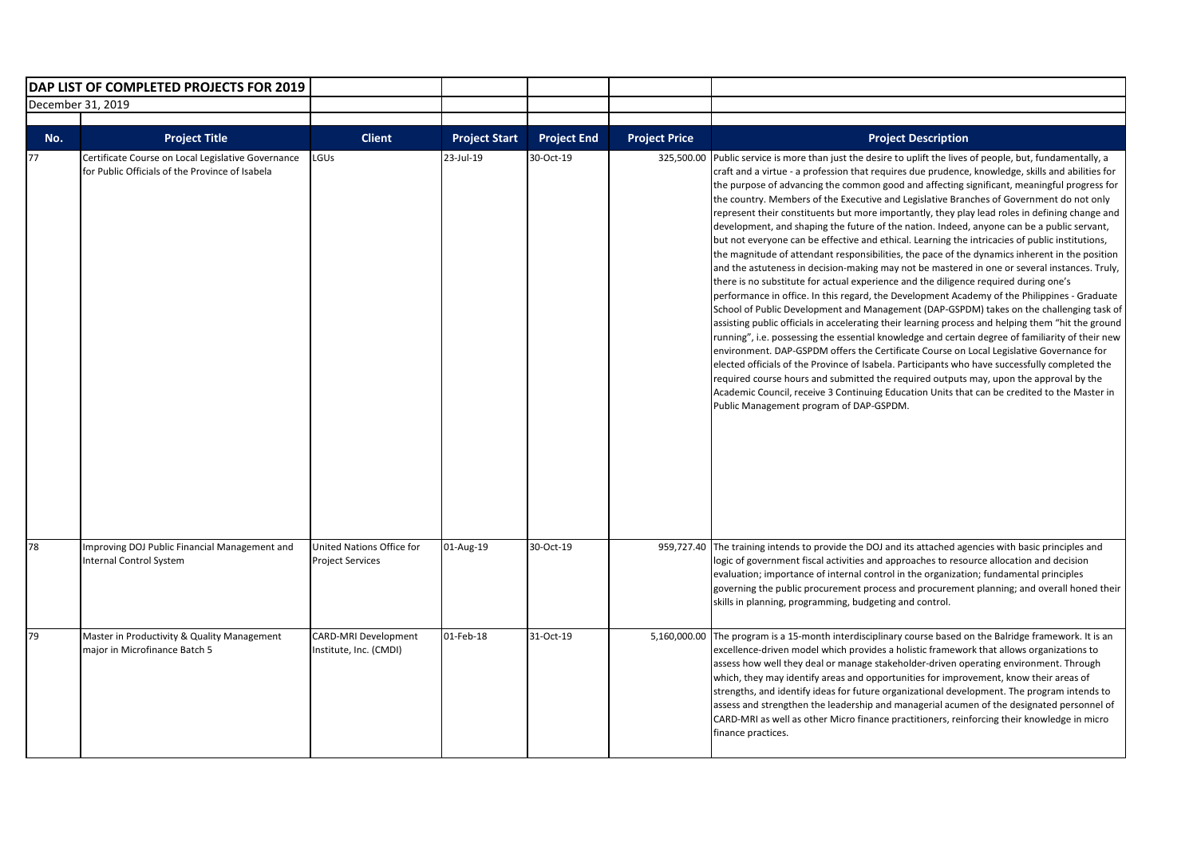**DAP LIST OF COMPLETED PROJECTS FOR 2019**

December 31, 2019

| No. | Project Title | Client | Project Start | Project End | Project Price | Project Description |
|---|---|---|---|---|---|---|
| 77 | Certificate Course on Local Legislative Governance for Public Officials of the Province of Isabela | LGUs | 23-Jul-19 | 30-Oct-19 | 325,500.00 | Public service is more than just the desire to uplift the lives of people, but, fundamentally, a craft and a virtue - a profession that requires due prudence, knowledge, skills and abilities for the purpose of advancing the common good and affecting significant, meaningful progress for the country. Members of the Executive and Legislative Branches of Government do not only represent their constituents but more importantly, they play lead roles in defining change and development, and shaping the future of the nation. Indeed, anyone can be a public servant, but not everyone can be effective and ethical. Learning the intricacies of public institutions, the magnitude of attendant responsibilities, the pace of the dynamics inherent in the position and the astuteness in decision-making may not be mastered in one or several instances. Truly, there is no substitute for actual experience and the diligence required during one's performance in office. In this regard, the Development Academy of the Philippines - Graduate School of Public Development and Management (DAP-GSPDM) takes on the challenging task of assisting public officials in accelerating their learning process and helping them "hit the ground running", i.e. possessing the essential knowledge and certain degree of familiarity of their new environment. DAP-GSPDM offers the Certificate Course on Local Legislative Governance for elected officials of the Province of Isabela. Participants who have successfully completed the required course hours and submitted the required outputs may, upon the approval by the Academic Council, receive 3 Continuing Education Units that can be credited to the Master in Public Management program of DAP-GSPDM. |
| 78 | Improving DOJ Public Financial Management and Internal Control System | United Nations Office for Project Services | 01-Aug-19 | 30-Oct-19 | 959,727.40 | The training intends to provide the DOJ and its attached agencies with basic principles and logic of government fiscal activities and approaches to resource allocation and decision evaluation; importance of internal control in the organization; fundamental principles governing the public procurement process and procurement planning; and overall honed their skills in planning, programming, budgeting and control. |
| 79 | Master in Productivity & Quality Management major in Microfinance Batch 5 | CARD-MRI Development Institute, Inc. (CMDI) | 01-Feb-18 | 31-Oct-19 | 5,160,000.00 | The program is a 15-month interdisciplinary course based on the Balridge framework. It is an excellence-driven model which provides a holistic framework that allows organizations to assess how well they deal or manage stakeholder-driven operating environment. Through which, they may identify areas and opportunities for improvement, know their areas of strengths, and identify ideas for future organizational development. The program intends to assess and strengthen the leadership and managerial acumen of the designated personnel of CARD-MRI as well as other Micro finance practitioners, reinforcing their knowledge in micro finance practices. |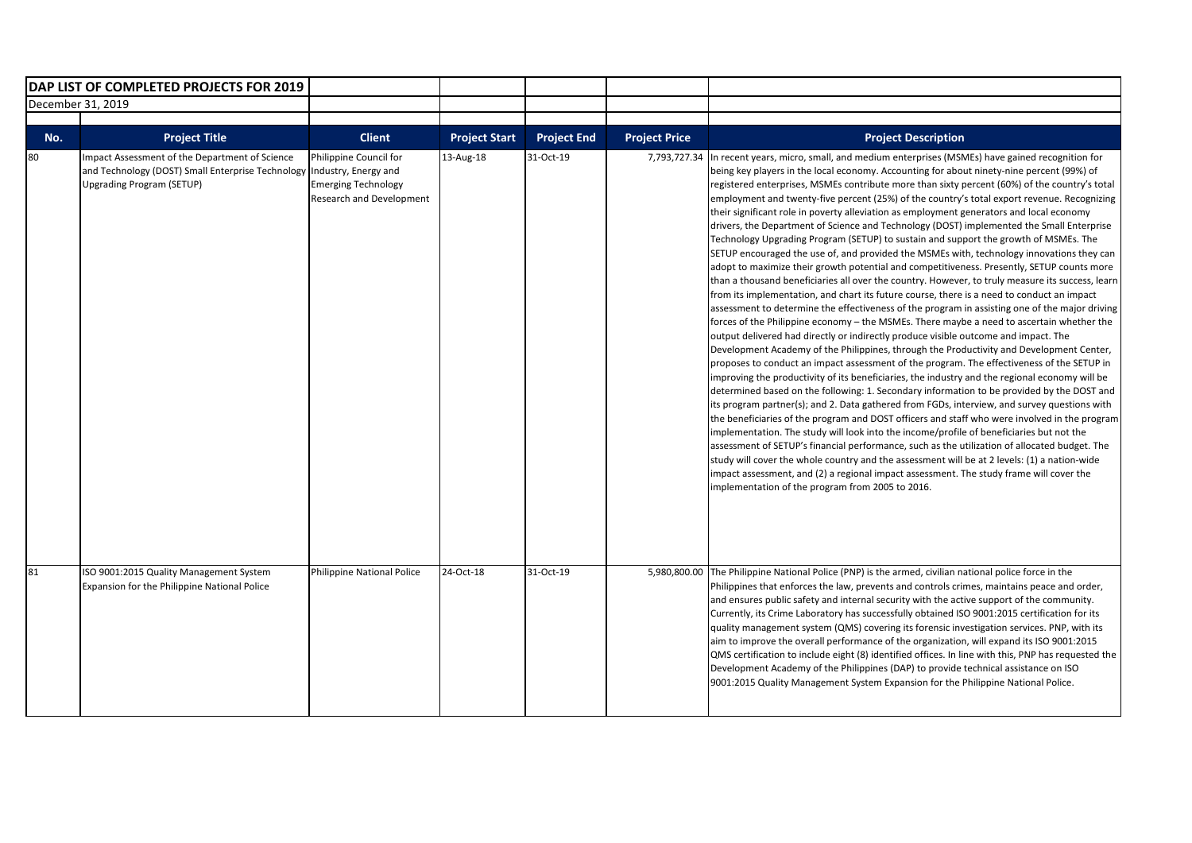**DAP LIST OF COMPLETED PROJECTS FOR 2019**

December 31, 2019

| No. | Project Title | Client | Project Start | Project End | Project Price | Project Description |
|---|---|---|---|---|---|---|
| 80 | Impact Assessment of the Department of Science and Technology (DOST) Small Enterprise Technology Upgrading Program (SETUP) | Philippine Council for Industry, Energy and Emerging Technology Research and Development | 13-Aug-18 | 31-Oct-19 | 7,793,727.34 | In recent years, micro, small, and medium enterprises (MSMEs) have gained recognition for being key players in the local economy. Accounting for about ninety-nine percent (99%) of registered enterprises, MSMEs contribute more than sixty percent (60%) of the country's total employment and twenty-five percent (25%) of the country's total export revenue. Recognizing their significant role in poverty alleviation as employment generators and local economy drivers, the Department of Science and Technology (DOST) implemented the Small Enterprise Technology Upgrading Program (SETUP) to sustain and support the growth of MSMEs. The SETUP encouraged the use of, and provided the MSMEs with, technology innovations they can adopt to maximize their growth potential and competitiveness. Presently, SETUP counts more than a thousand beneficiaries all over the country. However, to truly measure its success, learn from its implementation, and chart its future course, there is a need to conduct an impact assessment to determine the effectiveness of the program in assisting one of the major driving forces of the Philippine economy – the MSMEs. There maybe a need to ascertain whether the output delivered had directly or indirectly produce visible outcome and impact. The Development Academy of the Philippines, through the Productivity and Development Center, proposes to conduct an impact assessment of the program. The effectiveness of the SETUP in improving the productivity of its beneficiaries, the industry and the regional economy will be determined based on the following: 1. Secondary information to be provided by the DOST and its program partner(s); and 2. Data gathered from FGDs, interview, and survey questions with the beneficiaries of the program and DOST officers and staff who were involved in the program implementation. The study will look into the income/profile of beneficiaries but not the assessment of SETUP's financial performance, such as the utilization of allocated budget. The study will cover the whole country and the assessment will be at 2 levels: (1) a nation-wide impact assessment, and (2) a regional impact assessment. The study frame will cover the implementation of the program from 2005 to 2016. |
| 81 | ISO 9001:2015 Quality Management System Expansion for the Philippine National Police | Philippine National Police | 24-Oct-18 | 31-Oct-19 | 5,980,800.00 | The Philippine National Police (PNP) is the armed, civilian national police force in the Philippines that enforces the law, prevents and controls crimes, maintains peace and order, and ensures public safety and internal security with the active support of the community. Currently, its Crime Laboratory has successfully obtained ISO 9001:2015 certification for its quality management system (QMS) covering its forensic investigation services. PNP, with its aim to improve the overall performance of the organization, will expand its ISO 9001:2015 QMS certification to include eight (8) identified offices. In line with this, PNP has requested the Development Academy of the Philippines (DAP) to provide technical assistance on ISO 9001:2015 Quality Management System Expansion for the Philippine National Police. |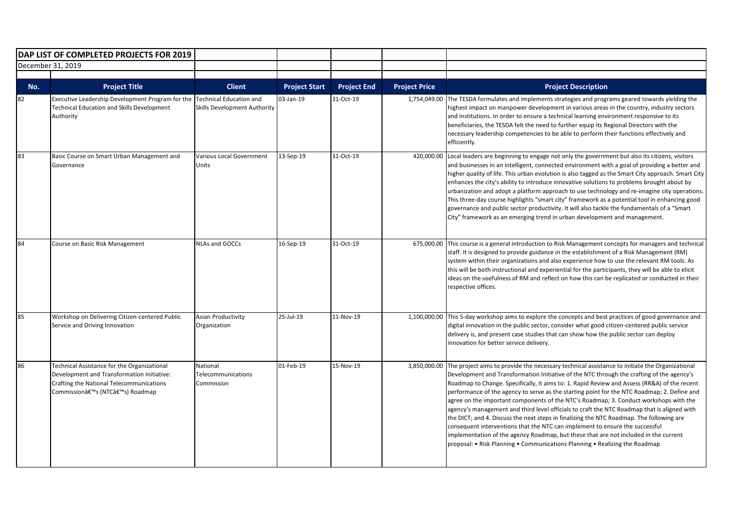# DAP LIST OF COMPLETED PROJECTS FOR 2019

December 31, 2019

| No. | Project Title | Client | Project Start | Project End | Project Price | Project Description |
|---|---|---|---|---|---|---|
| 82 | Executive Leadership Development Program for the Technical Education and Skills Development Authority | Technical Education and Skills Development Authority | 03-Jan-19 | 31-Oct-19 | 1,754,049.00 | The TESDA formulates and implements strategies and programs geared towards yielding the highest impact on manpower development in various areas in the country, industry sectors and institutions. In order to ensure a technical learning environment responsive to its beneficiaries, the TESDA felt the need to further equip its Regional Directors with the necessary leadership competencies to be able to perform their functions effectively and efficiently. |
| 83 | Basic Course on Smart Urban Management and Governance | Various Local Government Units | 13-Sep-19 | 31-Oct-19 | 420,000.00 | Local leaders are beginning to engage not only the government but also its citizens, visitors and businesses in an intelligent, connected environment with a goal of providing a better and higher quality of life. This urban evolution is also tagged as the Smart City approach. Smart City enhances the city's ability to introduce innovative solutions to problems brought about by urbanization and adopt a platform approach to use technology and re-imagine city operations. This three-day course highlights "smart city" framework as a potential tool in enhancing good governance and public sector productivity. It will also tackle the fundamentals of a "Smart City" framework as an emerging trend in urban development and management. |
| 84 | Course on Basic Risk Management | NLAs and GOCCs | 16-Sep-19 | 31-Oct-19 | 675,000.00 | This course is a general introduction to Risk Management concepts for managers and technical staff. It is designed to provide guidance in the establishment of a Risk Management (RM) system within their organizations and also experience how to use the relevant RM tools. As this will be both instructional and experiential for the participants, they will be able to elicit ideas on the usefulness of RM and reflect on how this can be replicated or conducted in their respective offices. |
| 85 | Workshop on Delivering Citizen-centered Public Service and Driving Innovation | Asian Productivity Organization | 25-Jul-19 | 11-Nov-19 | 1,100,000.00 | This 5-day workshop aims to explore the concepts and best practices of good governance and digital innovation in the public sector, consider what good citizen-centered public service delivery is, and present case studies that can show how the public sector can deploy innovation for better service delivery. |
| 86 | Technical Assistance for the Organizational Development and Transformation Initiative: Crafting the National Telecommunications Commissionâ€™s (NTCâ€™s) Roadmap | National Telecommunications Commission | 01-Feb-19 | 15-Nov-19 | 3,850,000.00 | The project aims to provide the necessary technical assistance to initiate the Organizational Development and Transformation Initiative of the NTC through the crafting of the agency's Roadmap to Change. Specifically, it aims to: 1. Rapid Review and Assess (RR&A) of the recent performance of the agency to serve as the starting point for the NTC Roadmap; 2. Define and agree on the important components of the NTC's Roadmap; 3. Conduct workshops with the agency's management and third level officials to craft the NTC Roadmap that is aligned with the DICT; and 4. Discuss the next steps in finalizing the NTC Roadmap. The following are consequent interventions that the NTC can implement to ensure the successful implementation of the agency Roadmap, but these that are not included in the current proposal: • Risk Planning • Communications Planning • Realizing the Roadmap |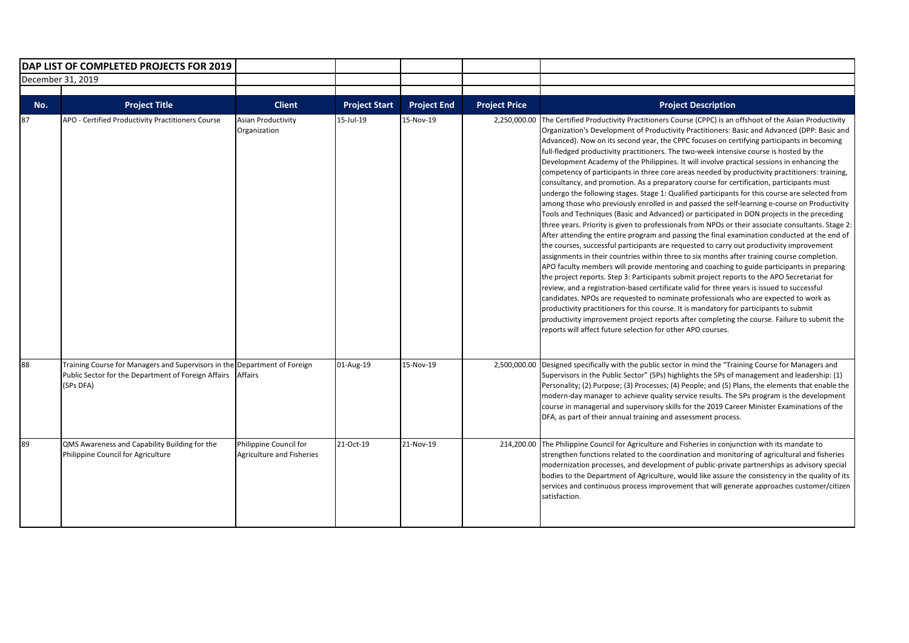**DAP LIST OF COMPLETED PROJECTS FOR 2019**

December 31, 2019

| No. | Project Title | Client | Project Start | Project End | Project Price | Project Description |
|---|---|---|---|---|---|---|
| 87 | APO - Certified Productivity Practitioners Course | Asian Productivity Organization | 15-Jul-19 | 15-Nov-19 | 2,250,000.00 | The Certified Productivity Practitioners Course (CPPC) is an offshoot of the Asian Productivity Organization's Development of Productivity Practitioners: Basic and Advanced (DPP: Basic and Advanced). Now on its second year, the CPPC focuses on certifying participants in becoming full-fledged productivity practitioners. The two-week intensive course is hosted by the Development Academy of the Philippines. It will involve practical sessions in enhancing the competency of participants in three core areas needed by productivity practitioners: training, consultancy, and promotion. As a preparatory course for certification, participants must undergo the following stages. Stage 1: Qualified participants for this course are selected from among those who previously enrolled in and passed the self-learning e-course on Productivity Tools and Techniques (Basic and Advanced) or participated in DON projects in the preceding three years. Priority is given to professionals from NPOs or their associate consultants. Stage 2: After attending the entire program and passing the final examination conducted at the end of the courses, successful participants are requested to carry out productivity improvement assignments in their countries within three to six months after training course completion. APO faculty members will provide mentoring and coaching to guide participants in preparing the project reports. Step 3: Participants submit project reports to the APO Secretariat for review, and a registration-based certificate valid for three years is issued to successful candidates. NPOs are requested to nominate professionals who are expected to work as productivity practitioners for this course. It is mandatory for participants to submit productivity improvement project reports after completing the course. Failure to submit the reports will affect future selection for other APO courses. |
| 88 | Training Course for Managers and Supervisors in the Public Sector for the Department of Foreign Affairs (5Ps DFA) | Department of Foreign Affairs | 01-Aug-19 | 15-Nov-19 | 2,500,000.00 | Designed specifically with the public sector in mind the "Training Course for Managers and Supervisors in the Public Sector" (5Ps) highlights the 5Ps of management and leadership: (1) Personality; (2) Purpose; (3) Processes; (4) People; and (5) Plans, the elements that enable the modern-day manager to achieve quality service results. The 5Ps program is the development course in managerial and supervisory skills for the 2019 Career Minister Examinations of the DFA, as part of their annual training and assessment process. |
| 89 | QMS Awareness and Capability Building for the Philippine Council for Agriculture | Philippine Council for Agriculture and Fisheries | 21-Oct-19 | 21-Nov-19 | 214,200.00 | The Philippine Council for Agriculture and Fisheries in conjunction with its mandate to strengthen functions related to the coordination and monitoring of agricultural and fisheries modernization processes, and development of public-private partnerships as advisory special bodies to the Department of Agriculture, would like assure the consistency in the quality of its services and continuous process improvement that will generate approaches customer/citizen satisfaction. |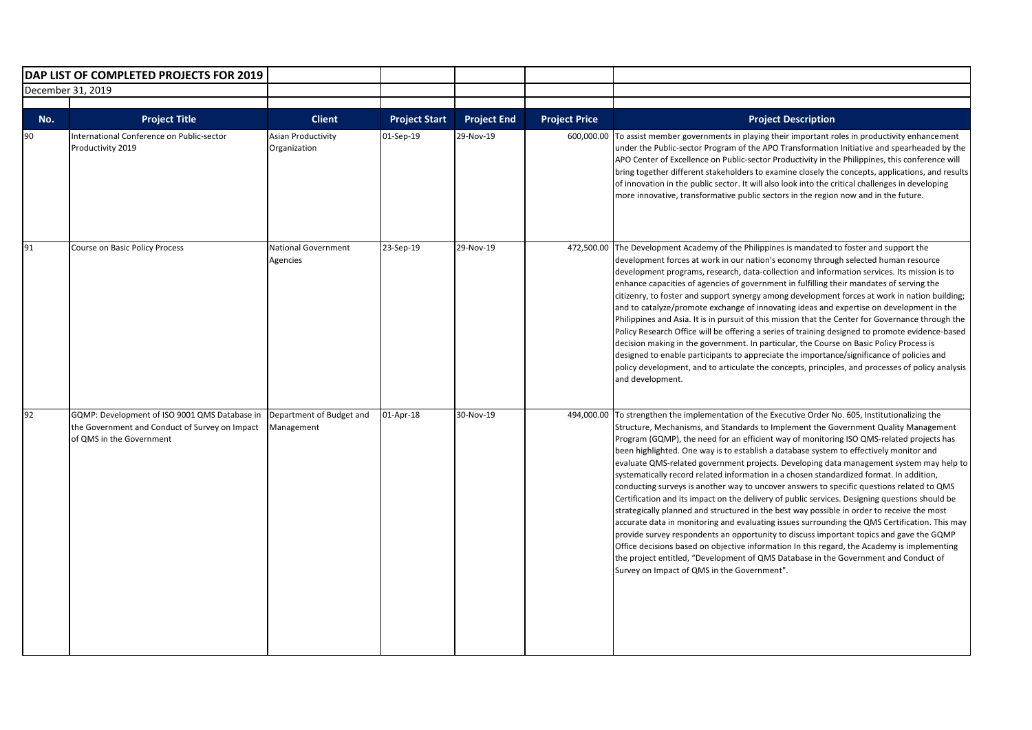**DAP LIST OF COMPLETED PROJECTS FOR 2019**

December 31, 2019

| No. | Project Title | Client | Project Start | Project End | Project Price | Project Description |
|---|---|---|---|---|---|---|
| 90 | International Conference on Public-sector Productivity 2019 | Asian Productivity Organization | 01-Sep-19 | 29-Nov-19 | 600,000.00 | To assist member governments in playing their important roles in productivity enhancement under the Public-sector Program of the APO Transformation Initiative and spearheaded by the APO Center of Excellence on Public-sector Productivity in the Philippines, this conference will bring together different stakeholders to examine closely the concepts, applications, and results of innovation in the public sector. It will also look into the critical challenges in developing more innovative, transformative public sectors in the region now and in the future. |
| 91 | Course on Basic Policy Process | National Government Agencies | 23-Sep-19 | 29-Nov-19 | 472,500.00 | The Development Academy of the Philippines is mandated to foster and support the development forces at work in our nation's economy through selected human resource development programs, research, data-collection and information services. Its mission is to enhance capacities of agencies of government in fulfilling their mandates of serving the citizenry, to foster and support synergy among development forces at work in nation building; and to catalyze/promote exchange of innovating ideas and expertise on development in the Philippines and Asia. It is in pursuit of this mission that the Center for Governance through the Policy Research Office will be offering a series of training designed to promote evidence-based decision making in the government. In particular, the Course on Basic Policy Process is designed to enable participants to appreciate the importance/significance of policies and policy development, and to articulate the concepts, principles, and processes of policy analysis and development. |
| 92 | GQMP: Development of ISO 9001 QMS Database in the Government and Conduct of Survey on Impact of QMS in the Government | Department of Budget and Management | 01-Apr-18 | 30-Nov-19 | 494,000.00 | To strengthen the implementation of the Executive Order No. 605, Institutionalizing the Structure, Mechanisms, and Standards to Implement the Government Quality Management Program (GQMP), the need for an efficient way of monitoring ISO QMS-related projects has been highlighted. One way is to establish a database system to effectively monitor and evaluate QMS-related government projects. Developing data management system may help to systematically record related information in a chosen standardized format. In addition, conducting surveys is another way to uncover answers to specific questions related to QMS Certification and its impact on the delivery of public services. Designing questions should be strategically planned and structured in the best way possible in order to receive the most accurate data in monitoring and evaluating issues surrounding the QMS Certification. This may provide survey respondents an opportunity to discuss important topics and gave the GQMP Office decisions based on objective information In this regard, the Academy is implementing the project entitled, "Development of QMS Database in the Government and Conduct of Survey on Impact of QMS in the Government". |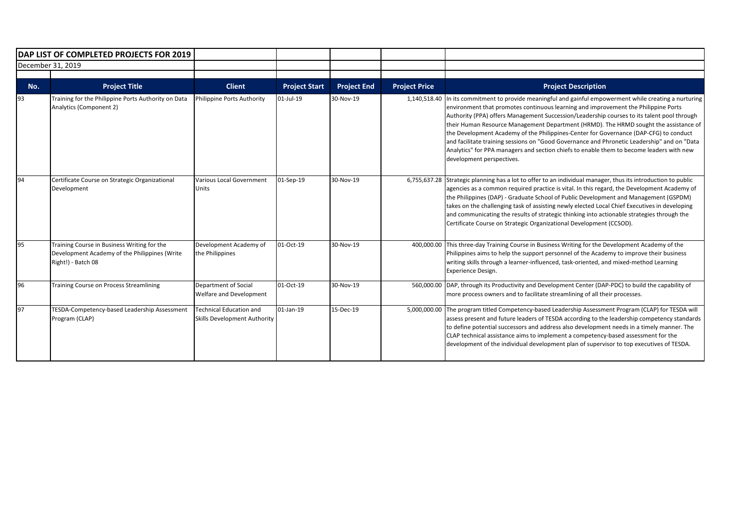**DAP LIST OF COMPLETED PROJECTS FOR 2019**

December 31, 2019

| No. | Project Title | Client | Project Start | Project End | Project Price | Project Description |
|---|---|---|---|---|---|---|
| 93 | Training for the Philippine Ports Authority on Data Analytics (Component 2) | Philippine Ports Authority | 01-Jul-19 | 30-Nov-19 | 1,140,518.40 | In its commitment to provide meaningful and gainful empowerment while creating a nurturing environment that promotes continuous learning and improvement the Philippine Ports Authority (PPA) offers Management Succession/Leadership courses to its talent pool through their Human Resource Management Department (HRMD). The HRMD sought the assistance of the Development Academy of the Philippines-Center for Governance (DAP-CFG) to conduct and facilitate training sessions on "Good Governance and Phronetic Leadership" and on "Data Analytics" for PPA managers and section chiefs to enable them to become leaders with new development perspectives. |
| 94 | Certificate Course on Strategic Organizational Development | Various Local Government Units | 01-Sep-19 | 30-Nov-19 | 6,755,637.28 | Strategic planning has a lot to offer to an individual manager, thus its introduction to public agencies as a common required practice is vital. In this regard, the Development Academy of the Philippines (DAP) - Graduate School of Public Development and Management (GSPDM) takes on the challenging task of assisting newly elected Local Chief Executives in developing and communicating the results of strategic thinking into actionable strategies through the Certificate Course on Strategic Organizational Development (CCSOD). |
| 95 | Training Course in Business Writing for the Development Academy of the Philippines (Write Right!) - Batch 08 | Development Academy of the Philippines | 01-Oct-19 | 30-Nov-19 | 400,000.00 | This three-day Training Course in Business Writing for the Development Academy of the Philippines aims to help the support personnel of the Academy to improve their business writing skills through a learner-influenced, task-oriented, and mixed-method Learning Experience Design. |
| 96 | Training Course on Process Streamlining | Department of Social Welfare and Development | 01-Oct-19 | 30-Nov-19 | 560,000.00 | DAP, through its Productivity and Development Center (DAP-PDC) to build the capability of more process owners and to facilitate streamlining of all their processes. |
| 97 | TESDA-Competency-based Leadership Assessment Program (CLAP) | Technical Education and Skills Development Authority | 01-Jan-19 | 15-Dec-19 | 5,000,000.00 | The program titled Competency-based Leadership Assessment Program (CLAP) for TESDA will assess present and future leaders of TESDA according to the leadership competency standards to define potential successors and address also development needs in a timely manner. The CLAP technical assistance aims to implement a competency-based assessment for the development of the individual development plan of supervisor to top executives of TESDA. |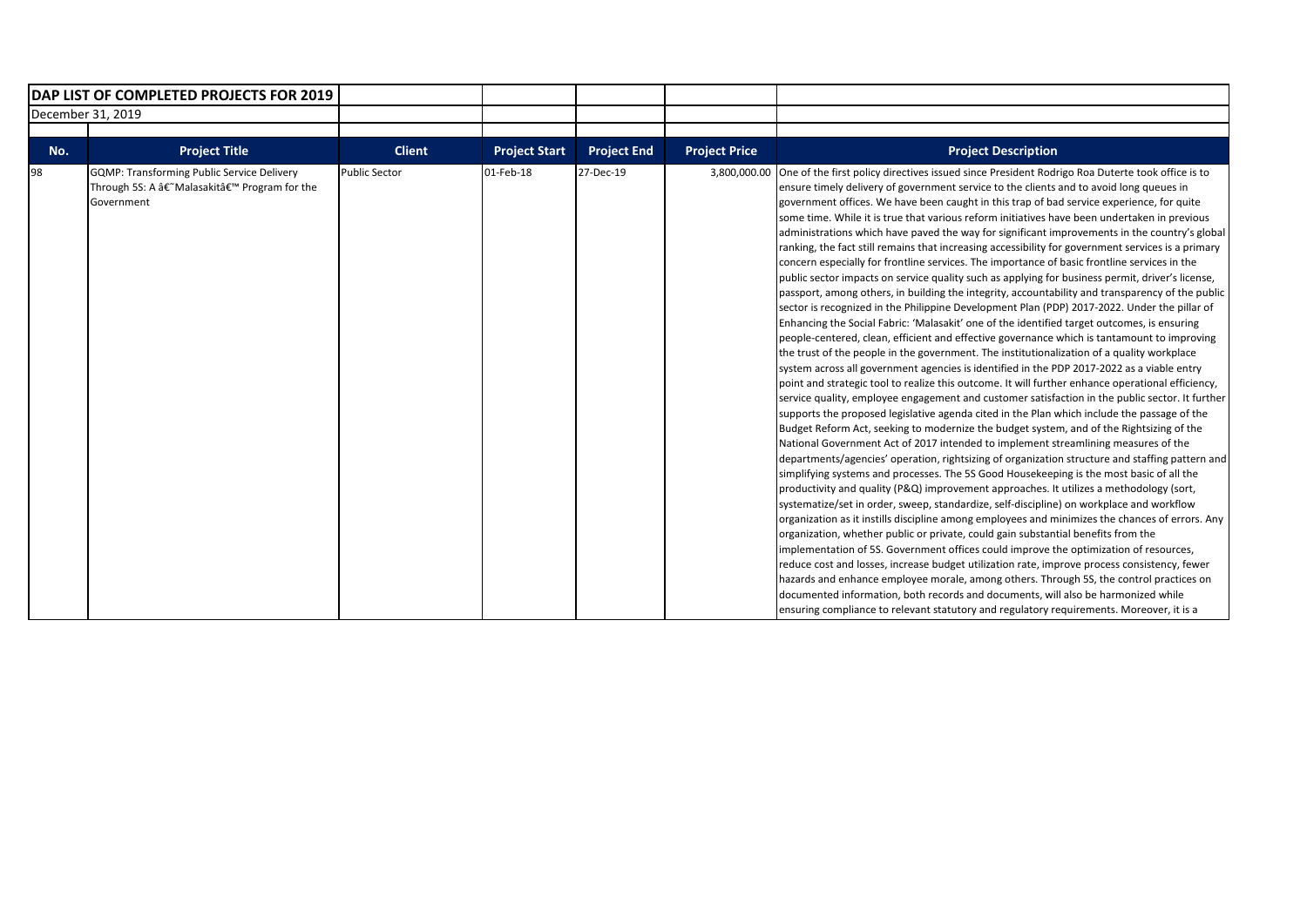| DAP LIST OF COMPLETED PROJECTS FOR 2019 | | | | | | |
|---|---|---|---|---|---|---|
| December 31, 2019 | | | | | | |
| **No.** | **Project Title** | **Client** | **Project Start** | **Project End** | **Project Price** | **Project Description** |
| 98 | GQMP: Transforming Public Service Delivery Through 5S: A â€˜Malasakitâ€™ Program for the Government | Public Sector | 01-Feb-18 | 27-Dec-19 | 3,800,000.00 | One of the first policy directives issued since President Rodrigo Roa Duterte took office is to ensure timely delivery of government service to the clients and to avoid long queues in government offices. We have been caught in this trap of bad service experience, for quite some time. While it is true that various reform initiatives have been undertaken in previous administrations which have paved the way for significant improvements in the country's global ranking, the fact still remains that increasing accessibility for government services is a primary concern especially for frontline services. The importance of basic frontline services in the public sector impacts on service quality such as applying for business permit, driver's license, passport, among others, in building the integrity, accountability and transparency of the public sector is recognized in the Philippine Development Plan (PDP) 2017-2022. Under the pillar of Enhancing the Social Fabric: 'Malasakit' one of the identified target outcomes, is ensuring people-centered, clean, efficient and effective governance which is tantamount to improving the trust of the people in the government. The institutionalization of a quality workplace system across all government agencies is identified in the PDP 2017-2022 as a viable entry point and strategic tool to realize this outcome. It will further enhance operational efficiency, service quality, employee engagement and customer satisfaction in the public sector. It further supports the proposed legislative agenda cited in the Plan which include the passage of the Budget Reform Act, seeking to modernize the budget system, and of the Rightsizing of the National Government Act of 2017 intended to implement streamlining measures of the departments/agencies' operation, rightsizing of organization structure and staffing pattern and simplifying systems and processes. The 5S Good Housekeeping is the most basic of all the productivity and quality (P&Q) improvement approaches. It utilizes a methodology (sort, systematize/set in order, sweep, standardize, self-discipline) on workplace and workflow organization as it instills discipline among employees and minimizes the chances of errors. Any organization, whether public or private, could gain substantial benefits from the implementation of 5S. Government offices could improve the optimization of resources, reduce cost and losses, increase budget utilization rate, improve process consistency, fewer hazards and enhance employee morale, among others. Through 5S, the control practices on documented information, both records and documents, will also be harmonized while ensuring compliance to relevant statutory and regulatory requirements. Moreover, it is a |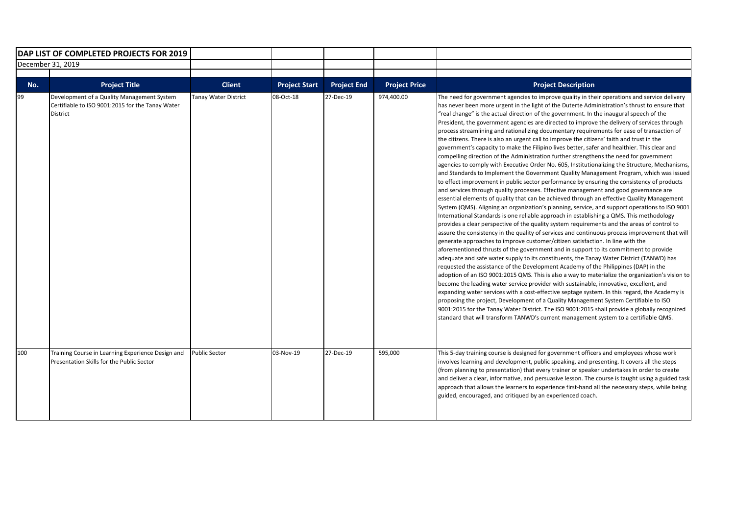| DAP LIST OF COMPLETED PROJECTS FOR 2019 | | | | | | |
|---|---|---|---|---|---|---|
| December 31, 2019 | | | | | | |
| **No.** | **Project Title** | **Client** | **Project Start** | **Project End** | **Project Price** | **Project Description** |
| 99 | Development of a Quality Management System Certifiable to ISO 9001:2015 for the Tanay Water District | Tanay Water District | 08-Oct-18 | 27-Dec-19 | 974,400.00 | The need for government agencies to improve quality in their operations and service delivery has never been more urgent in the light of the Duterte Administration's thrust to ensure that "real change" is the actual direction of the government. In the inaugural speech of the President, the government agencies are directed to improve the delivery of services through process streamlining and rationalizing documentary requirements for ease of transaction of the citizens. There is also an urgent call to improve the citizens' faith and trust in the government's capacity to make the Filipino lives better, safer and healthier. This clear and compelling direction of the Administration further strengthens the need for government agencies to comply with Executive Order No. 605, Institutionalizing the Structure, Mechanisms, and Standards to Implement the Government Quality Management Program, which was issued to effect improvement in public sector performance by ensuring the consistency of products and services through quality processes. Effective management and good governance are essential elements of quality that can be achieved through an effective Quality Management System (QMS). Aligning an organization's planning, service, and support operations to ISO 9001 International Standards is one reliable approach in establishing a QMS. This methodology provides a clear perspective of the quality system requirements and the areas of control to assure the consistency in the quality of services and continuous process improvement that will generate approaches to improve customer/citizen satisfaction. In line with the aforementioned thrusts of the government and in support to its commitment to provide adequate and safe water supply to its constituents, the Tanay Water District (TANWD) has requested the assistance of the Development Academy of the Philippines (DAP) in the adoption of an ISO 9001:2015 QMS. This is also a way to materialize the organization's vision to become the leading water service provider with sustainable, innovative, excellent, and expanding water services with a cost-effective septage system. In this regard, the Academy is proposing the project, Development of a Quality Management System Certifiable to ISO 9001:2015 for the Tanay Water District. The ISO 9001:2015 shall provide a globally recognized standard that will transform TANWD's current management system to a certifiable QMS. |
| 100 | Training Course in Learning Experience Design and Presentation Skills for the Public Sector | Public Sector | 03-Nov-19 | 27-Dec-19 | 595,000 | This 5-day training course is designed for government officers and employees whose work involves learning and development, public speaking, and presenting. It covers all the steps (from planning to presentation) that every trainer or speaker undertakes in order to create and deliver a clear, informative, and persuasive lesson. The course is taught using a guided task approach that allows the learners to experience first-hand all the necessary steps, while being guided, encouraged, and critiqued by an experienced coach. |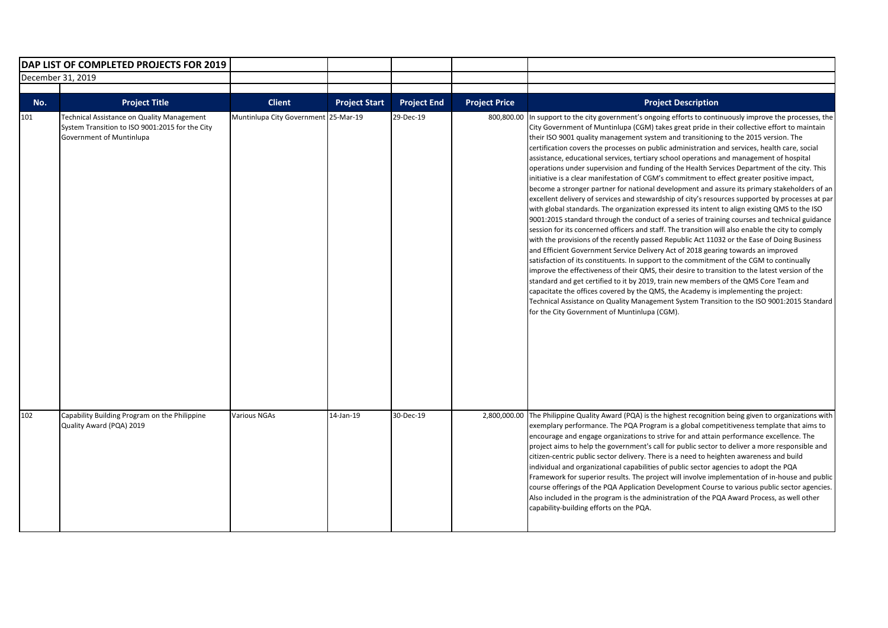## DAP LIST OF COMPLETED PROJECTS FOR 2019

December 31, 2019

| No. | Project Title | Client | Project Start | Project End | Project Price | Project Description |
|---|---|---|---|---|---|---|
| 101 | Technical Assistance on Quality Management System Transition to ISO 9001:2015 for the City Government of Muntinlupa | Muntinlupa City Government | 25-Mar-19 | 29-Dec-19 | 800,800.00 | In support to the city government's ongoing efforts to continuously improve the processes, the City Government of Muntinlupa (CGM) takes great pride in their collective effort to maintain their ISO 9001 quality management system and transitioning to the 2015 version. The certification covers the processes on public administration and services, health care, social assistance, educational services, tertiary school operations and management of hospital operations under supervision and funding of the Health Services Department of the city. This initiative is a clear manifestation of CGM's commitment to effect greater positive impact, become a stronger partner for national development and assure its primary stakeholders of an excellent delivery of services and stewardship of city's resources supported by processes at par with global standards. The organization expressed its intent to align existing QMS to the ISO 9001:2015 standard through the conduct of a series of training courses and technical guidance session for its concerned officers and staff. The transition will also enable the city to comply with the provisions of the recently passed Republic Act 11032 or the Ease of Doing Business and Efficient Government Service Delivery Act of 2018 gearing towards an improved satisfaction of its constituents. In support to the commitment of the CGM to continually improve the effectiveness of their QMS, their desire to transition to the latest version of the standard and get certified to it by 2019, train new members of the QMS Core Team and capacitate the offices covered by the QMS, the Academy is implementing the project: Technical Assistance on Quality Management System Transition to the ISO 9001:2015 Standard for the City Government of Muntinlupa (CGM). |
| 102 | Capability Building Program on the Philippine Quality Award (PQA) 2019 | Various NGAs | 14-Jan-19 | 30-Dec-19 | 2,800,000.00 | The Philippine Quality Award (PQA) is the highest recognition being given to organizations with exemplary performance. The PQA Program is a global competitiveness template that aims to encourage and engage organizations to strive for and attain performance excellence. The project aims to help the government's call for public sector to deliver a more responsible and citizen-centric public sector delivery. There is a need to heighten awareness and build individual and organizational capabilities of public sector agencies to adopt the PQA Framework for superior results. The project will involve implementation of in-house and public course offerings of the PQA Application Development Course to various public sector agencies. Also included in the program is the administration of the PQA Award Process, as well other capability-building efforts on the PQA. |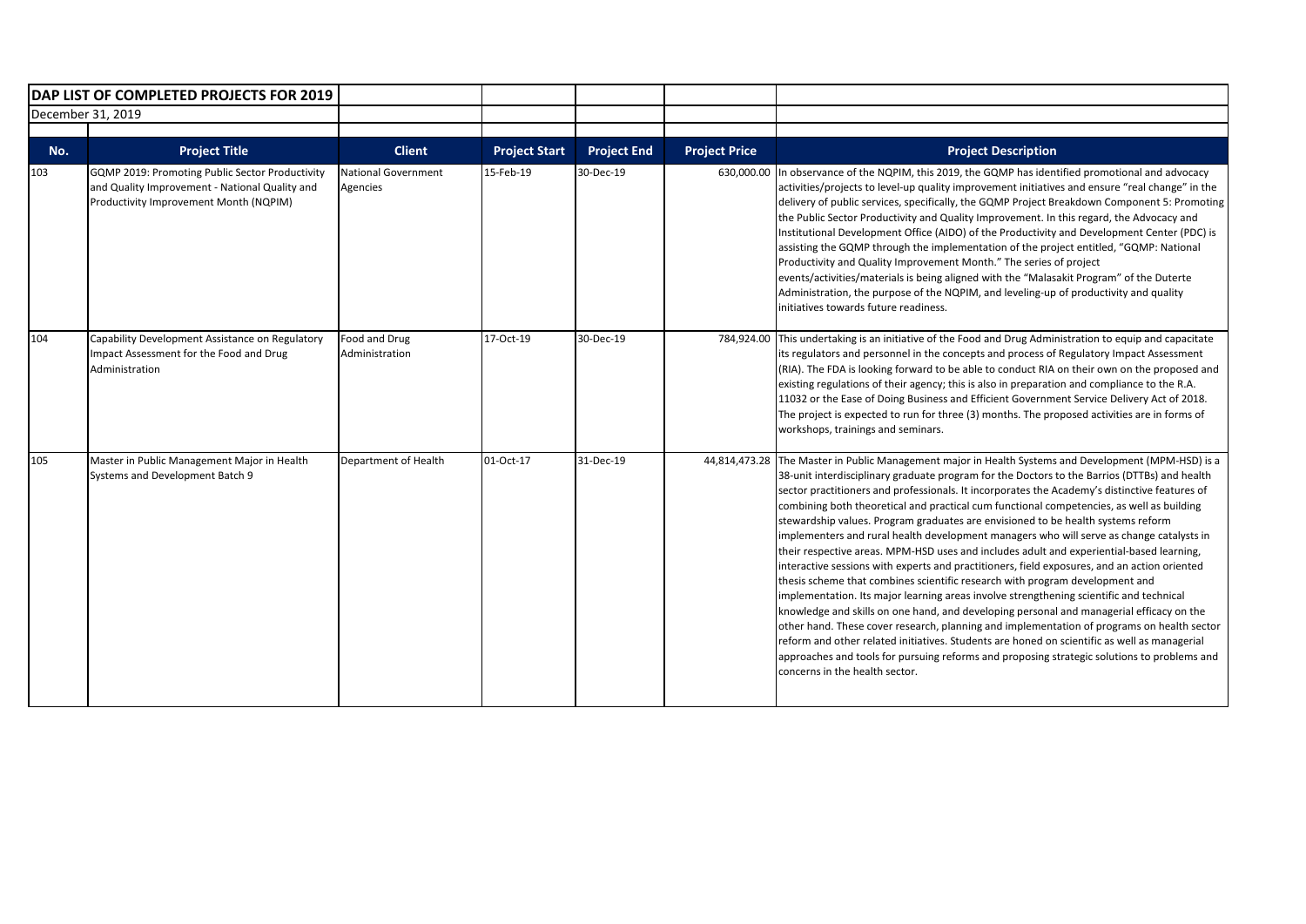**DAP LIST OF COMPLETED PROJECTS FOR 2019**

December 31, 2019

| No. | Project Title | Client | Project Start | Project End | Project Price | Project Description |
|---|---|---|---|---|---|---|
| 103 | GQMP 2019: Promoting Public Sector Productivity and Quality Improvement - National Quality and Productivity Improvement Month (NQPIM) | National Government Agencies | 15-Feb-19 | 30-Dec-19 | 630,000.00 | In observance of the NQPIM, this 2019, the GQMP has identified promotional and advocacy activities/projects to level-up quality improvement initiatives and ensure "real change" in the delivery of public services, specifically, the GQMP Project Breakdown Component 5: Promoting the Public Sector Productivity and Quality Improvement. In this regard, the Advocacy and Institutional Development Office (AIDO) of the Productivity and Development Center (PDC) is assisting the GQMP through the implementation of the project entitled, "GQMP: National Productivity and Quality Improvement Month." The series of project events/activities/materials is being aligned with the "Malasakit Program" of the Duterte Administration, the purpose of the NQPIM, and leveling-up of productivity and quality initiatives towards future readiness. |
| 104 | Capability Development Assistance on Regulatory Impact Assessment for the Food and Drug Administration | Food and Drug Administration | 17-Oct-19 | 30-Dec-19 | 784,924.00 | This undertaking is an initiative of the Food and Drug Administration to equip and capacitate its regulators and personnel in the concepts and process of Regulatory Impact Assessment (RIA). The FDA is looking forward to be able to conduct RIA on their own on the proposed and existing regulations of their agency; this is also in preparation and compliance to the R.A. 11032 or the Ease of Doing Business and Efficient Government Service Delivery Act of 2018. The project is expected to run for three (3) months. The proposed activities are in forms of workshops, trainings and seminars. |
| 105 | Master in Public Management Major in Health Systems and Development Batch 9 | Department of Health | 01-Oct-17 | 31-Dec-19 | 44,814,473.28 | The Master in Public Management major in Health Systems and Development (MPM-HSD) is a 38-unit interdisciplinary graduate program for the Doctors to the Barrios (DTTBs) and health sector practitioners and professionals. It incorporates the Academy's distinctive features of combining both theoretical and practical cum functional competencies, as well as building stewardship values. Program graduates are envisioned to be health systems reform implementers and rural health development managers who will serve as change catalysts in their respective areas. MPM-HSD uses and includes adult and experiential-based learning, interactive sessions with experts and practitioners, field exposures, and an action oriented thesis scheme that combines scientific research with program development and implementation. Its major learning areas involve strengthening scientific and technical knowledge and skills on one hand, and developing personal and managerial efficacy on the other hand. These cover research, planning and implementation of programs on health sector reform and other related initiatives. Students are honed on scientific as well as managerial approaches and tools for pursuing reforms and proposing strategic solutions to problems and concerns in the health sector. |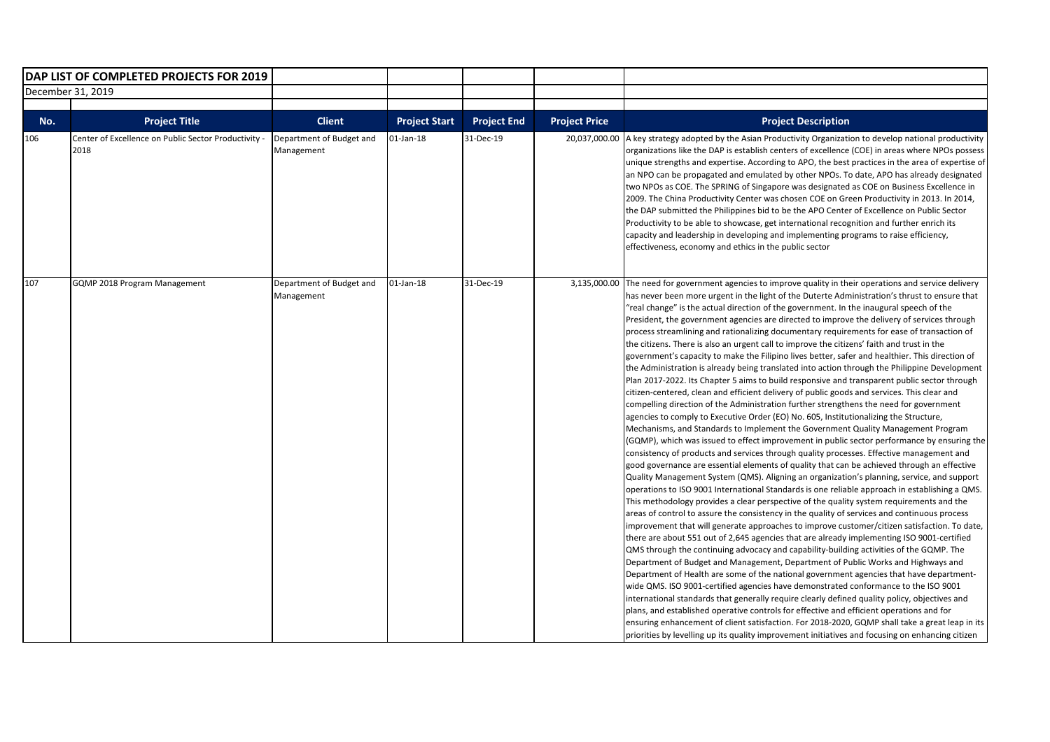**DAP LIST OF COMPLETED PROJECTS FOR 2019**

December 31, 2019

| No. | Project Title | Client | Project Start | Project End | Project Price | Project Description |
|---|---|---|---|---|---|---|
| 106 | Center of Excellence on Public Sector Productivity - 2018 | Department of Budget and Management | 01-Jan-18 | 31-Dec-19 | 20,037,000.00 | A key strategy adopted by the Asian Productivity Organization to develop national productivity organizations like the DAP is establish centers of excellence (COE) in areas where NPOs possess unique strengths and expertise. According to APO, the best practices in the area of expertise of an NPO can be propagated and emulated by other NPOs. To date, APO has already designated two NPOs as COE. The SPRING of Singapore was designated as COE on Business Excellence in 2009. The China Productivity Center was chosen COE on Green Productivity in 2013. In 2014, the DAP submitted the Philippines bid to be the APO Center of Excellence on Public Sector Productivity to be able to showcase, get international recognition and further enrich its capacity and leadership in developing and implementing programs to raise efficiency, effectiveness, economy and ethics in the public sector |
| 107 | GQMP 2018 Program Management | Department of Budget and Management | 01-Jan-18 | 31-Dec-19 | 3,135,000.00 | The need for government agencies to improve quality in their operations and service delivery has never been more urgent in the light of the Duterte Administration's thrust to ensure that "real change" is the actual direction of the government. In the inaugural speech of the President, the government agencies are directed to improve the delivery of services through process streamlining and rationalizing documentary requirements for ease of transaction of the citizens. There is also an urgent call to improve the citizens' faith and trust in the government's capacity to make the Filipino lives better, safer and healthier. This direction of the Administration is already being translated into action through the Philippine Development Plan 2017-2022. Its Chapter 5 aims to build responsive and transparent public sector through citizen-centered, clean and efficient delivery of public goods and services. This clear and compelling direction of the Administration further strengthens the need for government agencies to comply to Executive Order (EO) No. 605, Institutionalizing the Structure, Mechanisms, and Standards to Implement the Government Quality Management Program (GQMP), which was issued to effect improvement in public sector performance by ensuring the consistency of products and services through quality processes. Effective management and good governance are essential elements of quality that can be achieved through an effective Quality Management System (QMS). Aligning an organization's planning, service, and support operations to ISO 9001 International Standards is one reliable approach in establishing a QMS. This methodology provides a clear perspective of the quality system requirements and the areas of control to assure the consistency in the quality of services and continuous process improvement that will generate approaches to improve customer/citizen satisfaction. To date, there are about 551 out of 2,645 agencies that are already implementing ISO 9001-certified QMS through the continuing advocacy and capability-building activities of the GQMP. The Department of Budget and Management, Department of Public Works and Highways and Department of Health are some of the national government agencies that have department-wide QMS. ISO 9001-certified agencies have demonstrated conformance to the ISO 9001 international standards that generally require clearly defined quality policy, objectives and plans, and established operative controls for effective and efficient operations and for ensuring enhancement of client satisfaction. For 2018-2020, GQMP shall take a great leap in its priorities by levelling up its quality improvement initiatives and focusing on enhancing citizen |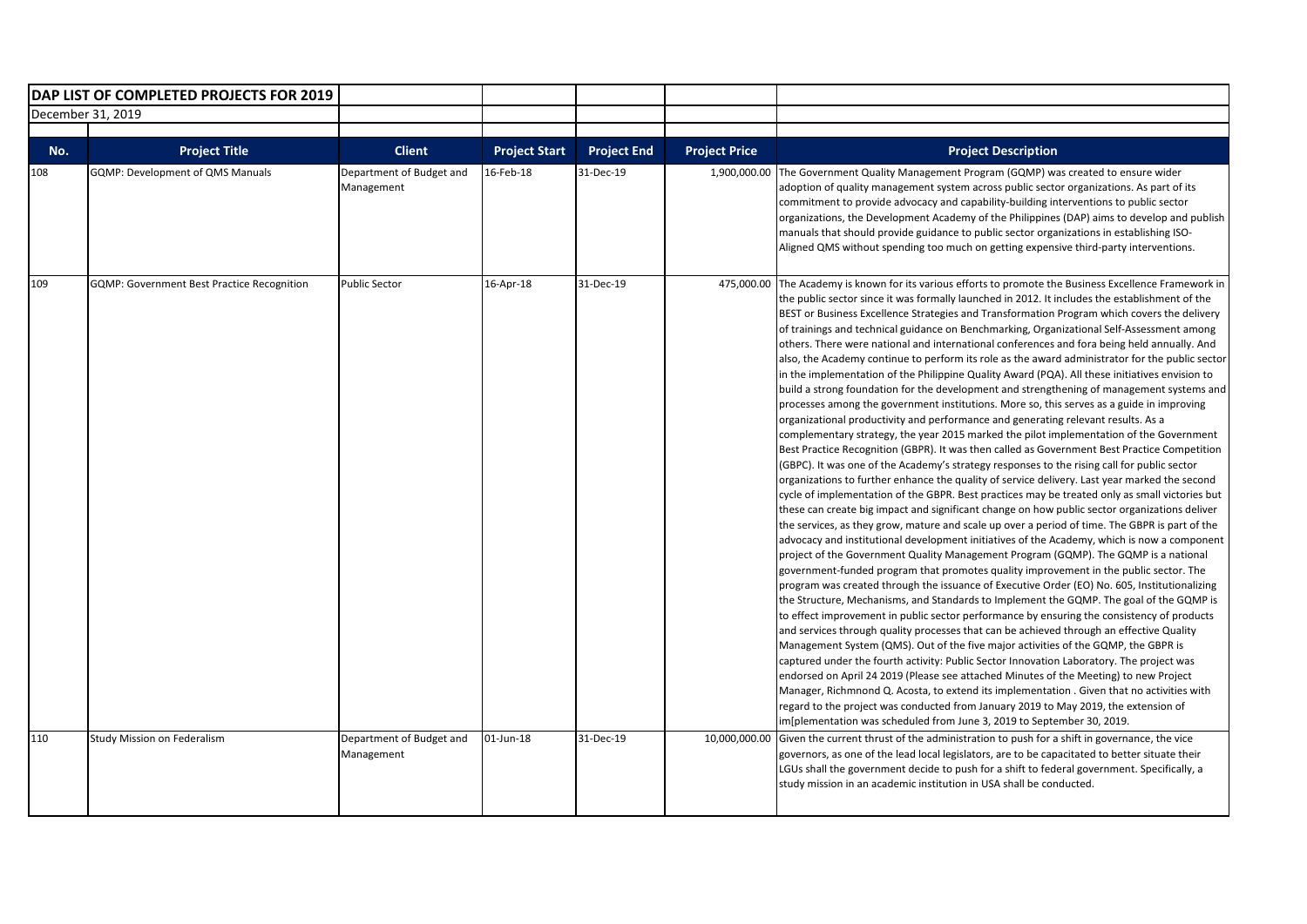**DAP LIST OF COMPLETED PROJECTS FOR 2019**

December 31, 2019

| No. | Project Title | Client | Project Start | Project End | Project Price | Project Description |
|---|---|---|---|---|---|---|
| 108 | GQMP: Development of QMS Manuals | Department of Budget and Management | 16-Feb-18 | 31-Dec-19 | 1,900,000.00 | The Government Quality Management Program (GQMP) was created to ensure wider adoption of quality management system across public sector organizations. As part of its commitment to provide advocacy and capability-building interventions to public sector organizations, the Development Academy of the Philippines (DAP) aims to develop and publish manuals that should provide guidance to public sector organizations in establishing ISO-Aligned QMS without spending too much on getting expensive third-party interventions. |
| 109 | GQMP: Government Best Practice Recognition | Public Sector | 16-Apr-18 | 31-Dec-19 | 475,000.00 | The Academy is known for its various efforts to promote the Business Excellence Framework in the public sector since it was formally launched in 2012. It includes the establishment of the BEST or Business Excellence Strategies and Transformation Program which covers the delivery of trainings and technical guidance on Benchmarking, Organizational Self-Assessment among others. There were national and international conferences and fora being held annually. And also, the Academy continue to perform its role as the award administrator for the public sector in the implementation of the Philippine Quality Award (PQA). All these initiatives envision to build a strong foundation for the development and strengthening of management systems and processes among the government institutions. More so, this serves as a guide in improving organizational productivity and performance and generating relevant results. As a complementary strategy, the year 2015 marked the pilot implementation of the Government Best Practice Recognition (GBPR). It was then called as Government Best Practice Competition (GBPC). It was one of the Academy's strategy responses to the rising call for public sector organizations to further enhance the quality of service delivery. Last year marked the second cycle of implementation of the GBPR. Best practices may be treated only as small victories but these can create big impact and significant change on how public sector organizations deliver the services, as they grow, mature and scale up over a period of time. The GBPR is part of the advocacy and institutional development initiatives of the Academy, which is now a component project of the Government Quality Management Program (GQMP). The GQMP is a national government-funded program that promotes quality improvement in the public sector. The program was created through the issuance of Executive Order (EO) No. 605, Institutionalizing the Structure, Mechanisms, and Standards to Implement the GQMP. The goal of the GQMP is to effect improvement in public sector performance by ensuring the consistency of products and services through quality processes that can be achieved through an effective Quality Management System (QMS). Out of the five major activities of the GQMP, the GBPR is captured under the fourth activity: Public Sector Innovation Laboratory. The project was endorsed on April 24 2019 (Please see attached Minutes of the Meeting) to new Project Manager, Richmnond Q. Acosta, to extend its implementation . Given that no activities with regard to the project was conducted from January 2019 to May 2019, the extension of im[plementation was scheduled from June 3, 2019 to September 30, 2019. |
| 110 | Study Mission on Federalism | Department of Budget and Management | 01-Jun-18 | 31-Dec-19 | 10,000,000.00 | Given the current thrust of the administration to push for a shift in governance, the vice governors, as one of the lead local legislators, are to be capacitated to better situate their LGUs shall the government decide to push for a shift to federal government. Specifically, a study mission in an academic institution in USA shall be conducted. |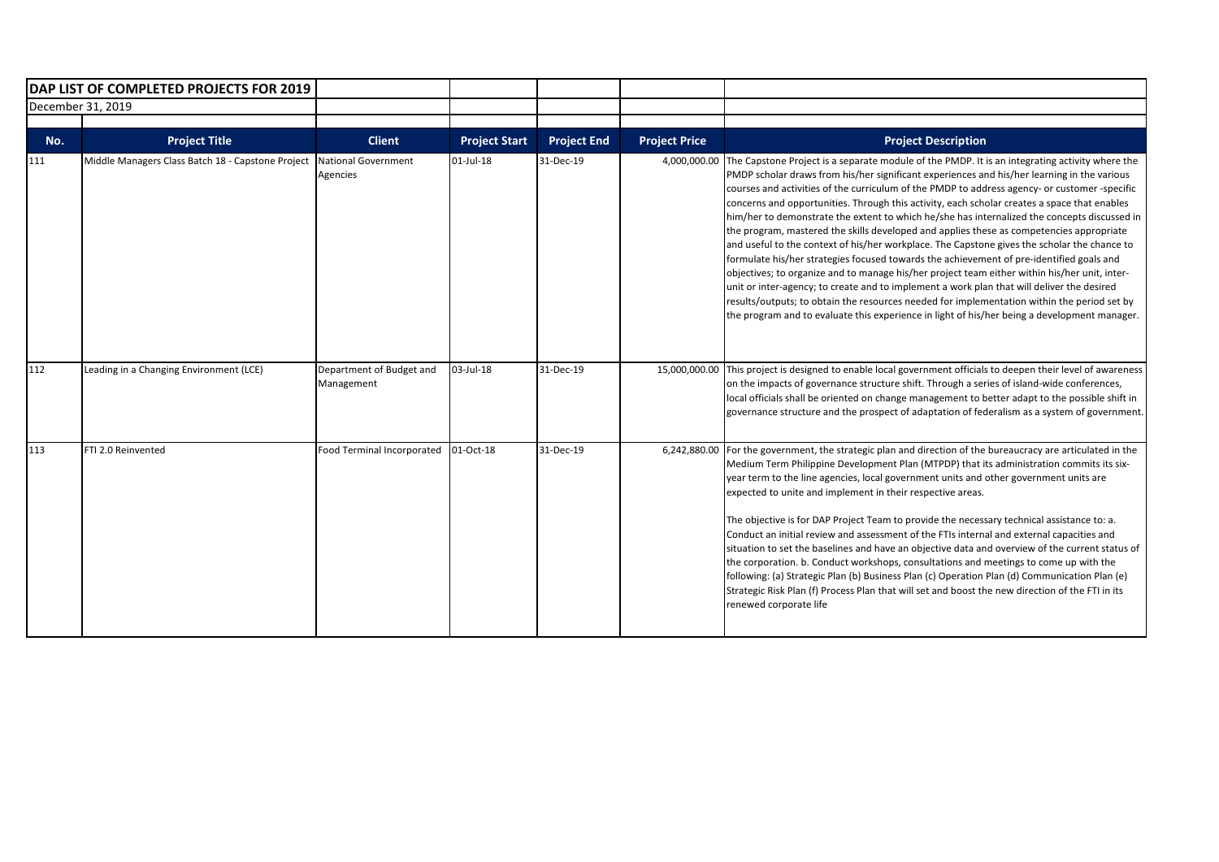# DAP LIST OF COMPLETED PROJECTS FOR 2019

December 31, 2019

| No. | Project Title | Client | Project Start | Project End | Project Price | Project Description |
|---|---|---|---|---|---|---|
| 111 | Middle Managers Class Batch 18 - Capstone Project | National Government Agencies | 01-Jul-18 | 31-Dec-19 | 4,000,000.00 | The Capstone Project is a separate module of the PMDP. It is an integrating activity where the PMDP scholar draws from his/her significant experiences and his/her learning in the various courses and activities of the curriculum of the PMDP to address agency- or customer -specific concerns and opportunities. Through this activity, each scholar creates a space that enables him/her to demonstrate the extent to which he/she has internalized the concepts discussed in the program, mastered the skills developed and applies these as competencies appropriate and useful to the context of his/her workplace. The Capstone gives the scholar the chance to formulate his/her strategies focused towards the achievement of pre-identified goals and objectives; to organize and to manage his/her project team either within his/her unit, inter-unit or inter-agency; to create and to implement a work plan that will deliver the desired results/outputs; to obtain the resources needed for implementation within the period set by the program and to evaluate this experience in light of his/her being a development manager. |
| 112 | Leading in a Changing Environment (LCE) | Department of Budget and Management | 03-Jul-18 | 31-Dec-19 | 15,000,000.00 | This project is designed to enable local government officials to deepen their level of awareness on the impacts of governance structure shift. Through a series of island-wide conferences, local officials shall be oriented on change management to better adapt to the possible shift in governance structure and the prospect of adaptation of federalism as a system of government. |
| 113 | FTI 2.0 Reinvented | Food Terminal Incorporated | 01-Oct-18 | 31-Dec-19 | 6,242,880.00 | For the government, the strategic plan and direction of the bureaucracy are articulated in the Medium Term Philippine Development Plan (MTPDP) that its administration commits its six-year term to the line agencies, local government units and other government units are expected to unite and implement in their respective areas.<br><br>The objective is for DAP Project Team to provide the necessary technical assistance to: a. Conduct an initial review and assessment of the FTIs internal and external capacities and situation to set the baselines and have an objective data and overview of the current status of the corporation. b. Conduct workshops, consultations and meetings to come up with the following: (a) Strategic Plan (b) Business Plan (c) Operation Plan (d) Communication Plan (e) Strategic Risk Plan (f) Process Plan that will set and boost the new direction of the FTI in its renewed corporate life |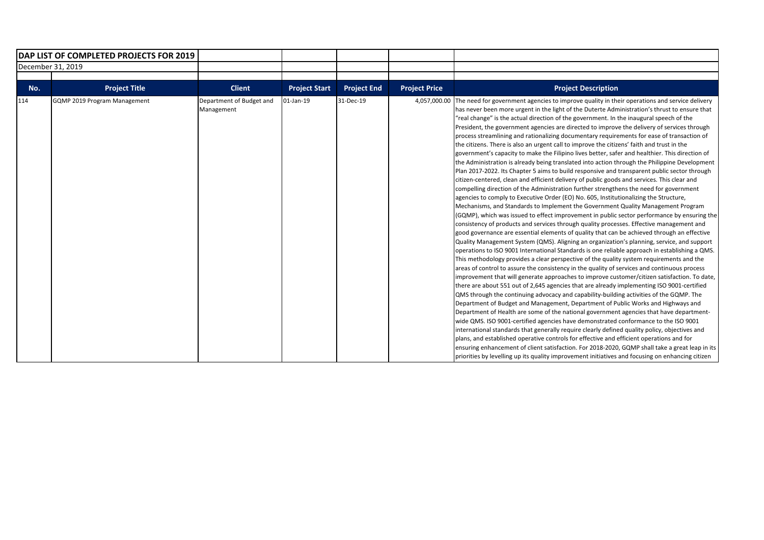| DAP LIST OF COMPLETED PROJECTS FOR 2019 | | | | | | |
|---|---|---|---|---|---|---|
| December 31, 2019 | | | | | | |
| **No.** | **Project Title** | **Client** | **Project Start** | **Project End** | **Project Price** | **Project Description** |
| 114 | GQMP 2019 Program Management | Department of Budget and Management | 01-Jan-19 | 31-Dec-19 | 4,057,000.00 | The need for government agencies to improve quality in their operations and service delivery has never been more urgent in the light of the Duterte Administration's thrust to ensure that "real change" is the actual direction of the government. In the inaugural speech of the President, the government agencies are directed to improve the delivery of services through process streamlining and rationalizing documentary requirements for ease of transaction of the citizens. There is also an urgent call to improve the citizens' faith and trust in the government's capacity to make the Filipino lives better, safer and healthier. This direction of the Administration is already being translated into action through the Philippine Development Plan 2017-2022. Its Chapter 5 aims to build responsive and transparent public sector through citizen-centered, clean and efficient delivery of public goods and services. This clear and compelling direction of the Administration further strengthens the need for government agencies to comply to Executive Order (EO) No. 605, Institutionalizing the Structure, Mechanisms, and Standards to Implement the Government Quality Management Program (GQMP), which was issued to effect improvement in public sector performance by ensuring the consistency of products and services through quality processes. Effective management and good governance are essential elements of quality that can be achieved through an effective Quality Management System (QMS). Aligning an organization's planning, service, and support operations to ISO 9001 International Standards is one reliable approach in establishing a QMS. This methodology provides a clear perspective of the quality system requirements and the areas of control to assure the consistency in the quality of services and continuous process improvement that will generate approaches to improve customer/citizen satisfaction. To date, there are about 551 out of 2,645 agencies that are already implementing ISO 9001-certified QMS through the continuing advocacy and capability-building activities of the GQMP. The Department of Budget and Management, Department of Public Works and Highways and Department of Health are some of the national government agencies that have department-wide QMS. ISO 9001-certified agencies have demonstrated conformance to the ISO 9001 international standards that generally require clearly defined quality policy, objectives and plans, and established operative controls for effective and efficient operations and for ensuring enhancement of client satisfaction. For 2018-2020, GQMP shall take a great leap in its priorities by levelling up its quality improvement initiatives and focusing on enhancing citizen |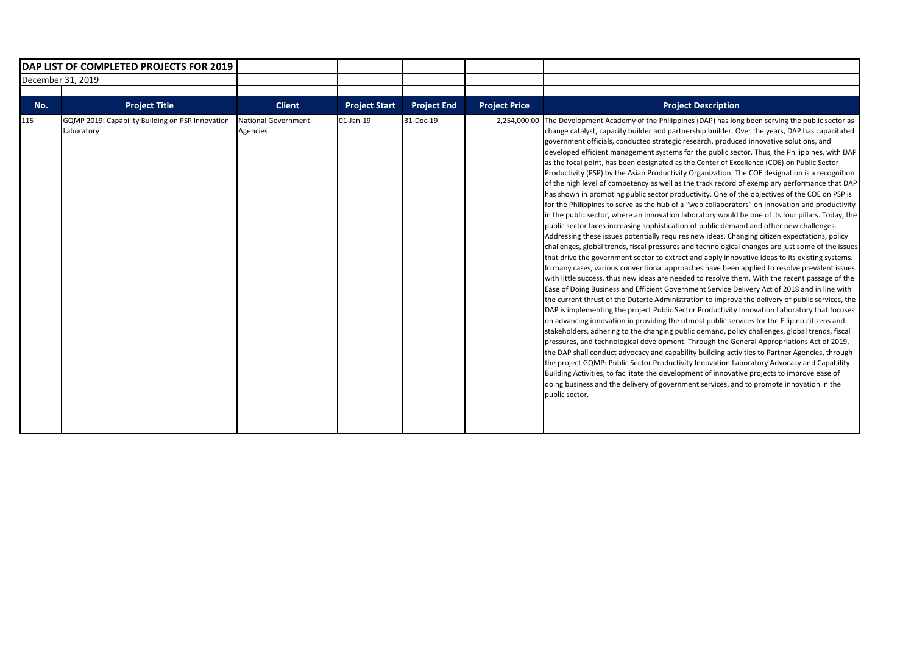**DAP LIST OF COMPLETED PROJECTS FOR 2019**

December 31, 2019

| No. | Project Title | Client | Project Start | Project End | Project Price | Project Description |
|---|---|---|---|---|---|---|
| 115 | GQMP 2019: Capability Building on PSP Innovation Laboratory | National Government Agencies | 01-Jan-19 | 31-Dec-19 | 2,254,000.00 | The Development Academy of the Philippines (DAP) has long been serving the public sector as change catalyst, capacity builder and partnership builder. Over the years, DAP has capacitated government officials, conducted strategic research, produced innovative solutions, and developed efficient management systems for the public sector. Thus, the Philippines, with DAP as the focal point, has been designated as the Center of Excellence (COE) on Public Sector Productivity (PSP) by the Asian Productivity Organization. The COE designation is a recognition of the high level of competency as well as the track record of exemplary performance that DAP has shown in promoting public sector productivity. One of the objectives of the COE on PSP is for the Philippines to serve as the hub of a "web collaborators" on innovation and productivity in the public sector, where an innovation laboratory would be one of its four pillars. Today, the public sector faces increasing sophistication of public demand and other new challenges. Addressing these issues potentially requires new ideas. Changing citizen expectations, policy challenges, global trends, fiscal pressures and technological changes are just some of the issues that drive the government sector to extract and apply innovative ideas to its existing systems. In many cases, various conventional approaches have been applied to resolve prevalent issues with little success, thus new ideas are needed to resolve them. With the recent passage of the Ease of Doing Business and Efficient Government Service Delivery Act of 2018 and in line with the current thrust of the Duterte Administration to improve the delivery of public services, the DAP is implementing the project Public Sector Productivity Innovation Laboratory that focuses on advancing innovation in providing the utmost public services for the Filipino citizens and stakeholders, adhering to the changing public demand, policy challenges, global trends, fiscal pressures, and technological development. Through the General Appropriations Act of 2019, the DAP shall conduct advocacy and capability building activities to Partner Agencies, through the project GQMP: Public Sector Productivity Innovation Laboratory Advocacy and Capability Building Activities, to facilitate the development of innovative projects to improve ease of doing business and the delivery of government services, and to promote innovation in the public sector. |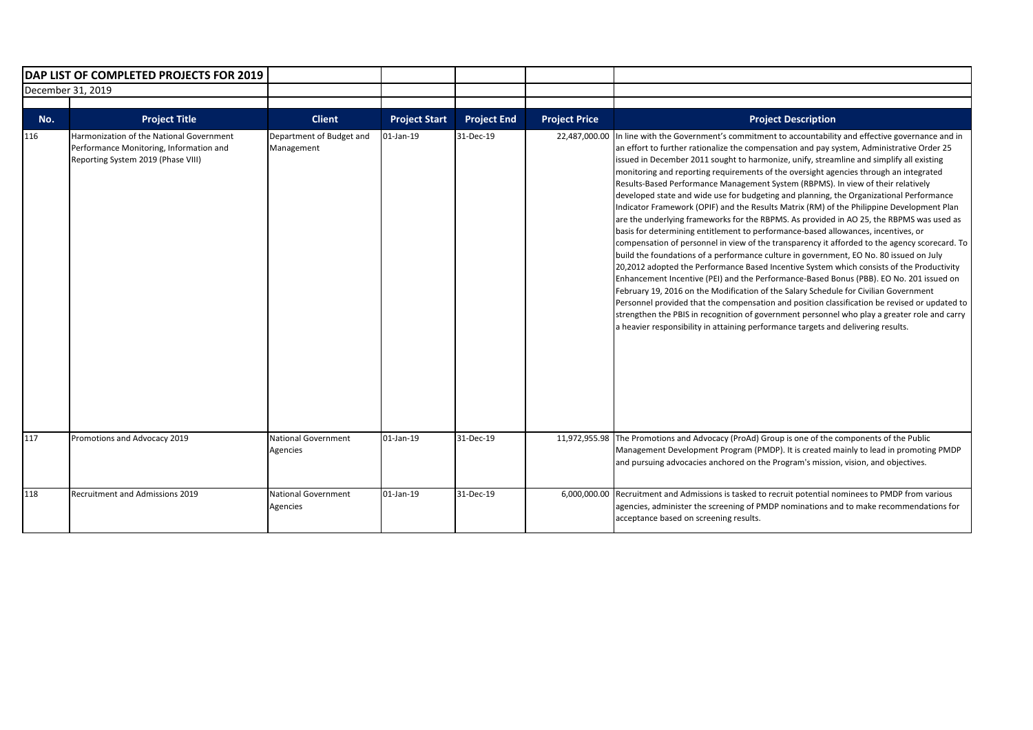**DAP LIST OF COMPLETED PROJECTS FOR 2019**

December 31, 2019

| No. | Project Title | Client | Project Start | Project End | Project Price | Project Description |
|---|---|---|---|---|---|---|
| 116 | Harmonization of the National Government Performance Monitoring, Information and Reporting System 2019 (Phase VIII) | Department of Budget and Management | 01-Jan-19 | 31-Dec-19 | 22,487,000.00 | In line with the Government's commitment to accountability and effective governance and in an effort to further rationalize the compensation and pay system, Administrative Order 25 issued in December 2011 sought to harmonize, unify, streamline and simplify all existing monitoring and reporting requirements of the oversight agencies through an integrated Results-Based Performance Management System (RBPMS). In view of their relatively developed state and wide use for budgeting and planning, the Organizational Performance Indicator Framework (OPIF) and the Results Matrix (RM) of the Philippine Development Plan are the underlying frameworks for the RBPMS. As provided in AO 25, the RBPMS was used as basis for determining entitlement to performance-based allowances, incentives, or compensation of personnel in view of the transparency it afforded to the agency scorecard. To build the foundations of a performance culture in government, EO No. 80 issued on July 20,2012 adopted the Performance Based Incentive System which consists of the Productivity Enhancement Incentive (PEI) and the Performance-Based Bonus (PBB). EO No. 201 issued on February 19, 2016 on the Modification of the Salary Schedule for Civilian Government Personnel provided that the compensation and position classification be revised or updated to strengthen the PBIS in recognition of government personnel who play a greater role and carry a heavier responsibility in attaining performance targets and delivering results. |
| 117 | Promotions and Advocacy 2019 | National Government Agencies | 01-Jan-19 | 31-Dec-19 | 11,972,955.98 | The Promotions and Advocacy (ProAd) Group is one of the components of the Public Management Development Program (PMDP). It is created mainly to lead in promoting PMDP and pursuing advocacies anchored on the Program's mission, vision, and objectives. |
| 118 | Recruitment and Admissions 2019 | National Government Agencies | 01-Jan-19 | 31-Dec-19 | 6,000,000.00 | Recruitment and Admissions is tasked to recruit potential nominees to PMDP from various agencies, administer the screening of PMDP nominations and to make recommendations for acceptance based on screening results. |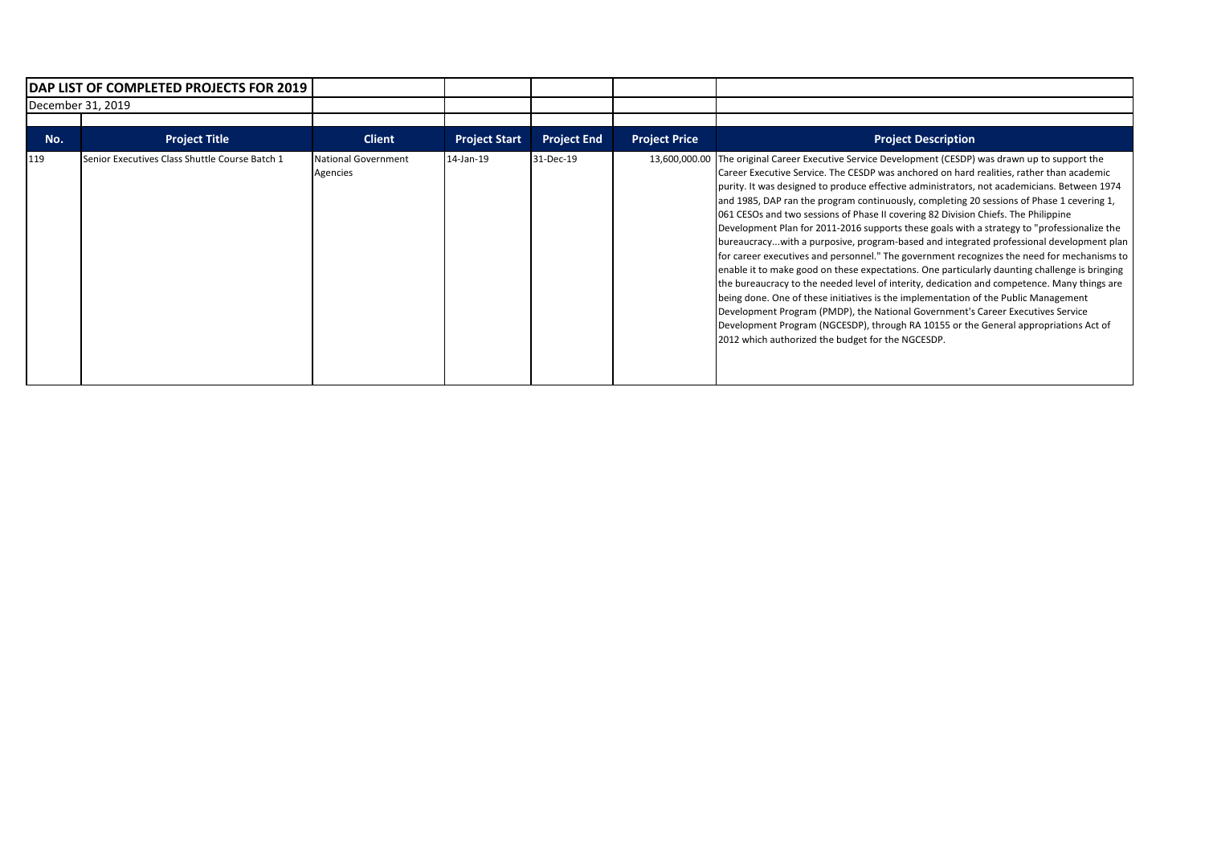| DAP LIST OF COMPLETED PROJECTS FOR 2019 | | | | | | |
|---|---|---|---|---|---|---|
| December 31, 2019 | | | | | | |
| **No.** | **Project Title** | **Client** | **Project Start** | **Project End** | **Project Price** | **Project Description** |
| 119 | Senior Executives Class Shuttle Course Batch 1 | National Government Agencies | 14-Jan-19 | 31-Dec-19 | 13,600,000.00 | The original Career Executive Service Development (CESDP) was drawn up to support the Career Executive Service. The CESDP was anchored on hard realities, rather than academic purity. It was designed to produce effective administrators, not academicians. Between 1974 and 1985, DAP ran the program continuously, completing 20 sessions of Phase 1 cevering 1, 061 CESOs and two sessions of Phase II covering 82 Division Chiefs. The Philippine Development Plan for 2011-2016 supports these goals with a strategy to "professionalize the bureaucracy...with a purposive, program-based and integrated professional development plan for career executives and personnel." The government recognizes the need for mechanisms to enable it to make good on these expectations. One particularly daunting challenge is bringing the bureaucracy to the needed level of interity, dedication and competence. Many things are being done. One of these initiatives is the implementation of the Public Management Development Program (PMDP), the National Government's Career Executives Service Development Program (NGCESDP), through RA 10155 or the General appropriations Act of 2012 which authorized the budget for the NGCESDP. |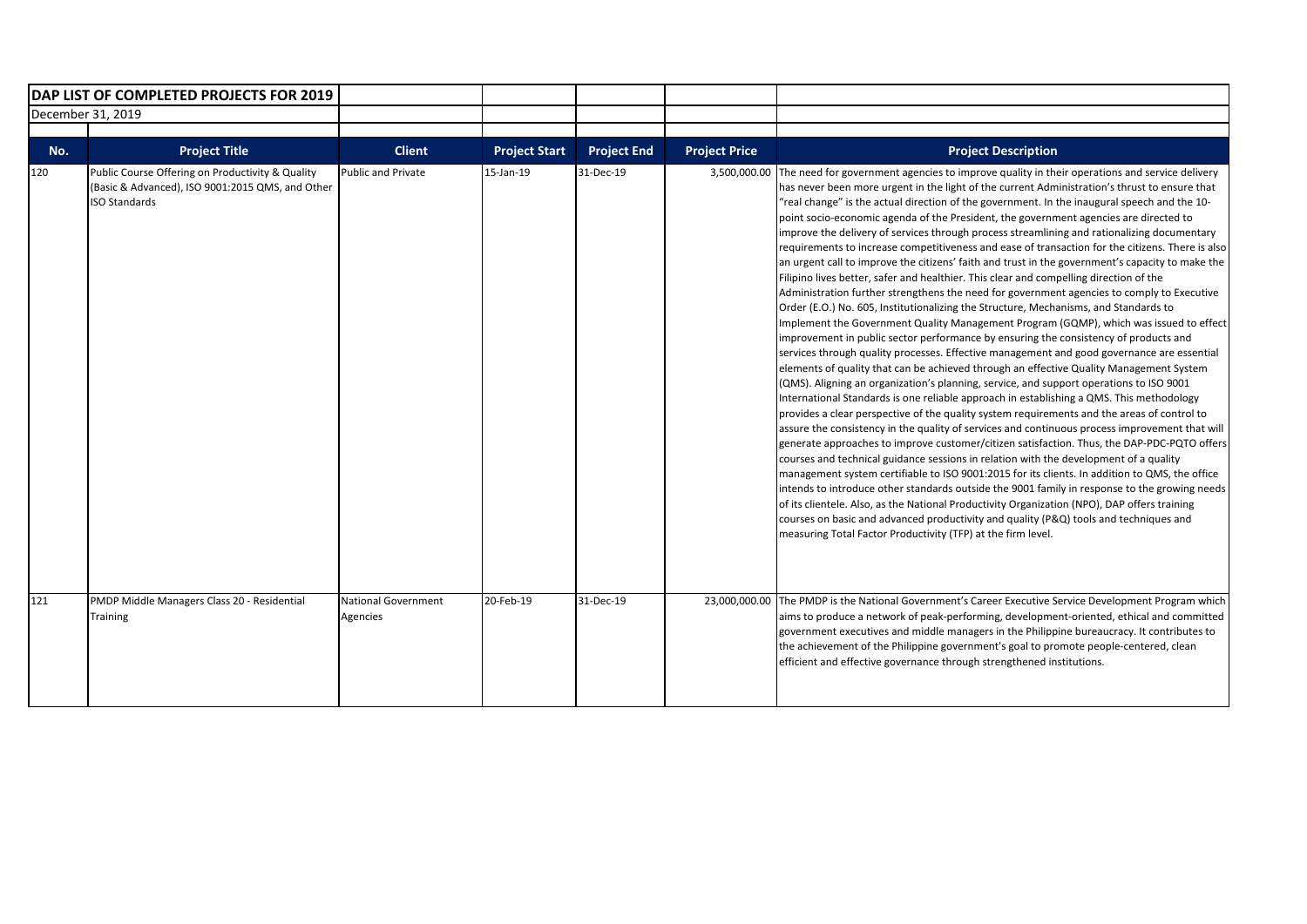**DAP LIST OF COMPLETED PROJECTS FOR 2019**

December 31, 2019

| No. | Project Title | Client | Project Start | Project End | Project Price | Project Description |
|---|---|---|---|---|---|---|
| 120 | Public Course Offering on Productivity & Quality (Basic & Advanced), ISO 9001:2015 QMS, and Other ISO Standards | Public and Private | 15-Jan-19 | 31-Dec-19 | 3,500,000.00 | The need for government agencies to improve quality in their operations and service delivery has never been more urgent in the light of the current Administration's thrust to ensure that "real change" is the actual direction of the government. In the inaugural speech and the 10-point socio-economic agenda of the President, the government agencies are directed to improve the delivery of services through process streamlining and rationalizing documentary requirements to increase competitiveness and ease of transaction for the citizens. There is also an urgent call to improve the citizens' faith and trust in the government's capacity to make the Filipino lives better, safer and healthier. This clear and compelling direction of the Administration further strengthens the need for government agencies to comply to Executive Order (E.O.) No. 605, Institutionalizing the Structure, Mechanisms, and Standards to Implement the Government Quality Management Program (GQMP), which was issued to effect improvement in public sector performance by ensuring the consistency of products and services through quality processes. Effective management and good governance are essential elements of quality that can be achieved through an effective Quality Management System (QMS). Aligning an organization's planning, service, and support operations to ISO 9001 International Standards is one reliable approach in establishing a QMS. This methodology provides a clear perspective of the quality system requirements and the areas of control to assure the consistency in the quality of services and continuous process improvement that will generate approaches to improve customer/citizen satisfaction. Thus, the DAP-PDC-PQTO offers courses and technical guidance sessions in relation with the development of a quality management system certifiable to ISO 9001:2015 for its clients. In addition to QMS, the office intends to introduce other standards outside the 9001 family in response to the growing needs of its clientele. Also, as the National Productivity Organization (NPO), DAP offers training courses on basic and advanced productivity and quality (P&Q) tools and techniques and measuring Total Factor Productivity (TFP) at the firm level. |
| 121 | PMDP Middle Managers Class 20 - Residential Training | National Government Agencies | 20-Feb-19 | 31-Dec-19 | 23,000,000.00 | The PMDP is the National Government's Career Executive Service Development Program which aims to produce a network of peak-performing, development-oriented, ethical and committed government executives and middle managers in the Philippine bureaucracy. It contributes to the achievement of the Philippine government's goal to promote people-centered, clean efficient and effective governance through strengthened institutions. |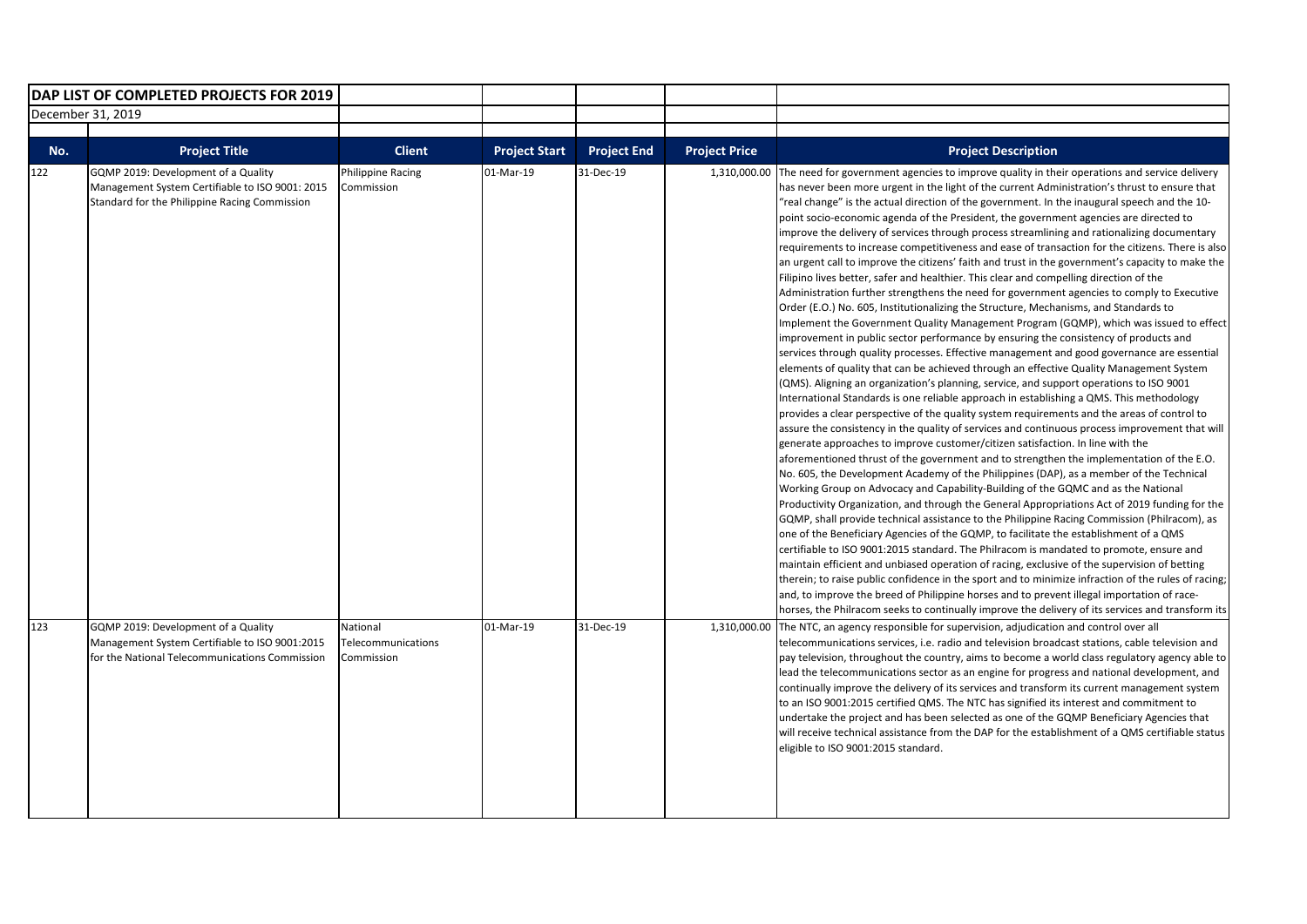| DAP LIST OF COMPLETED PROJECTS FOR 2019 | | | | | | |
|---|---|---|---|---|---|---|
| December 31, 2019 | | | | | | |
| **No.** | **Project Title** | **Client** | **Project Start** | **Project End** | **Project Price** | **Project Description** |
| 122 | GQMP 2019: Development of a Quality Management System Certifiable to ISO 9001: 2015 Standard for the Philippine Racing Commission | Philippine Racing Commission | 01-Mar-19 | 31-Dec-19 | 1,310,000.00 | The need for government agencies to improve quality in their operations and service delivery has never been more urgent in the light of the current Administration's thrust to ensure that "real change" is the actual direction of the government. In the inaugural speech and the 10-point socio-economic agenda of the President, the government agencies are directed to improve the delivery of services through process streamlining and rationalizing documentary requirements to increase competitiveness and ease of transaction for the citizens. There is also an urgent call to improve the citizens' faith and trust in the government's capacity to make the Filipino lives better, safer and healthier. This clear and compelling direction of the Administration further strengthens the need for government agencies to comply to Executive Order (E.O.) No. 605, Institutionalizing the Structure, Mechanisms, and Standards to Implement the Government Quality Management Program (GQMP), which was issued to effect improvement in public sector performance by ensuring the consistency of products and services through quality processes. Effective management and good governance are essential elements of quality that can be achieved through an effective Quality Management System (QMS). Aligning an organization's planning, service, and support operations to ISO 9001 International Standards is one reliable approach in establishing a QMS. This methodology provides a clear perspective of the quality system requirements and the areas of control to assure the consistency in the quality of services and continuous process improvement that will generate approaches to improve customer/citizen satisfaction. In line with the aforementioned thrust of the government and to strengthen the implementation of the E.O. No. 605, the Development Academy of the Philippines (DAP), as a member of the Technical Working Group on Advocacy and Capability-Building of the GQMC and as the National Productivity Organization, and through the General Appropriations Act of 2019 funding for the GQMP, shall provide technical assistance to the Philippine Racing Commission (Philracom), as one of the Beneficiary Agencies of the GQMP, to facilitate the establishment of a QMS certifiable to ISO 9001:2015 standard. The Philracom is mandated to promote, ensure and maintain efficient and unbiased operation of racing, exclusive of the supervision of betting therein; to raise public confidence in the sport and to minimize infraction of the rules of racing; and, to improve the breed of Philippine horses and to prevent illegal importation of race-horses, the Philracom seeks to continually improve the delivery of its services and transform its |
| 123 | GQMP 2019: Development of a Quality Management System Certifiable to ISO 9001:2015 for the National Telecommunications Commission | National Telecommunications Commission | 01-Mar-19 | 31-Dec-19 | 1,310,000.00 | The NTC, an agency responsible for supervision, adjudication and control over all telecommunications services, i.e. radio and television broadcast stations, cable television and pay television, throughout the country, aims to become a world class regulatory agency able to lead the telecommunications sector as an engine for progress and national development, and continually improve the delivery of its services and transform its current management system to an ISO 9001:2015 certified QMS. The NTC has signified its interest and commitment to undertake the project and has been selected as one of the GQMP Beneficiary Agencies that will receive technical assistance from the DAP for the establishment of a QMS certifiable status eligible to ISO 9001:2015 standard. |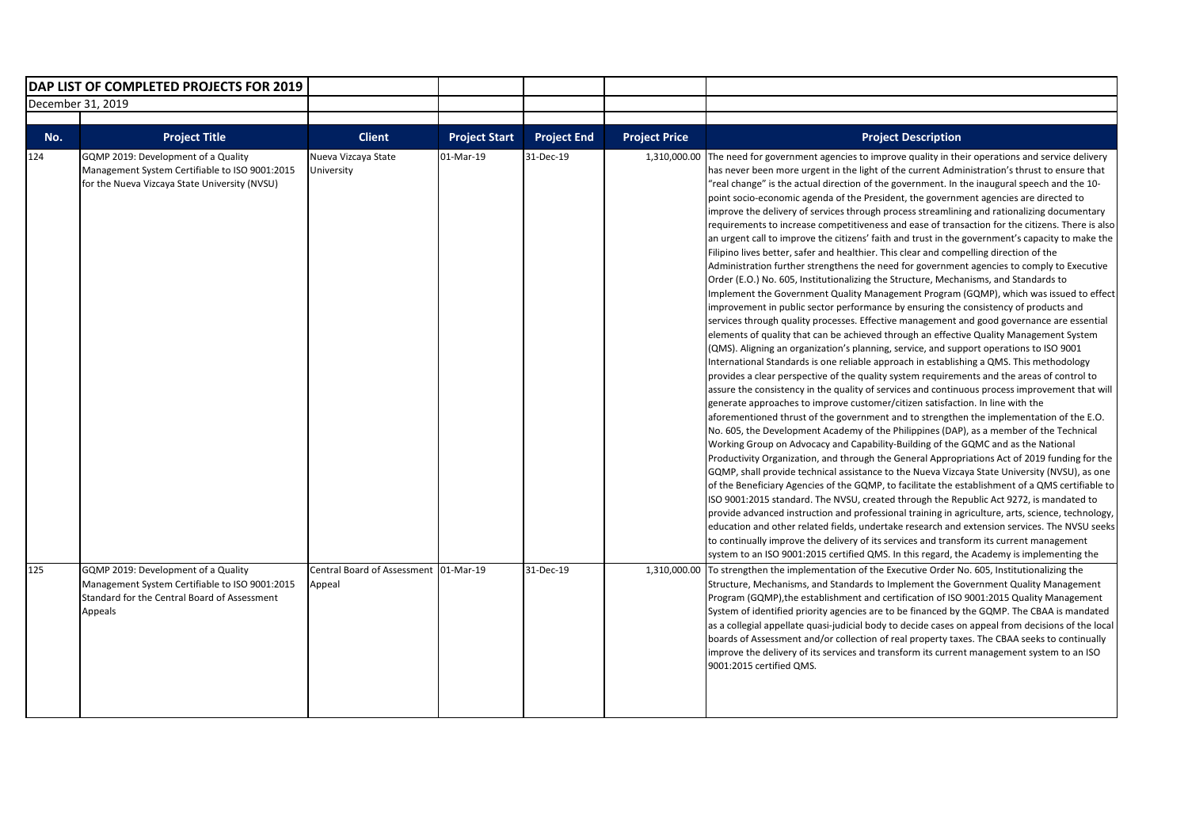**DAP LIST OF COMPLETED PROJECTS FOR 2019**

December 31, 2019

| No. | Project Title | Client | Project Start | Project End | Project Price | Project Description |
|---|---|---|---|---|---|---|
| 124 | GQMP 2019: Development of a Quality Management System Certifiable to ISO 9001:2015 for the Nueva Vizcaya State University (NVSU) | Nueva Vizcaya State University | 01-Mar-19 | 31-Dec-19 | 1,310,000.00 | The need for government agencies to improve quality in their operations and service delivery has never been more urgent in the light of the current Administration's thrust to ensure that "real change" is the actual direction of the government. In the inaugural speech and the 10-point socio-economic agenda of the President, the government agencies are directed to improve the delivery of services through process streamlining and rationalizing documentary requirements to increase competitiveness and ease of transaction for the citizens. There is also an urgent call to improve the citizens' faith and trust in the government's capacity to make the Filipino lives better, safer and healthier. This clear and compelling direction of the Administration further strengthens the need for government agencies to comply to Executive Order (E.O.) No. 605, Institutionalizing the Structure, Mechanisms, and Standards to Implement the Government Quality Management Program (GQMP), which was issued to effect improvement in public sector performance by ensuring the consistency of products and services through quality processes. Effective management and good governance are essential elements of quality that can be achieved through an effective Quality Management System (QMS). Aligning an organization's planning, service, and support operations to ISO 9001 International Standards is one reliable approach in establishing a QMS. This methodology provides a clear perspective of the quality system requirements and the areas of control to assure the consistency in the quality of services and continuous process improvement that will generate approaches to improve customer/citizen satisfaction. In line with the aforementioned thrust of the government and to strengthen the implementation of the E.O. No. 605, the Development Academy of the Philippines (DAP), as a member of the Technical Working Group on Advocacy and Capability-Building of the GQMC and as the National Productivity Organization, and through the General Appropriations Act of 2019 funding for the GQMP, shall provide technical assistance to the Nueva Vizcaya State University (NVSU), as one of the Beneficiary Agencies of the GQMP, to facilitate the establishment of a QMS certifiable to ISO 9001:2015 standard. The NVSU, created through the Republic Act 9272, is mandated to provide advanced instruction and professional training in agriculture, arts, science, technology, education and other related fields, undertake research and extension services. The NVSU seeks to continually improve the delivery of its services and transform its current management system to an ISO 9001:2015 certified QMS. In this regard, the Academy is implementing the |
| 125 | GQMP 2019: Development of a Quality Management System Certifiable to ISO 9001:2015 Standard for the Central Board of Assessment Appeals | Central Board of Assessment Appeal | 01-Mar-19 | 31-Dec-19 | 1,310,000.00 | To strengthen the implementation of the Executive Order No. 605, Institutionalizing the Structure, Mechanisms, and Standards to Implement the Government Quality Management Program (GQMP),the establishment and certification of ISO 9001:2015 Quality Management System of identified priority agencies are to be financed by the GQMP. The CBAA is mandated as a collegial appellate quasi-judicial body to decide cases on appeal from decisions of the local boards of Assessment and/or collection of real property taxes. The CBAA seeks to continually improve the delivery of its services and transform its current management system to an ISO 9001:2015 certified QMS. |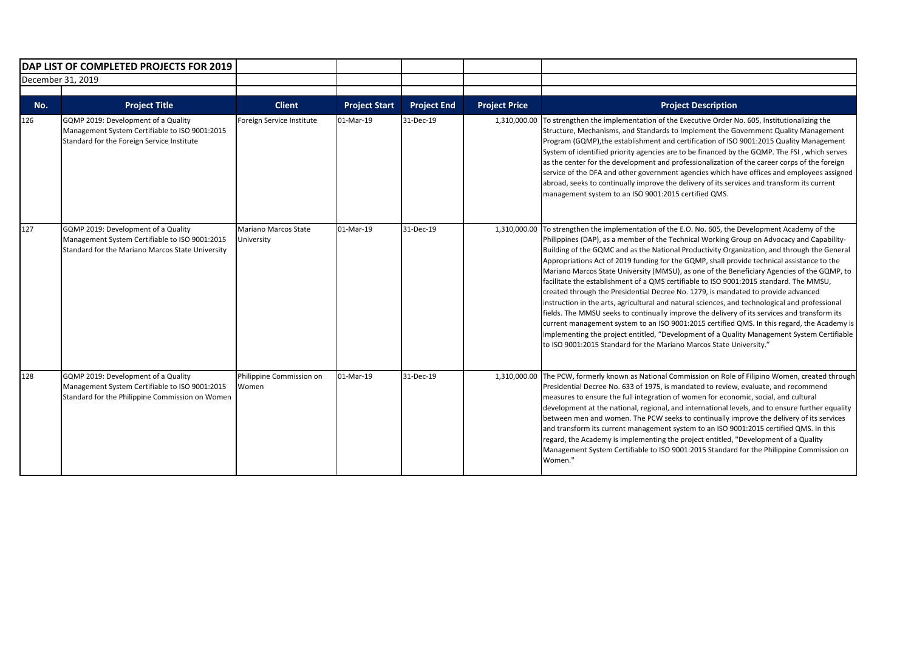**DAP LIST OF COMPLETED PROJECTS FOR 2019**

December 31, 2019

| No. | Project Title | Client | Project Start | Project End | Project Price | Project Description |
|---|---|---|---|---|---|---|
| 126 | GQMP 2019: Development of a Quality Management System Certifiable to ISO 9001:2015 Standard for the Foreign Service Institute | Foreign Service Institute | 01-Mar-19 | 31-Dec-19 | 1,310,000.00 | To strengthen the implementation of the Executive Order No. 605, Institutionalizing the Structure, Mechanisms, and Standards to Implement the Government Quality Management Program (GQMP),the establishment and certification of ISO 9001:2015 Quality Management System of identified priority agencies are to be financed by the GQMP. The FSI , which serves as the center for the development and professionalization of the career corps of the foreign service of the DFA and other government agencies which have offices and employees assigned abroad, seeks to continually improve the delivery of its services and transform its current management system to an ISO 9001:2015 certified QMS. |
| 127 | GQMP 2019: Development of a Quality Management System Certifiable to ISO 9001:2015 Standard for the Mariano Marcos State University | Mariano Marcos State University | 01-Mar-19 | 31-Dec-19 | 1,310,000.00 | To strengthen the implementation of the E.O. No. 605, the Development Academy of the Philippines (DAP), as a member of the Technical Working Group on Advocacy and Capability-Building of the GQMC and as the National Productivity Organization, and through the General Appropriations Act of 2019 funding for the GQMP, shall provide technical assistance to the Mariano Marcos State University (MMSU), as one of the Beneficiary Agencies of the GQMP, to facilitate the establishment of a QMS certifiable to ISO 9001:2015 standard. The MMSU, created through the Presidential Decree No. 1279, is mandated to provide advanced instruction in the arts, agricultural and natural sciences, and technological and professional fields. The MMSU seeks to continually improve the delivery of its services and transform its current management system to an ISO 9001:2015 certified QMS. In this regard, the Academy is implementing the project entitled, "Development of a Quality Management System Certifiable to ISO 9001:2015 Standard for the Mariano Marcos State University." |
| 128 | GQMP 2019: Development of a Quality Management System Certifiable to ISO 9001:2015 Standard for the Philippine Commission on Women | Philippine Commission on Women | 01-Mar-19 | 31-Dec-19 | 1,310,000.00 | The PCW, formerly known as National Commission on Role of Filipino Women, created through Presidential Decree No. 633 of 1975, is mandated to review, evaluate, and recommend measures to ensure the full integration of women for economic, social, and cultural development at the national, regional, and international levels, and to ensure further equality between men and women. The PCW seeks to continually improve the delivery of its services and transform its current management system to an ISO 9001:2015 certified QMS. In this regard, the Academy is implementing the project entitled, "Development of a Quality Management System Certifiable to ISO 9001:2015 Standard for the Philippine Commission on Women." |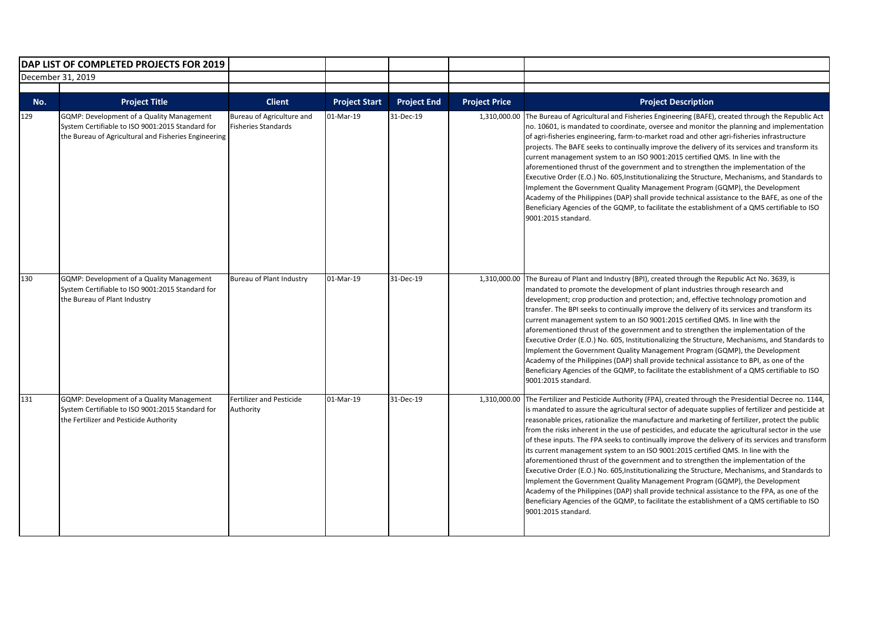| DAP LIST OF COMPLETED PROJECTS FOR 2019 | | | | | | |
|---|---|---|---|---|---|---|
| December 31, 2019 | | | | | | |
| **No.** | **Project Title** | **Client** | **Project Start** | **Project End** | **Project Price** | **Project Description** |
| 129 | GQMP: Development of a Quality Management System Certifiable to ISO 9001:2015 Standard for the Bureau of Agricultural and Fisheries Engineering | Bureau of Agriculture and Fisheries Standards | 01-Mar-19 | 31-Dec-19 | 1,310,000.00 | The Bureau of Agricultural and Fisheries Engineering (BAFE), created through the Republic Act no. 10601, is mandated to coordinate, oversee and monitor the planning and implementation of agri-fisheries engineering, farm-to-market road and other agri-fisheries infrastructure projects. The BAFE seeks to continually improve the delivery of its services and transform its current management system to an ISO 9001:2015 certified QMS. In line with the aforementioned thrust of the government and to strengthen the implementation of the Executive Order (E.O.) No. 605,Institutionalizing the Structure, Mechanisms, and Standards to Implement the Government Quality Management Program (GQMP), the Development Academy of the Philippines (DAP) shall provide technical assistance to the BAFE, as one of the Beneficiary Agencies of the GQMP, to facilitate the establishment of a QMS certifiable to ISO 9001:2015 standard. |
| 130 | GQMP: Development of a Quality Management System Certifiable to ISO 9001:2015 Standard for the Bureau of Plant Industry | Bureau of Plant Industry | 01-Mar-19 | 31-Dec-19 | 1,310,000.00 | The Bureau of Plant and Industry (BPI), created through the Republic Act No. 3639, is mandated to promote the development of plant industries through research and development; crop production and protection; and, effective technology promotion and transfer. The BPI seeks to continually improve the delivery of its services and transform its current management system to an ISO 9001:2015 certified QMS. In line with the aforementioned thrust of the government and to strengthen the implementation of the Executive Order (E.O.) No. 605, Institutionalizing the Structure, Mechanisms, and Standards to Implement the Government Quality Management Program (GQMP), the Development Academy of the Philippines (DAP) shall provide technical assistance to BPI, as one of the Beneficiary Agencies of the GQMP, to facilitate the establishment of a QMS certifiable to ISO 9001:2015 standard. |
| 131 | GQMP: Development of a Quality Management System Certifiable to ISO 9001:2015 Standard for the Fertilizer and Pesticide Authority | Fertilizer and Pesticide Authority | 01-Mar-19 | 31-Dec-19 | 1,310,000.00 | The Fertilizer and Pesticide Authority (FPA), created through the Presidential Decree no. 1144, is mandated to assure the agricultural sector of adequate supplies of fertilizer and pesticide at reasonable prices, rationalize the manufacture and marketing of fertilizer, protect the public from the risks inherent in the use of pesticides, and educate the agricultural sector in the use of these inputs. The FPA seeks to continually improve the delivery of its services and transform its current management system to an ISO 9001:2015 certified QMS. In line with the aforementioned thrust of the government and to strengthen the implementation of the Executive Order (E.O.) No. 605,Institutionalizing the Structure, Mechanisms, and Standards to Implement the Government Quality Management Program (GQMP), the Development Academy of the Philippines (DAP) shall provide technical assistance to the FPA, as one of the Beneficiary Agencies of the GQMP, to facilitate the establishment of a QMS certifiable to ISO 9001:2015 standard. |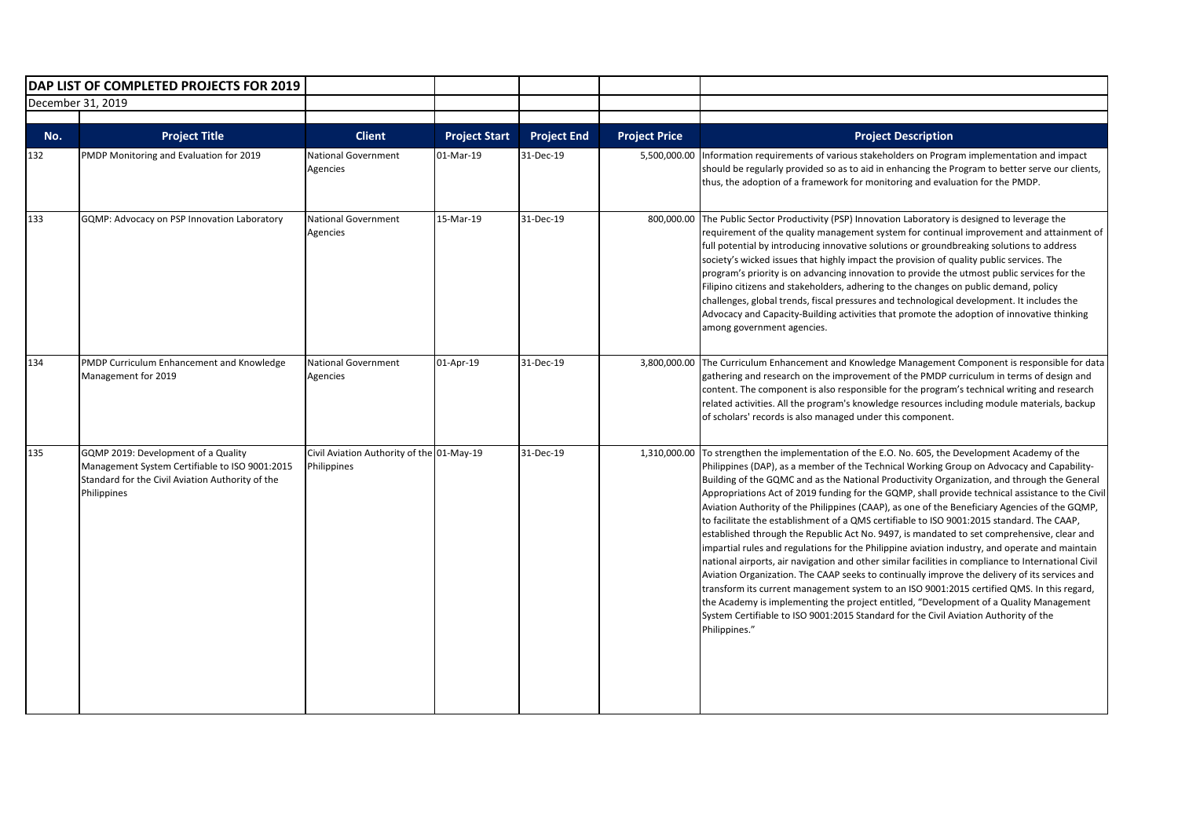**DAP LIST OF COMPLETED PROJECTS FOR 2019**

December 31, 2019

| No. | Project Title | Client | Project Start | Project End | Project Price | Project Description |
|---|---|---|---|---|---|---|
| 132 | PMDP Monitoring and Evaluation for 2019 | National Government Agencies | 01-Mar-19 | 31-Dec-19 | 5,500,000.00 | Information requirements of various stakeholders on Program implementation and impact should be regularly provided so as to aid in enhancing the Program to better serve our clients, thus, the adoption of a framework for monitoring and evaluation for the PMDP. |
| 133 | GQMP: Advocacy on PSP Innovation Laboratory | National Government Agencies | 15-Mar-19 | 31-Dec-19 | 800,000.00 | The Public Sector Productivity (PSP) Innovation Laboratory is designed to leverage the requirement of the quality management system for continual improvement and attainment of full potential by introducing innovative solutions or groundbreaking solutions to address society's wicked issues that highly impact the provision of quality public services. The program's priority is on advancing innovation to provide the utmost public services for the Filipino citizens and stakeholders, adhering to the changes on public demand, policy challenges, global trends, fiscal pressures and technological development. It includes the Advocacy and Capacity-Building activities that promote the adoption of innovative thinking among government agencies. |
| 134 | PMDP Curriculum Enhancement and Knowledge Management for 2019 | National Government Agencies | 01-Apr-19 | 31-Dec-19 | 3,800,000.00 | The Curriculum Enhancement and Knowledge Management Component is responsible for data gathering and research on the improvement of the PMDP curriculum in terms of design and content. The component is also responsible for the program's technical writing and research related activities. All the program's knowledge resources including module materials, backup of scholars' records is also managed under this component. |
| 135 | GQMP 2019: Development of a Quality Management System Certifiable to ISO 9001:2015 Standard for the Civil Aviation Authority of the Philippines | Civil Aviation Authority of the Philippines | 01-May-19 | 31-Dec-19 | 1,310,000.00 | To strengthen the implementation of the E.O. No. 605, the Development Academy of the Philippines (DAP), as a member of the Technical Working Group on Advocacy and Capability-Building of the GQMC and as the National Productivity Organization, and through the General Appropriations Act of 2019 funding for the GQMP, shall provide technical assistance to the Civil Aviation Authority of the Philippines (CAAP), as one of the Beneficiary Agencies of the GQMP, to facilitate the establishment of a QMS certifiable to ISO 9001:2015 standard. The CAAP, established through the Republic Act No. 9497, is mandated to set comprehensive, clear and impartial rules and regulations for the Philippine aviation industry, and operate and maintain national airports, air navigation and other similar facilities in compliance to International Civil Aviation Organization. The CAAP seeks to continually improve the delivery of its services and transform its current management system to an ISO 9001:2015 certified QMS. In this regard, the Academy is implementing the project entitled, "Development of a Quality Management System Certifiable to ISO 9001:2015 Standard for the Civil Aviation Authority of the Philippines." |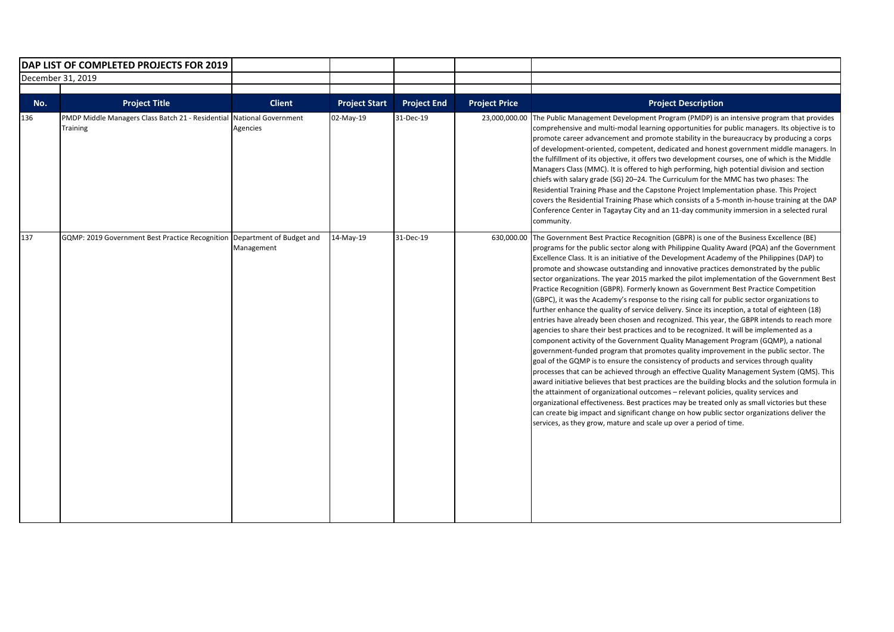**DAP LIST OF COMPLETED PROJECTS FOR 2019**

December 31, 2019

| No. | Project Title | Client | Project Start | Project End | Project Price | Project Description |
|---|---|---|---|---|---|---|
| 136 | PMDP Middle Managers Class Batch 21 - Residential Training | National Government Agencies | 02-May-19 | 31-Dec-19 | 23,000,000.00 | The Public Management Development Program (PMDP) is an intensive program that provides comprehensive and multi-modal learning opportunities for public managers. Its objective is to promote career advancement and promote stability in the bureaucracy by producing a corps of development-oriented, competent, dedicated and honest government middle managers. In the fulfillment of its objective, it offers two development courses, one of which is the Middle Managers Class (MMC). It is offered to high performing, high potential division and section chiefs with salary grade (SG) 20–24. The Curriculum for the MMC has two phases: The Residential Training Phase and the Capstone Project Implementation phase. This Project covers the Residential Training Phase which consists of a 5-month in-house training at the DAP Conference Center in Tagaytay City and an 11-day community immersion in a selected rural community. |
| 137 | GQMP: 2019 Government Best Practice Recognition | Department of Budget and Management | 14-May-19 | 31-Dec-19 | 630,000.00 | The Government Best Practice Recognition (GBPR) is one of the Business Excellence (BE) programs for the public sector along with Philippine Quality Award (PQA) anf the Government Excellence Class. It is an initiative of the Development Academy of the Philippines (DAP) to promote and showcase outstanding and innovative practices demonstrated by the public sector organizations. The year 2015 marked the pilot implementation of the Government Best Practice Recognition (GBPR). Formerly known as Government Best Practice Competition (GBPC), it was the Academy's response to the rising call for public sector organizations to further enhance the quality of service delivery. Since its inception, a total of eighteen (18) entries have already been chosen and recognized. This year, the GBPR intends to reach more agencies to share their best practices and to be recognized. It will be implemented as a component activity of the Government Quality Management Program (GQMP), a national government-funded program that promotes quality improvement in the public sector. The goal of the GQMP is to ensure the consistency of products and services through quality processes that can be achieved through an effective Quality Management System (QMS). This award initiative believes that best practices are the building blocks and the solution formula in the attainment of organizational outcomes – relevant policies, quality services and organizational effectiveness. Best practices may be treated only as small victories but these can create big impact and significant change on how public sector organizations deliver the services, as they grow, mature and scale up over a period of time. |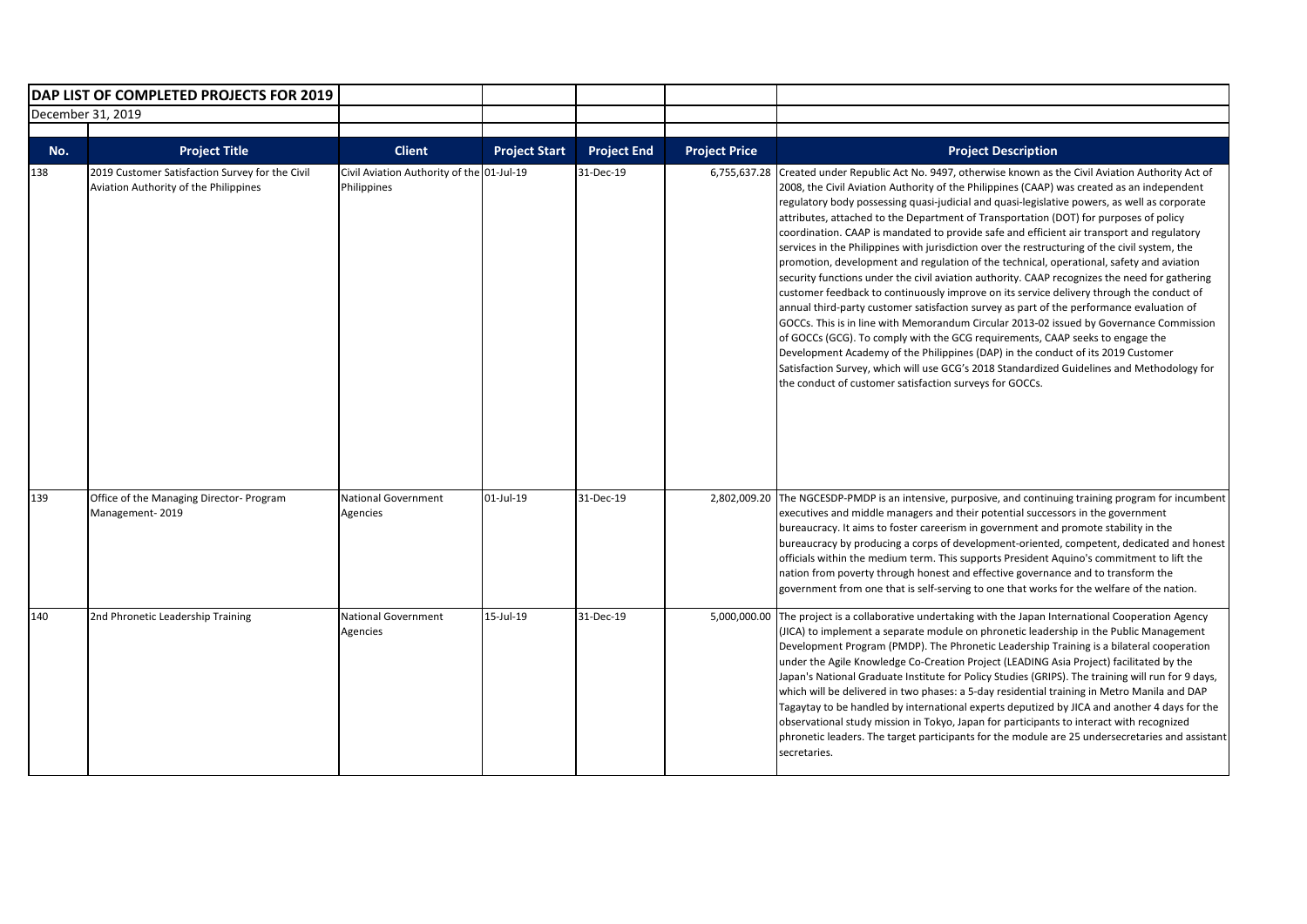**DAP LIST OF COMPLETED PROJECTS FOR 2019**

December 31, 2019

| No. | Project Title | Client | Project Start | Project End | Project Price | Project Description |
|---|---|---|---|---|---|---|
| 138 | 2019 Customer Satisfaction Survey for the Civil Aviation Authority of the Philippines | Civil Aviation Authority of the Philippines | 01-Jul-19 | 31-Dec-19 | 6,755,637.28 | Created under Republic Act No. 9497, otherwise known as the Civil Aviation Authority Act of 2008, the Civil Aviation Authority of the Philippines (CAAP) was created as an independent regulatory body possessing quasi-judicial and quasi-legislative powers, as well as corporate attributes, attached to the Department of Transportation (DOT) for purposes of policy coordination. CAAP is mandated to provide safe and efficient air transport and regulatory services in the Philippines with jurisdiction over the restructuring of the civil system, the promotion, development and regulation of the technical, operational, safety and aviation security functions under the civil aviation authority. CAAP recognizes the need for gathering customer feedback to continuously improve on its service delivery through the conduct of annual third-party customer satisfaction survey as part of the performance evaluation of GOCCs. This is in line with Memorandum Circular 2013-02 issued by Governance Commission of GOCCs (GCG). To comply with the GCG requirements, CAAP seeks to engage the Development Academy of the Philippines (DAP) in the conduct of its 2019 Customer Satisfaction Survey, which will use GCG's 2018 Standardized Guidelines and Methodology for the conduct of customer satisfaction surveys for GOCCs. |
| 139 | Office of the Managing Director- Program Management- 2019 | National Government Agencies | 01-Jul-19 | 31-Dec-19 | 2,802,009.20 | The NGCESDP-PMDP is an intensive, purposive, and continuing training program for incumbent executives and middle managers and their potential successors in the government bureaucracy. It aims to foster careerism in government and promote stability in the bureaucracy by producing a corps of development-oriented, competent, dedicated and honest officials within the medium term. This supports President Aquino's commitment to lift the nation from poverty through honest and effective governance and to transform the government from one that is self-serving to one that works for the welfare of the nation. |
| 140 | 2nd Phronetic Leadership Training | National Government Agencies | 15-Jul-19 | 31-Dec-19 | 5,000,000.00 | The project is a collaborative undertaking with the Japan International Cooperation Agency (JICA) to implement a separate module on phronetic leadership in the Public Management Development Program (PMDP). The Phronetic Leadership Training is a bilateral cooperation under the Agile Knowledge Co-Creation Project (LEADING Asia Project) facilitated by the Japan's National Graduate Institute for Policy Studies (GRIPS). The training will run for 9 days, which will be delivered in two phases: a 5-day residential training in Metro Manila and DAP Tagaytay to be handled by international experts deputized by JICA and another 4 days for the observational study mission in Tokyo, Japan for participants to interact with recognized phronetic leaders. The target participants for the module are 25 undersecretaries and assistant secretaries. |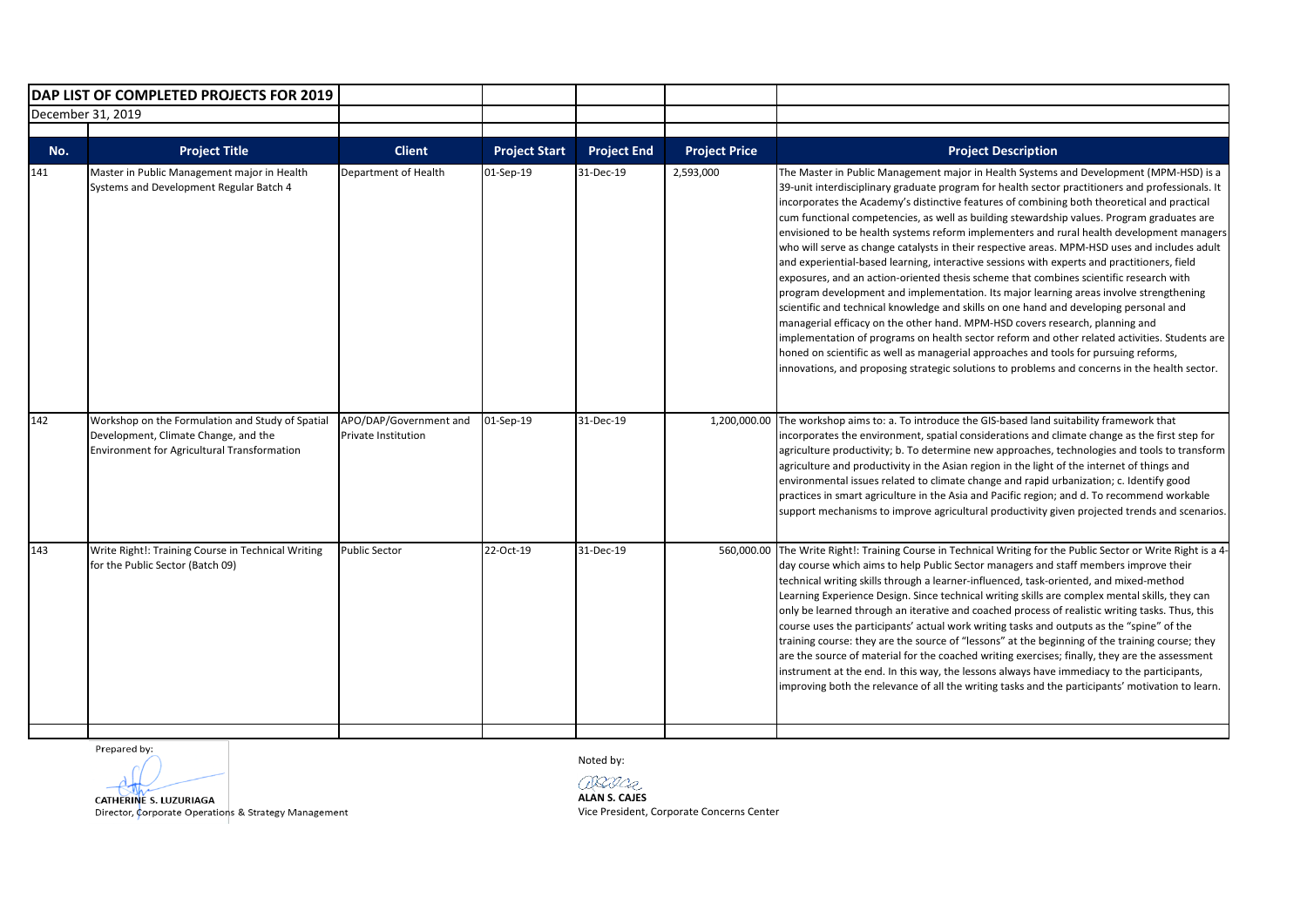# DAP LIST OF COMPLETED PROJECTS FOR 2019

December 31, 2019

| No. | Project Title | Client | Project Start | Project End | Project Price | Project Description |
|---|---|---|---|---|---|---|
| 141 | Master in Public Management major in Health Systems and Development Regular Batch 4 | Department of Health | 01-Sep-19 | 31-Dec-19 | 2,593,000 | The Master in Public Management major in Health Systems and Development (MPM-HSD) is a 39-unit interdisciplinary graduate program for health sector practitioners and professionals. It incorporates the Academy's distinctive features of combining both theoretical and practical cum functional competencies, as well as building stewardship values. Program graduates are envisioned to be health systems reform implementers and rural health development managers who will serve as change catalysts in their respective areas. MPM-HSD uses and includes adult and experiential-based learning, interactive sessions with experts and practitioners, field exposures, and an action-oriented thesis scheme that combines scientific research with program development and implementation. Its major learning areas involve strengthening scientific and technical knowledge and skills on one hand and developing personal and managerial efficacy on the other hand. MPM-HSD covers research, planning and implementation of programs on health sector reform and other related activities. Students are honed on scientific as well as managerial approaches and tools for pursuing reforms, innovations, and proposing strategic solutions to problems and concerns in the health sector. |
| 142 | Workshop on the Formulation and Study of Spatial Development, Climate Change, and the Environment for Agricultural Transformation | APO/DAP/Government and Private Institution | 01-Sep-19 | 31-Dec-19 | 1,200,000.00 | The workshop aims to: a. To introduce the GIS-based land suitability framework that incorporates the environment, spatial considerations and climate change as the first step for agriculture productivity; b. To determine new approaches, technologies and tools to transform agriculture and productivity in the Asian region in the light of the internet of things and environmental issues related to climate change and rapid urbanization; c. Identify good practices in smart agriculture in the Asia and Pacific region; and d. To recommend workable support mechanisms to improve agricultural productivity given projected trends and scenarios. |
| 143 | Write Right!: Training Course in Technical Writing for the Public Sector (Batch 09) | Public Sector | 22-Oct-19 | 31-Dec-19 | 560,000.00 | The Write Right!: Training Course in Technical Writing for the Public Sector or Write Right is a 4-day course which aims to help Public Sector managers and staff members improve their technical writing skills through a learner-influenced, task-oriented, and mixed-method Learning Experience Design. Since technical writing skills are complex mental skills, they can only be learned through an iterative and coached process of realistic writing tasks. Thus, this course uses the participants' actual work writing tasks and outputs as the "spine" of the training course: they are the source of "lessons" at the beginning of the training course; they are the source of material for the coached writing exercises; finally, they are the assessment instrument at the end. In this way, the lessons always have immediacy to the participants, improving both the relevance of all the writing tasks and the participants' motivation to learn. |

Prepared by:

**CATHERINE S. LUZURIAGA**
Director, Corporate Operations & Strategy Management

Noted by:

**ALAN S. CAJES**
Vice President, Corporate Concerns Center